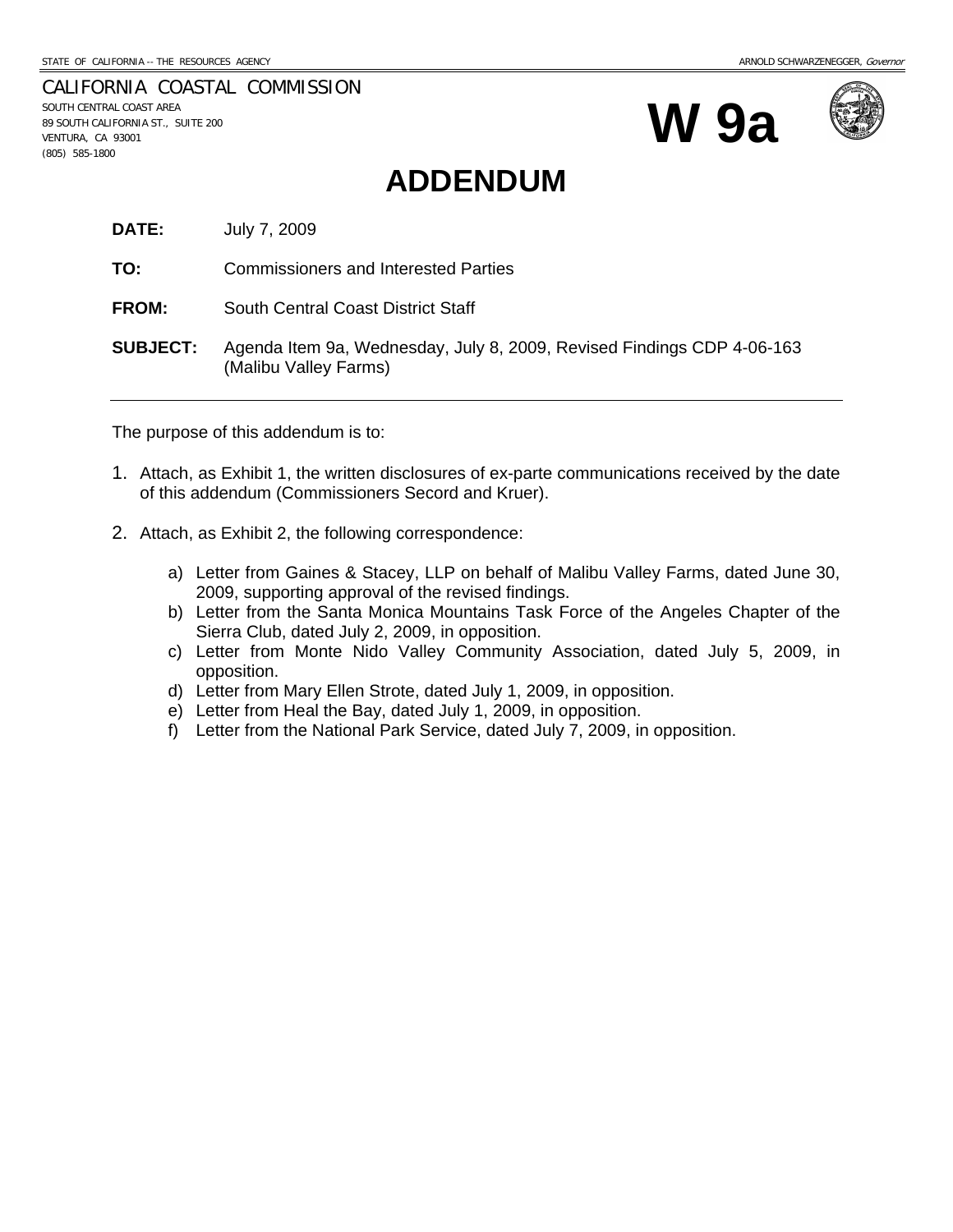STATE OF CALIFORNIA -- THE RESOURCES AGENCY ARNOLD SCHWARZENEGGER, *Governor*

CALIFORNIA COASTAL COMMISSION
SOUTH CENTRAL COAST AREA
89 SOUTH CALIFORNIA ST., SUITE 200
VENTURA, CA 93001
(805) 585-1800

# W 9a

# ADDENDUM

**DATE:** July 7, 2009

**TO:** Commissioners and Interested Parties

**FROM:** South Central Coast District Staff

**SUBJECT:** Agenda Item 9a, Wednesday, July 8, 2009, Revised Findings CDP 4-06-163 (Malibu Valley Farms)

---

The purpose of this addendum is to:

1. Attach, as Exhibit 1, the written disclosures of ex-parte communications received by the date of this addendum (Commissioners Secord and Kruer).

2. Attach, as Exhibit 2, the following correspondence:

   a) Letter from Gaines & Stacey, LLP on behalf of Malibu Valley Farms, dated June 30, 2009, supporting approval of the revised findings.
   b) Letter from the Santa Monica Mountains Task Force of the Angeles Chapter of the Sierra Club, dated July 2, 2009, in opposition.
   c) Letter from Monte Nido Valley Community Association, dated July 5, 2009, in opposition.
   d) Letter from Mary Ellen Strote, dated July 1, 2009, in opposition.
   e) Letter from Heal the Bay, dated July 1, 2009, in opposition.
   f) Letter from the National Park Service, dated July 7, 2009, in opposition.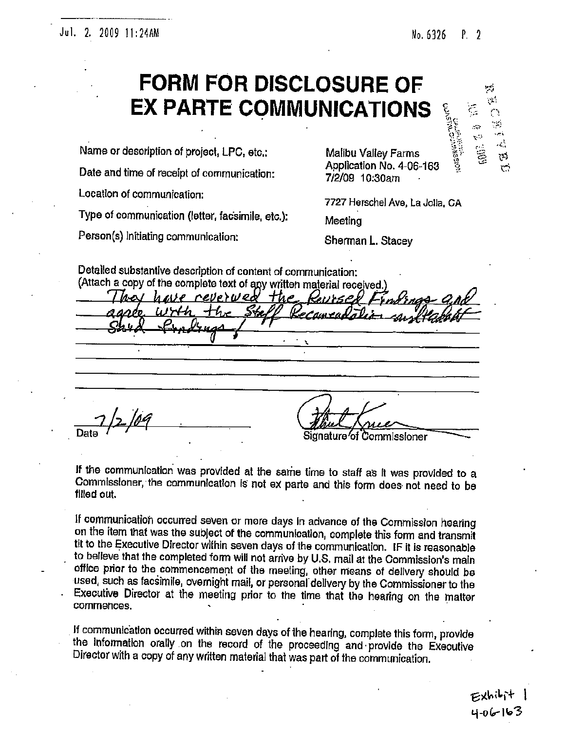# FORM FOR DISCLOSURE OF EX PARTE COMMUNICATIONS

| | |
|---|---|
| Name or description of project, LPC, etc.: | Malibu Valley Farms Application No. 4-06-163 |
| Date and time of receipt of communication: | 7/2/09 10:30am |
| Location of communication: | 7727 Herschel Ave, La Jolla, CA |
| Type of communication (letter, facsimile, etc.): | Meeting |
| Person(s) Initiating communication: | Sherman L. Stacey |

Detailed substantive description of content of communication:
(Attach a copy of the complete text of any written material received.)

They have reviewed the Revised Findings and agree with the Staff Recommendation in Habitat Stud Findings.

Date: 7/2/09

Signature of Commissioner

If the communication was provided at the same time to staff as it was provided to a Commissioner, the communication is not ex parte and this form does not need to be filled out.

If communication occurred seven or more days in advance of the Commission hearing on the item that was the subject of the communication, complete this form and transmit tit to the Executive Director within seven days of the communication. IF it is reasonable to believe that the completed form will not arrive by U.S. mail at the Commission's main office prior to the commencement of the meeting, other means of delivery should be used, such as facsimile, overnight mail, or personal delivery by the Commissioner to the Executive Director at the meeting prior to the time that the hearing on the matter commences.

If communication occurred within seven days of the hearing, complete this form, provide the information orally on the record of the proceeding and provide the Executive Director with a copy of any written material that was part of the communication.

Exhibit 1
4-06-163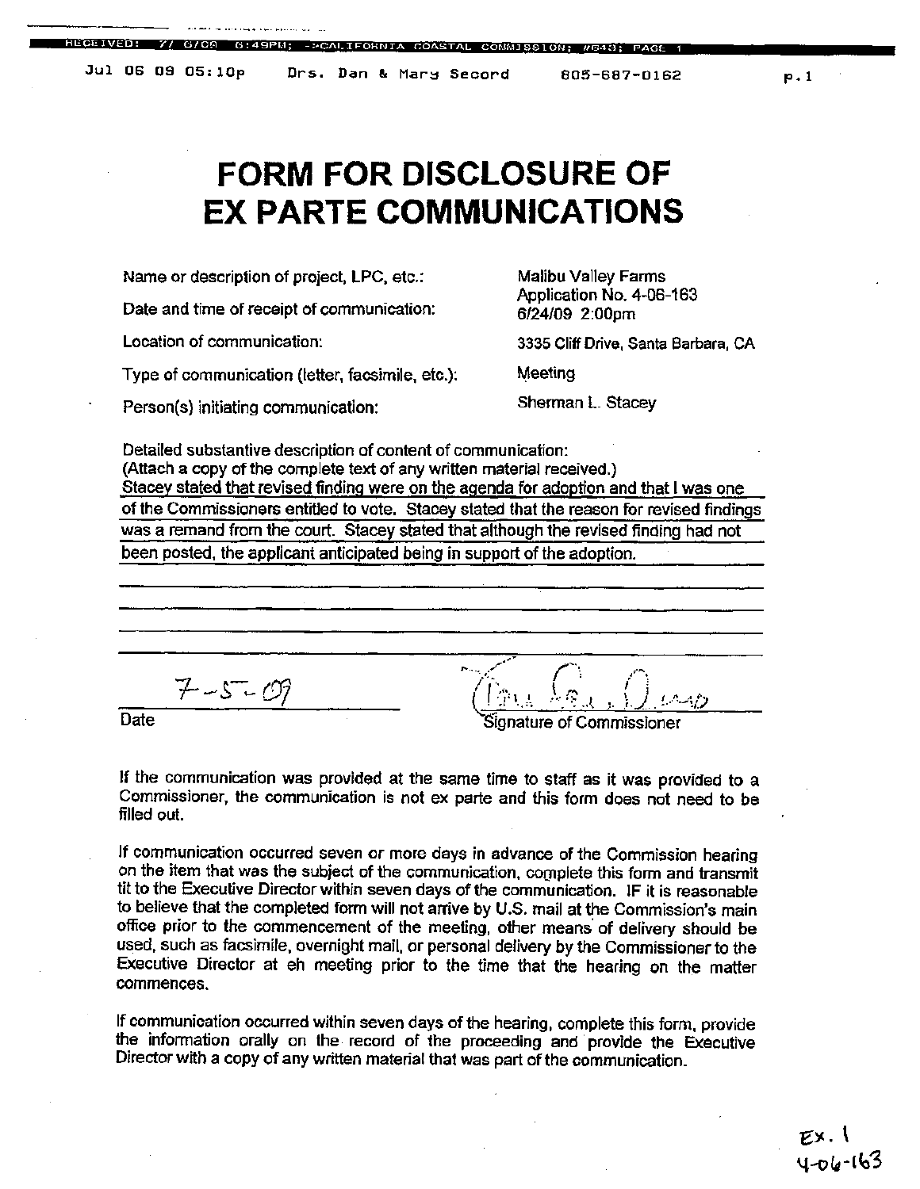# FORM FOR DISCLOSURE OF EX PARTE COMMUNICATIONS

| | |
|---|---|
| Name or description of project, LPC, etc.: | Malibu Valley Farms Application No. 4-06-163 |
| Date and time of receipt of communication: | 6/24/09 2:00pm |
| Location of communication: | 3335 Cliff Drive, Santa Barbara, CA |
| Type of communication (letter, facsimile, etc.): | Meeting |
| Person(s) initiating communication: | Sherman L. Stacey |

Detailed substantive description of content of communication:
(Attach a copy of the complete text of any written material received.)

Stacey stated that revised finding were on the agenda for adoption and that I was one of the Commissioners entitled to vote. Stacey stated that the reason for revised findings was a remand from the court. Stacey stated that although the revised finding had not been posted, the applicant anticipated being in support of the adoption.

7-5-09
Date

Signature of Commissioner

If the communication was provided at the same time to staff as it was provided to a Commissioner, the communication is not ex parte and this form does not need to be filled out.

If communication occurred seven or more days in advance of the Commission hearing on the item that was the subject of the communication, complete this form and transmit tit to the Executive Director within seven days of the communication. IF it is reasonable to believe that the completed form will not arrive by U.S. mail at the Commission's main office prior to the commencement of the meeting, other means of delivery should be used, such as facsimile, overnight mail, or personal delivery by the Commissioner to the Executive Director at eh meeting prior to the time that the hearing on the matter commences.

If communication occurred within seven days of the hearing, complete this form, provide the information orally on the record of the proceeding and provide the Executive Director with a copy of any written material that was part of the communication.

Ex. 1
4-06-163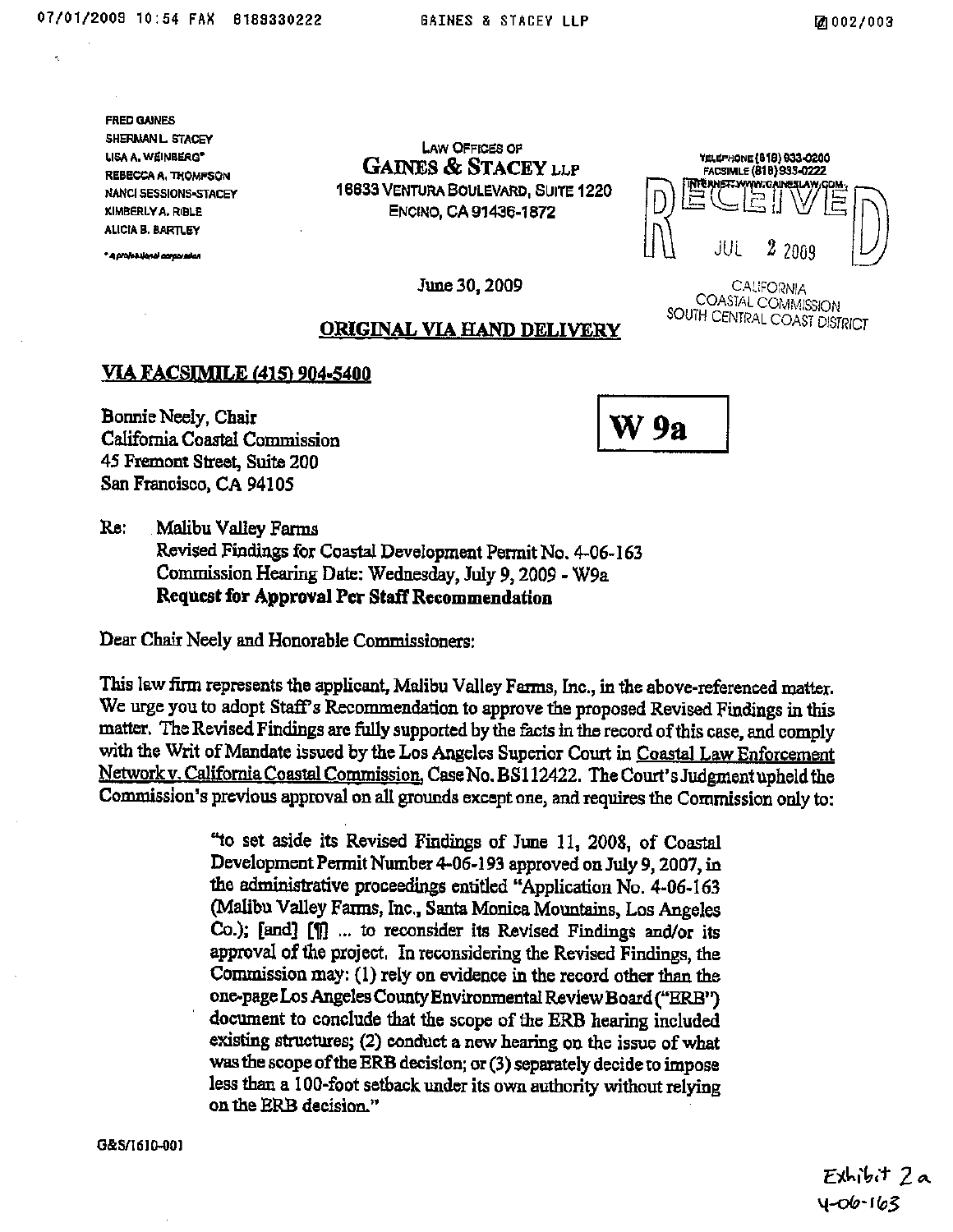07/01/2009 10:54 FAX 8189330222 GAINES & STACEY LLP 002/003

FRED GAINES
SHERMAN L. STACEY
LISA A. WEINBERG*
REBECCA A. THOMPSON
NANCI SESSIONS-STACEY
KIMBERLY A. RIBLE
ALICIA B. BARTLEY

* A professional corporation

LAW OFFICES OF
**GAINES & STACEY LLP**
16633 VENTURA BOULEVARD, SUITE 1220
ENCINO, CA 91436-1872

TELEPHONE (818) 933-0200
FACSIMILE (818) 933-0222
INTERNET: WWW.GAINESLAW.COM

RECEIVED
JUL 2 2009
CALIFORNIA COASTAL COMMISSION
SOUTH CENTRAL COAST DISTRICT

June 30, 2009

**ORIGINAL VIA HAND DELIVERY**

**W 9a**

**VIA FACSIMILE (415) 904-5400**

Bonnie Neely, Chair
California Coastal Commission
45 Fremont Street, Suite 200
San Francisco, CA 94105

Re: Malibu Valley Farms
Revised Findings for Coastal Development Permit No. 4-06-163
Commission Hearing Date: Wednesday, July 9, 2009 - W9a
**Request for Approval Per Staff Recommendation**

Dear Chair Neely and Honorable Commissioners:

This law firm represents the applicant, Malibu Valley Farms, Inc., in the above-referenced matter. We urge you to adopt Staff's Recommendation to approve the proposed Revised Findings in this matter. The Revised Findings are fully supported by the facts in the record of this case, and comply with the Writ of Mandate issued by the Los Angeles Superior Court in Coastal Law Enforcement Network v. California Coastal Commission, Case No. BS112422. The Court's Judgment upheld the Commission's previous approval on all grounds except one, and requires the Commission only to:

> "to set aside its Revised Findings of June 11, 2008, of Coastal Development Permit Number 4-06-193 approved on July 9, 2007, in the administrative proceedings entitled "Application No. 4-06-163 (Malibu Valley Farms, Inc., Santa Monica Mountains, Los Angeles Co.); [and] [¶] ... to reconsider its Revised Findings and/or its approval of the project. In reconsidering the Revised Findings, the Commission may: (1) rely on evidence in the record other than the one-page Los Angeles County Environmental Review Board ("ERB") document to conclude that the scope of the ERB hearing included existing structures; (2) conduct a new hearing on the issue of what was the scope of the ERB decision; or (3) separately decide to impose less than a 100-foot setback under its own authority without relying on the ERB decision."

G&S/1610-001

Exhibit 2a
4-06-163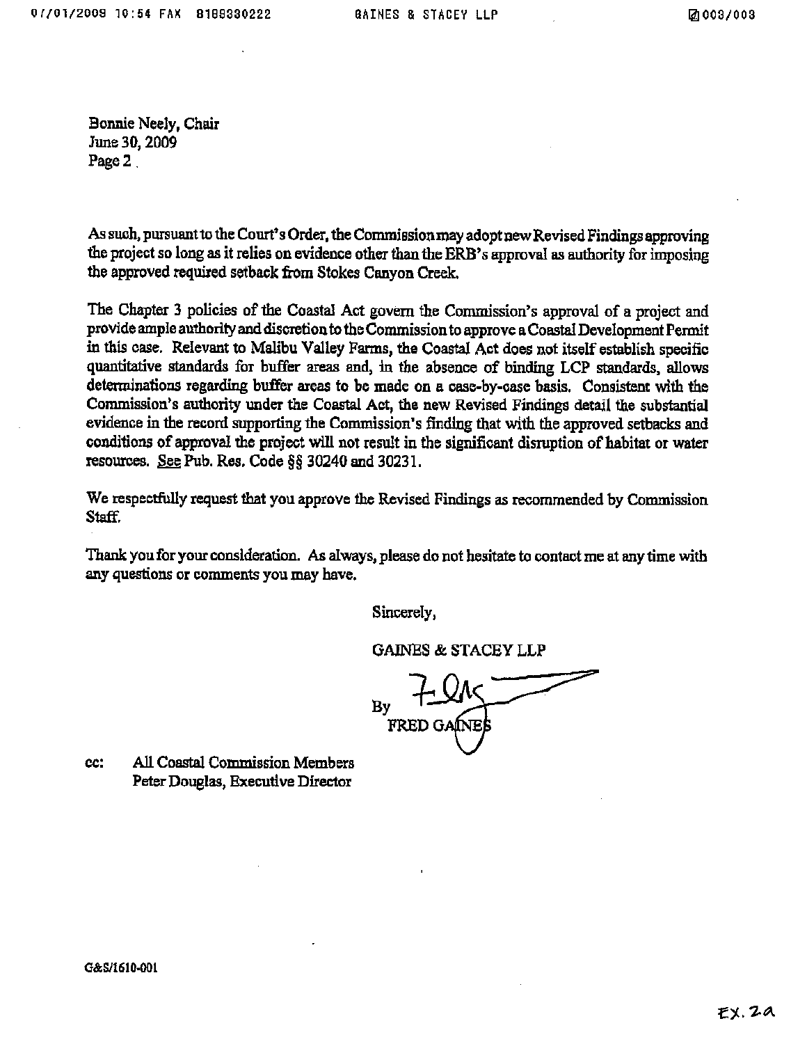Bonnie Neely, Chair
June 30, 2009
Page 2

As such, pursuant to the Court's Order, the Commission may adopt new Revised Findings approving the project so long as it relies on evidence other than the ERB's approval as authority for imposing the approved required setback from Stokes Canyon Creek.

The Chapter 3 policies of the Coastal Act govern the Commission's approval of a project and provide ample authority and discretion to the Commission to approve a Coastal Development Permit in this case. Relevant to Malibu Valley Farms, the Coastal Act does not itself establish specific quantitative standards for buffer areas and, in the absence of binding LCP standards, allows determinations regarding buffer areas to be made on a case-by-case basis. Consistent with the Commission's authority under the Coastal Act, the new Revised Findings detail the substantial evidence in the record supporting the Commission's finding that with the approved setbacks and conditions of approval the project will not result in the significant disruption of habitat or water resources. See Pub. Res. Code §§ 30240 and 30231.

We respectfully request that you approve the Revised Findings as recommended by Commission Staff.

Thank you for your consideration. As always, please do not hesitate to contact me at any time with any questions or comments you may have.

Sincerely,

GAINES & STACEY LLP

By
FRED GAINES

cc: All Coastal Commission Members
Peter Douglas, Executive Director

G&S/1610-001

Ex. 2a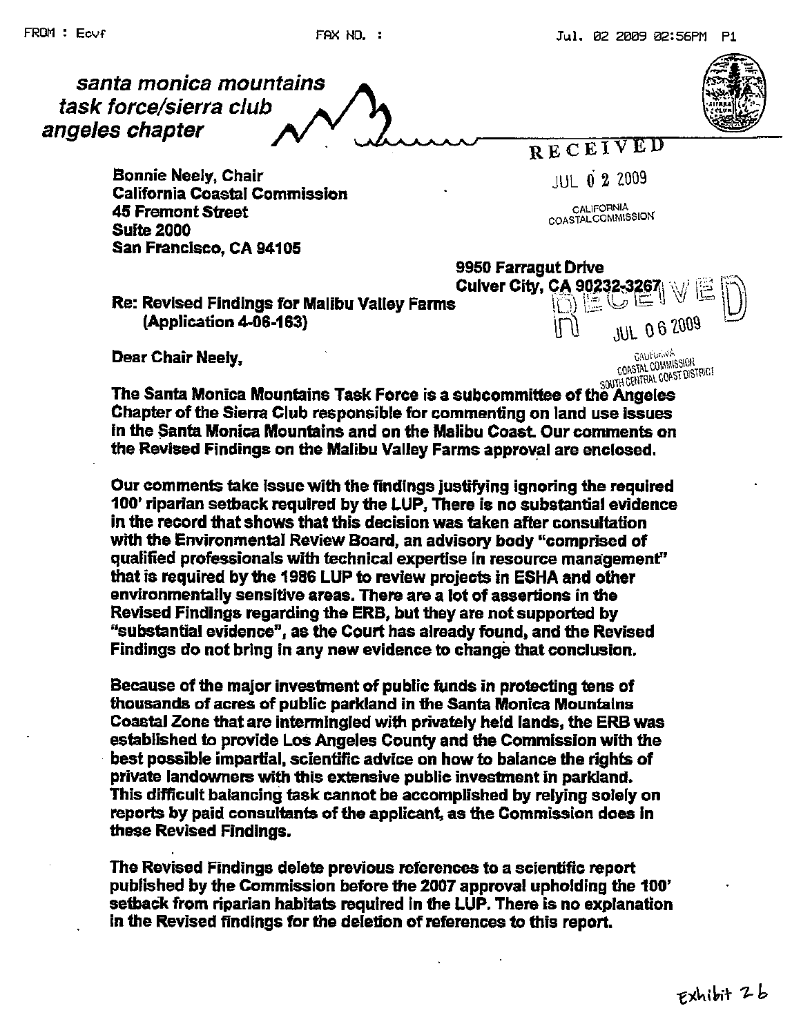FROM : Ecvf FAX NO. : Jul. 02 2009 02:56PM P1

*santa monica mountains*
*task force/sierra club*
*angeles chapter*

RECEIVED
JUL 02 2009
CALIFORNIA COASTAL COMMISSION

**Bonnie Neely, Chair**
**California Coastal Commission**
**45 Fremont Street**
**Suite 2000**
**San Francisco, CA 94105**

**9950 Farragut Drive**
**Culver City, CA 90232-3267**

RECEIVED
JUL 06 2009
CALIFORNIA COASTAL COMMISSION SOUTH CENTRAL COAST DISTRICT

**Re: Revised Findings for Malibu Valley Farms (Application 4-06-163)**

**Dear Chair Neely,**

**The Santa Monica Mountains Task Force is a subcommittee of the Angeles Chapter of the Sierra Club responsible for commenting on land use issues in the Santa Monica Mountains and on the Malibu Coast. Our comments on the Revised Findings on the Malibu Valley Farms approval are enclosed.**

**Our comments take issue with the findings justifying ignoring the required 100' riparian setback required by the LUP, There is no substantial evidence in the record that shows that this decision was taken after consultation with the Environmental Review Board, an advisory body "comprised of qualified professionals with technical expertise in resource management" that is required by the 1986 LUP to review projects in ESHA and other environmentally sensitive areas. There are a lot of assertions in the Revised Findings regarding the ERB, but they are not supported by "substantial evidence", as the Court has already found, and the Revised Findings do not bring in any new evidence to change that conclusion.**

**Because of the major investment of public funds in protecting tens of thousands of acres of public parkland in the Santa Monica Mountains Coastal Zone that are intermingled with privately held lands, the ERB was established to provide Los Angeles County and the Commission with the best possible impartial, scientific advice on how to balance the rights of private landowners with this extensive public investment in parkland. This difficult balancing task cannot be accomplished by relying solely on reports by paid consultants of the applicant, as the Commission does in these Revised Findings.**

**The Revised Findings delete previous references to a scientific report published by the Commission before the 2007 approval upholding the 100' setback from riparian habitats required in the LUP. There is no explanation in the Revised findings for the deletion of references to this report.**

Exhibit 26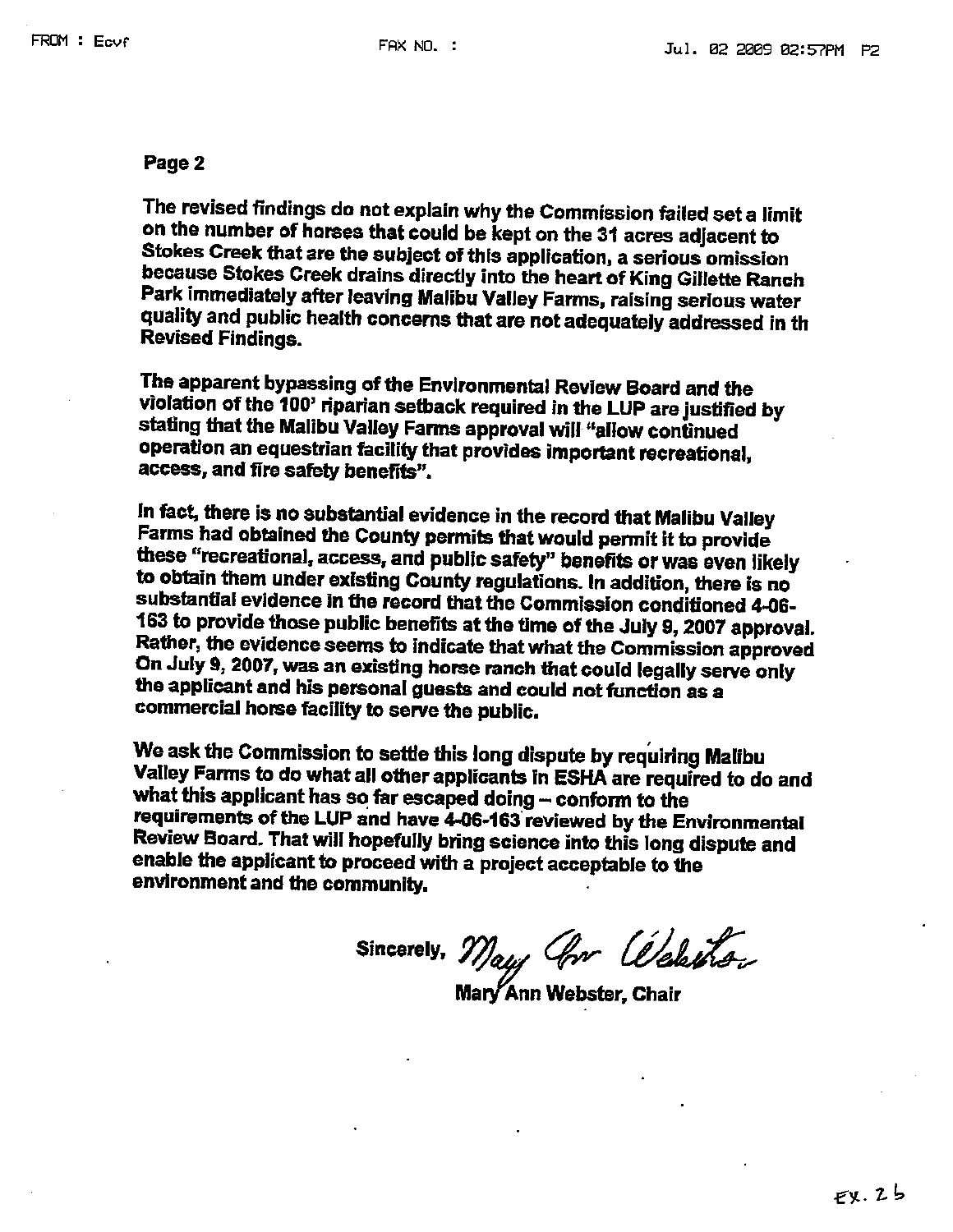Page 2

The revised findings do not explain why the Commission failed set a limit on the number of horses that could be kept on the 31 acres adjacent to Stokes Creek that are the subject of this application, a serious omission because Stokes Creek drains directly into the heart of King Gillette Ranch Park immediately after leaving Malibu Valley Farms, raising serious water quality and public health concerns that are not adequately addressed in th Revised Findings.

The apparent bypassing of the Environmental Review Board and the violation of the 100' riparian setback required in the LUP are justified by stating that the Malibu Valley Farms approval will "allow continued operation an equestrian facility that provides important recreational, access, and fire safety benefits".

In fact, there is no substantial evidence in the record that Malibu Valley Farms had obtained the County permits that would permit it to provide these "recreational, access, and public safety" benefits or was even likely to obtain them under existing County regulations. In addition, there is no substantial evidence in the record that the Commission conditioned 4-06-163 to provide those public benefits at the time of the July 9, 2007 approval. Rather, the evidence seems to indicate that what the Commission approved On July 9, 2007, was an existing horse ranch that could legally serve only the applicant and his personal guests and could not function as a commercial horse facility to serve the public.

We ask the Commission to settle this long dispute by requiring Malibu Valley Farms to do what all other applicants in ESHA are required to do and what this applicant has so far escaped doing – conform to the requirements of the LUP and have 4-06-163 reviewed by the Environmental Review Board. That will hopefully bring science into this long dispute and enable the applicant to proceed with a project acceptable to the environment and the community.

Sincerely, Mary Ann Webster

Mary Ann Webster, Chair

Ex. 2b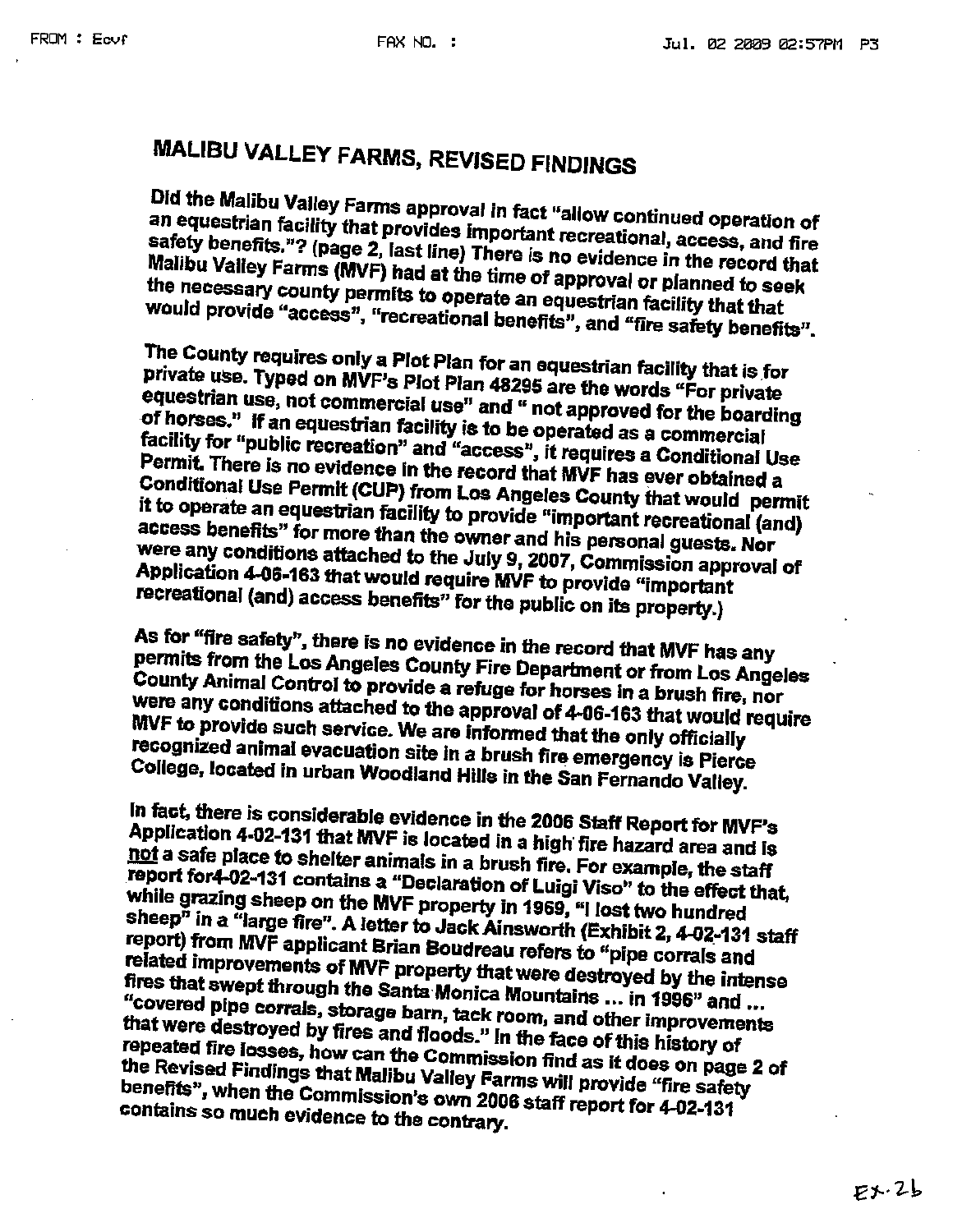# MALIBU VALLEY FARMS, REVISED FINDINGS

Did the Malibu Valley Farms approval in fact "allow continued operation of an equestrian facility that provides important recreational, access, and fire safety benefits."? (page 2, last line) There is no evidence in the record that Malibu Valley Farms (MVF) had at the time of approval or planned to seek the necessary county permits to operate an equestrian facility that that would provide "access", "recreational benefits", and "fire safety benefits".

The County requires only a Plot Plan for an equestrian facility that is for private use. Typed on MVF's Plot Plan 48295 are the words "For private equestrian use, not commercial use" and " not approved for the boarding of horses." If an equestrian facility is to be operated as a commercial facility for "public recreation" and "access", it requires a Conditional Use Permit. There is no evidence in the record that MVF has ever obtained a Conditional Use Permit (CUP) from Los Angeles County that would permit it to operate an equestrian facility to provide "important recreational (and) access benefits" for more than the owner and his personal guests. Nor were any conditions attached to the July 9, 2007, Commission approval of Application 4-06-163 that would require MVF to provide "important recreational (and) access benefits" for the public on its property.)

As for "fire safety", there is no evidence in the record that MVF has any permits from the Los Angeles County Fire Department or from Los Angeles County Animal Control to provide a refuge for horses in a brush fire, nor were any conditions attached to the approval of 4-06-163 that would require MVF to provide such service. We are informed that the only officially recognized animal evacuation site in a brush fire emergency is Pierce College, located in urban Woodland Hills in the San Fernando Valley.

In fact, there is considerable evidence in the 2006 Staff Report for MVF's Application 4-02-131 that MVF is located in a high fire hazard area and is <u>not</u> a safe place to shelter animals in a brush fire. For example, the staff report for4-02-131 contains a "Declaration of Luigi Viso" to the effect that, while grazing sheep on the MVF property in 1969, "I lost two hundred sheep" in a "large fire". A letter to Jack Ainsworth (Exhibit 2, 4-02-131 staff report) from MVF applicant Brian Boudreau refers to "pipe corrals and related improvements of MVF property that were destroyed by the intense fires that swept through the Santa Monica Mountains ... in 1996" and ... "covered pipe corrals, storage barn, tack room, and other improvements that were destroyed by fires and floods." In the face of this history of repeated fire losses, how can the Commission find as it does on page 2 of the Revised Findings that Malibu Valley Farms will provide "fire safety benefits", when the Commission's own 2006 staff report for 4-02-131 contains so much evidence to the contrary.

Ex. 2b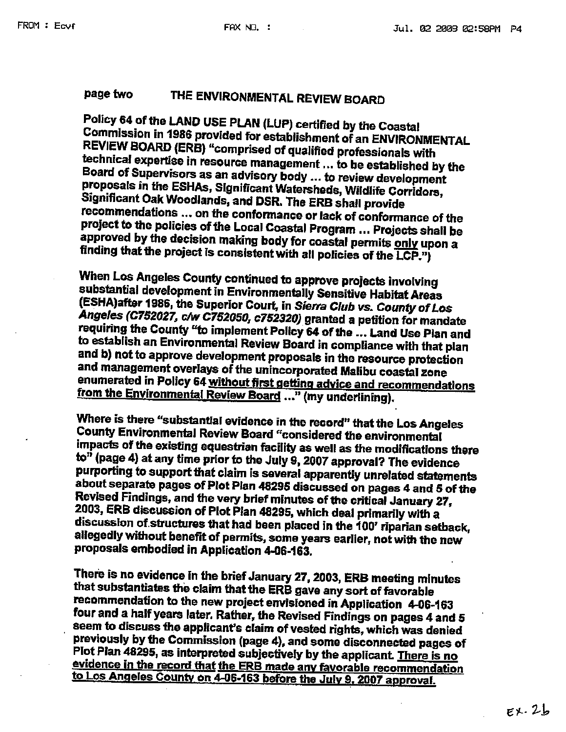page two THE ENVIRONMENTAL REVIEW BOARD

Policy 64 of the LAND USE PLAN (LUP) certified by the Coastal Commission in 1986 provided for establishment of an ENVIRONMENTAL REVIEW BOARD (ERB) "comprised of qualified professionals with technical expertise in resource management ... to be established by the Board of Supervisors as an advisory body ... to review development proposals in the ESHAs, Significant Watersheds, Wildlife Corridors, Significant Oak Woodlands, and DSR. The ERB shall provide recommendations ... on the conformance or lack of conformance of the project to the policies of the Local Coastal Program ... Projects shall be approved by the decision making body for coastal permits <u>only</u> upon a finding that the project is consistent with all policies of the <u>LCP</u>.")

When Los Angeles County continued to approve projects involving substantial development in Environmentally Sensitive Habitat Areas (ESHA)after 1986, the Superior Court, in *Sierra Club vs. County of Los Angeles (C752027, c/w C752050, c752320)* granted a petition for mandate requiring the County "to implement Policy 64 of the ... Land Use Plan and to establish an Environmental Review Board in compliance with that plan and b) not to approve development proposals in the resource protection and management overlays of the unincorporated Malibu coastal zone enumerated in Policy 64 <u>without first getting advice and recommendations from the Environmental Review Board</u> ..." (my underlining).

Where is there "substantial evidence in the record" that the Los Angeles County Environmental Review Board "considered the environmental impacts of the existing equestrian facility as well as the modifications there to" (page 4) at any time prior to the July 9, 2007 approval? The evidence purporting to support that claim is several apparently unrelated statements about separate pages of Plot Plan 48295 discussed on pages 4 and 5 of the Revised Findings, and the very brief minutes of the critical January 27, 2003, ERB discussion of Plot Plan 48295, which deal primarily with a discussion of structures that had been placed in the 100' riparian setback, allegedly without benefit of permits, some years earlier, not with the new proposals embodied in Application 4-06-163.

There is no evidence in the brief January 27, 2003, ERB meeting minutes that substantiates the claim that the ERB gave any sort of favorable recommendation to the new project envisioned in Application 4-06-163 four and a half years later. Rather, the Revised Findings on pages 4 and 5 seem to discuss the applicant's claim of vested rights, which was denied previously by the Commission (page 4), and some disconnected pages of Plot Plan 48295, as interpreted subjectively by the applicant. <u>There is no evidence in the record that the ERB made any favorable recommendation to Los Angeles County on 4-06-163 before the July 9, 2007 approval.</u>

EX. 2b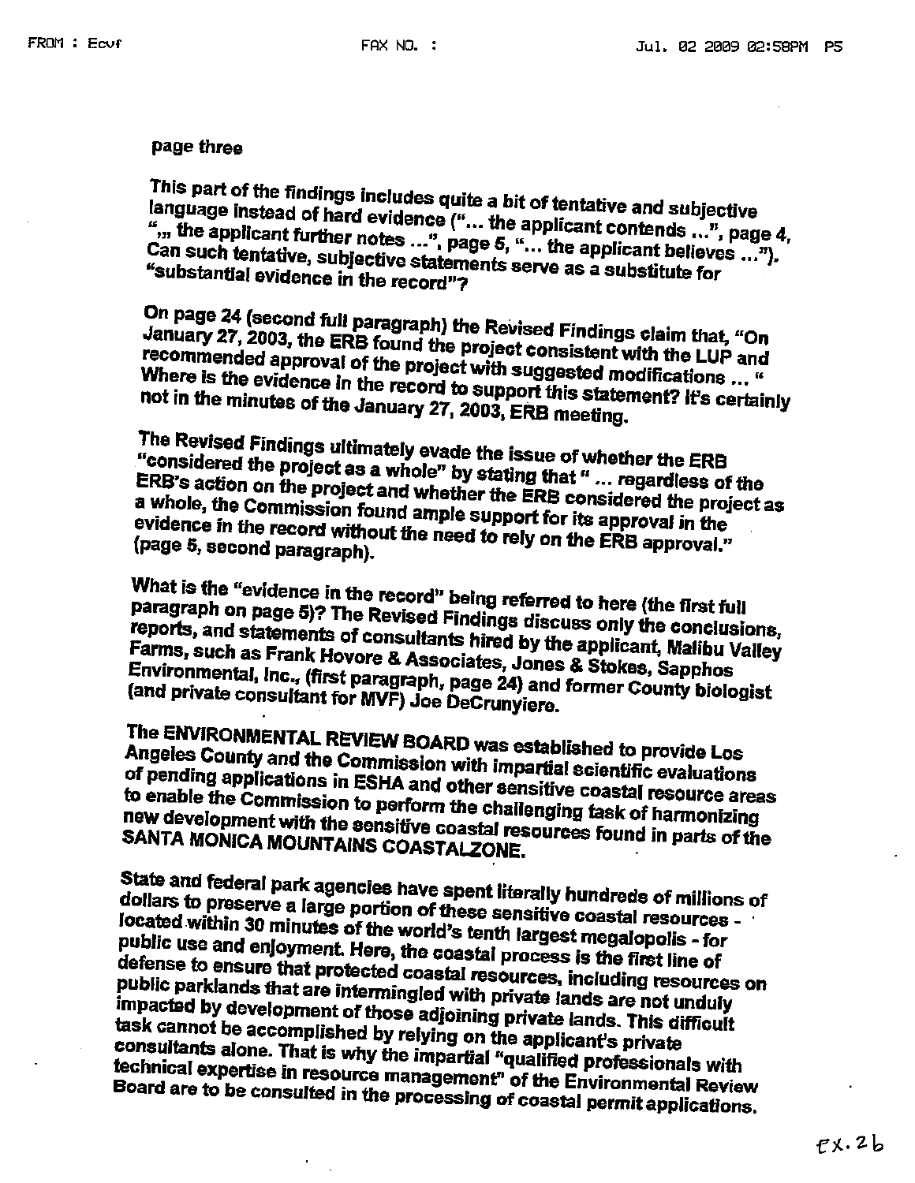page three

This part of the findings includes quite a bit of tentative and subjective language instead of hard evidence ("... the applicant contends ...", page 4, ",,, the applicant further notes ...", page 5, "... the applicant believes ..."). Can such tentative, subjective statements serve as a substitute for "substantial evidence in the record"?

On page 24 (second full paragraph) the Revised Findings claim that, "On January 27, 2003, the ERB found the project consistent with the LUP and recommended approval of the project with suggested modifications ... " Where is the evidence in the record to support this statement? It's certainly not in the minutes of the January 27, 2003, ERB meeting.

The Revised Findings ultimately evade the issue of whether the ERB "considered the project as a whole" by stating that " ... regardless of the ERB's action on the project and whether the ERB considered the project as a whole, the Commission found ample support for its approval in the evidence in the record without the need to rely on the ERB approval." (page 5, second paragraph).

What is the "evidence in the record" being referred to here (the first full paragraph on page 5)? The Revised Findings discuss only the conclusions, reports, and statements of consultants hired by the applicant, Malibu Valley Farms, such as Frank Hovore & Associates, Jones & Stokes, Sapphos Environmental, Inc., (first paragraph, page 24) and former County biologist (and private consultant for MVF) Joe DeCrunyiere.

The ENVIRONMENTAL REVIEW BOARD was established to provide Los Angeles County and the Commission with impartial scientific evaluations of pending applications in ESHA and other sensitive coastal resource areas to enable the Commission to perform the challenging task of harmonizing new development with the sensitive coastal resources found in parts of the SANTA MONICA MOUNTAINS COASTALZONE.

State and federal park agencies have spent literally hundreds of millions of dollars to preserve a large portion of these sensitive coastal resources - located within 30 minutes of the world's tenth largest megalopolis - for public use and enjoyment. Here, the coastal process is the first line of defense to ensure that protected coastal resources, including resources on public parklands that are intermingled with private lands are not unduly impacted by development of those adjoining private lands. This difficult task cannot be accomplished by relying on the applicant's private consultants alone. That is why the impartial "qualified professionals with technical expertise in resource management" of the Environmental Review Board are to be consulted in the processing of coastal permit applications.

Ex. 2b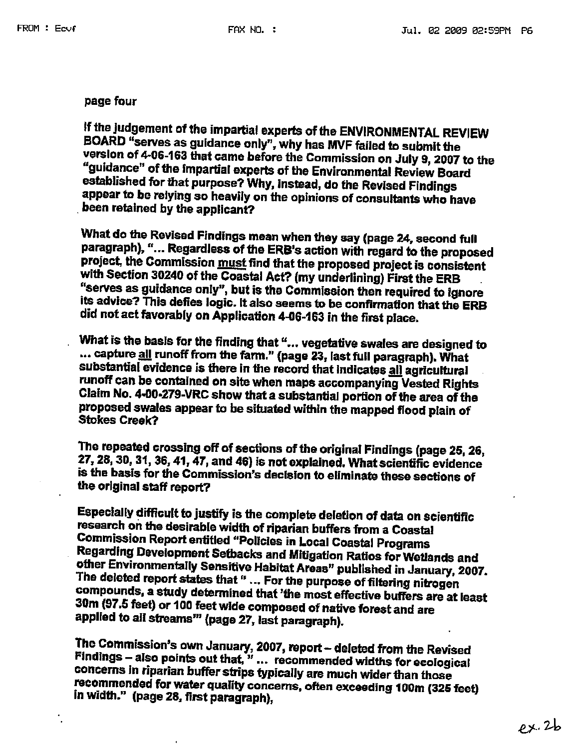page four

If the judgement of the impartial experts of the ENVIRONMENTAL REVIEW BOARD "serves as guidance only", why has MVF failed to submit the version of 4-06-163 that came before the Commission on July 9, 2007 to the "guidance" of the impartial experts of the Environmental Review Board established for that purpose? Why, instead, do the Revised Findings appear to be relying so heavily on the opinions of consultants who have been retained by the applicant?

What do the Revised Findings mean when they say (page 24, second full paragraph), "... Regardless of the ERB's action with regard to the proposed project, the Commission <u>must</u> find that the proposed project is consistent with Section 30240 of the Coastal Act? (my underlining) First the ERB "serves as guidance only", but is the Commission then required to ignore its advice? This defies logic. It also seems to be confirmation that the ERB did not act favorably on Application 4-06-163 in the first place.

What is the basis for the finding that "... vegetative swales are designed to ... capture <u>all</u> runoff from the farm." (page 23, last full paragraph). What substantial evidence is there in the record that indicates <u>all</u> agricultural runoff can be contained on site when maps accompanying Vested Rights Claim No. 4-00-279-VRC show that a substantial portion of the area of the proposed swales appear to be situated within the mapped flood plain of Stokes Creek?

The repeated crossing off of sections of the original Findings (page 25, 26, 27, 28, 30, 31, 36, 41, 47, and 46) is not explained. What scientific evidence is the basis for the Commission's decision to eliminate these sections of the original staff report?

Especially difficult to justify is the complete deletion of data on scientific research on the desirable width of riparian buffers from a Coastal Commission Report entitled "Policies in Local Coastal Programs Regarding Development Setbacks and Mitigation Ratios for Wetlands and other Environmentally Sensitive Habitat Areas" published in January, 2007. The deleted report states that " ... For the purpose of filtering nitrogen compounds, a study determined that 'the most effective buffers are at least 30m (97.5 feet) or 100 feet wide composed of native forest and are applied to all streams'" (page 27, last paragraph).

The Commission's own January, 2007, report – deleted from the Revised Findings – also points out that, " ... recommended widths for ecological concerns in riparian buffer strips typically are much wider than those recommended for water quality concerns, often exceeding 100m (325 feet) in width." (page 28, first paragraph),

ex. 2b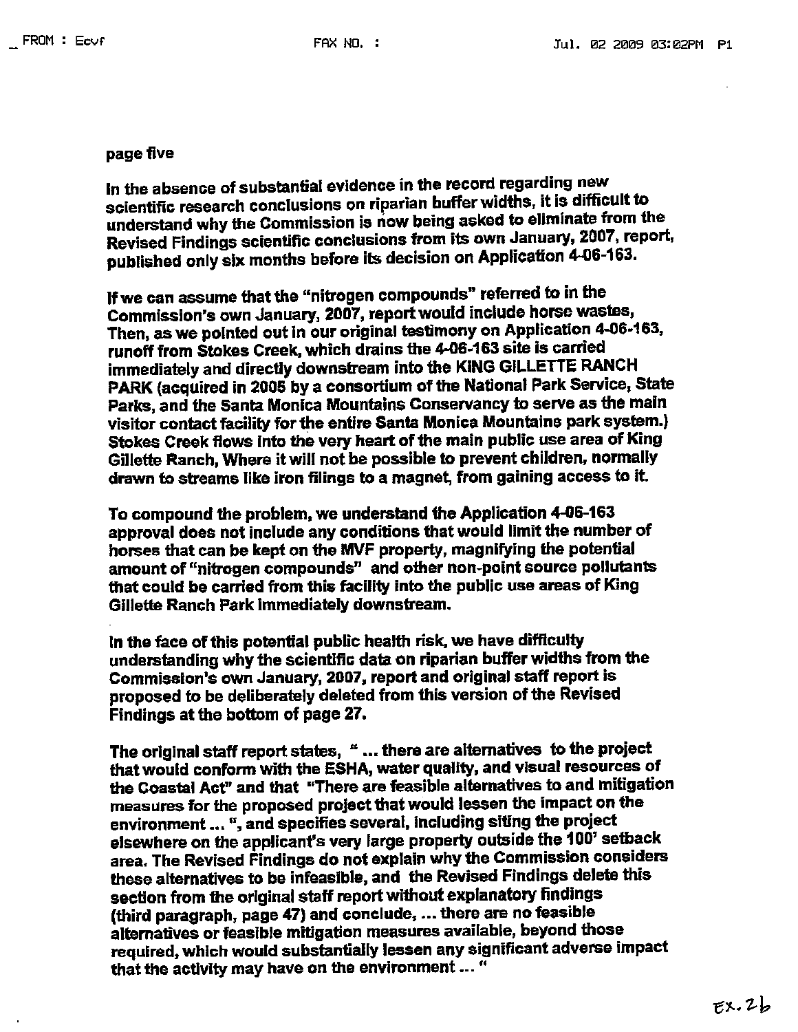page five

In the absence of substantial evidence in the record regarding new scientific research conclusions on riparian buffer widths, it is difficult to understand why the Commission is now being asked to eliminate from the Revised Findings scientific conclusions from its own January, 2007, report, published only six months before its decision on Application 4-06-163.

If we can assume that the "nitrogen compounds" referred to in the Commission's own January, 2007, report would include horse wastes, Then, as we pointed out in our original testimony on Application 4-06-163, runoff from Stokes Creek, which drains the 4-06-163 site is carried immediately and directly downstream into the KING GILLETTE RANCH PARK (acquired in 2005 by a consortium of the National Park Service, State Parks, and the Santa Monica Mountains Conservancy to serve as the main visitor contact facility for the entire Santa Monica Mountains park system.) Stokes Creek flows into the very heart of the main public use area of King Gillette Ranch, Where it will not be possible to prevent children, normally drawn to streams like iron filings to a magnet, from gaining access to it.

To compound the problem, we understand the Application 4-06-163 approval does not include any conditions that would limit the number of horses that can be kept on the MVF property, magnifying the potential amount of "nitrogen compounds" and other non-point source pollutants that could be carried from this facility into the public use areas of King Gillette Ranch Park immediately downstream.

In the face of this potential public health risk, we have difficulty understanding why the scientific data on riparian buffer widths from the Commission's own January, 2007, report and original staff report is proposed to be deliberately deleted from this version of the Revised Findings at the bottom of page 27.

The original staff report states, " ... there are alternatives to the project that would conform with the ESHA, water quality, and visual resources of the Coastal Act" and that "There are feasible alternatives to and mitigation measures for the proposed project that would lessen the impact on the environment ... ", and specifies several, including siting the project elsewhere on the applicant's very large property outside the 100' setback area. The Revised Findings do not explain why the Commission considers these alternatives to be infeasible, and the Revised Findings delete this section from the original staff report without explanatory findings (third paragraph, page 47) and conclude, ... there are no feasible alternatives or feasible mitigation measures available, beyond those required, which would substantially lessen any significant adverse impact that the activity may have on the environment ... "

Ex. 2b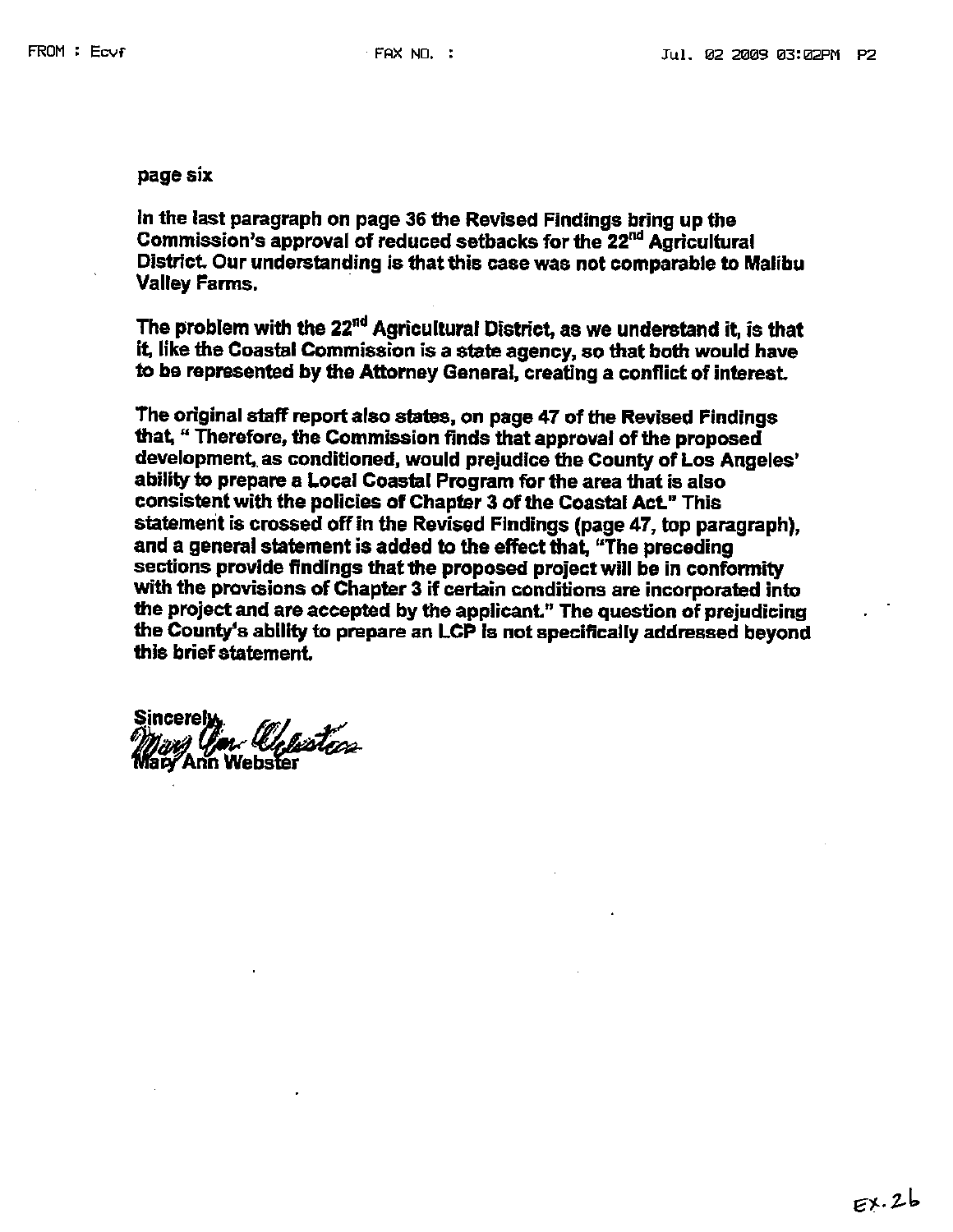page six

In the last paragraph on page 36 the Revised Findings bring up the Commission's approval of reduced setbacks for the 22nd Agricultural District. Our understanding is that this case was not comparable to Malibu Valley Farms.

The problem with the 22nd Agricultural District, as we understand it, is that it, like the Coastal Commission is a state agency, so that both would have to be represented by the Attorney General, creating a conflict of interest.

The original staff report also states, on page 47 of the Revised Findings that, " Therefore, the Commission finds that approval of the proposed development, as conditioned, would prejudice the County of Los Angeles' ability to prepare a Local Coastal Program for the area that is also consistent with the policies of Chapter 3 of the Coastal Act." This statement is crossed off in the Revised Findings (page 47, top paragraph), and a general statement is added to the effect that, "The preceding sections provide findings that the proposed project will be in conformity with the provisions of Chapter 3 if certain conditions are incorporated into the project and are accepted by the applicant." The question of prejudicing the County's ability to prepare an LCP is not specifically addressed beyond this brief statement.

Sincerely,

Mary Ann Webster

Ex. 26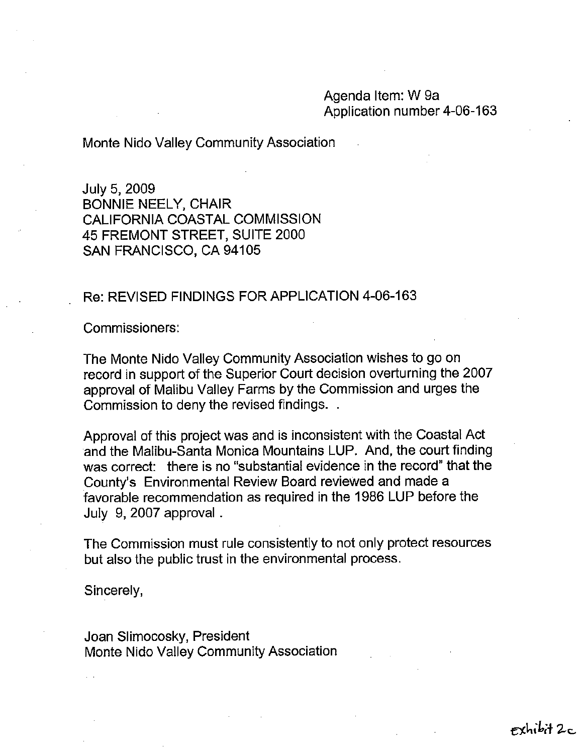Agenda Item: W 9a
Application number 4-06-163

Monte Nido Valley Community Association

July 5, 2009
BONNIE NEELY, CHAIR
CALIFORNIA COASTAL COMMISSION
45 FREMONT STREET, SUITE 2000
SAN FRANCISCO, CA 94105

Re: REVISED FINDINGS FOR APPLICATION 4-06-163

Commissioners:

The Monte Nido Valley Community Association wishes to go on record in support of the Superior Court decision overturning the 2007 approval of Malibu Valley Farms by the Commission and urges the Commission to deny the revised findings. .

Approval of this project was and is inconsistent with the Coastal Act and the Malibu-Santa Monica Mountains LUP. And, the court finding was correct: there is no "substantial evidence in the record" that the County's Environmental Review Board reviewed and made a favorable recommendation as required in the 1986 LUP before the July 9, 2007 approval .

The Commission must rule consistently to not only protect resources but also the public trust in the environmental process.

Sincerely,

Joan Slimocosky, President
Monte Nido Valley Community Association

exhibit 2c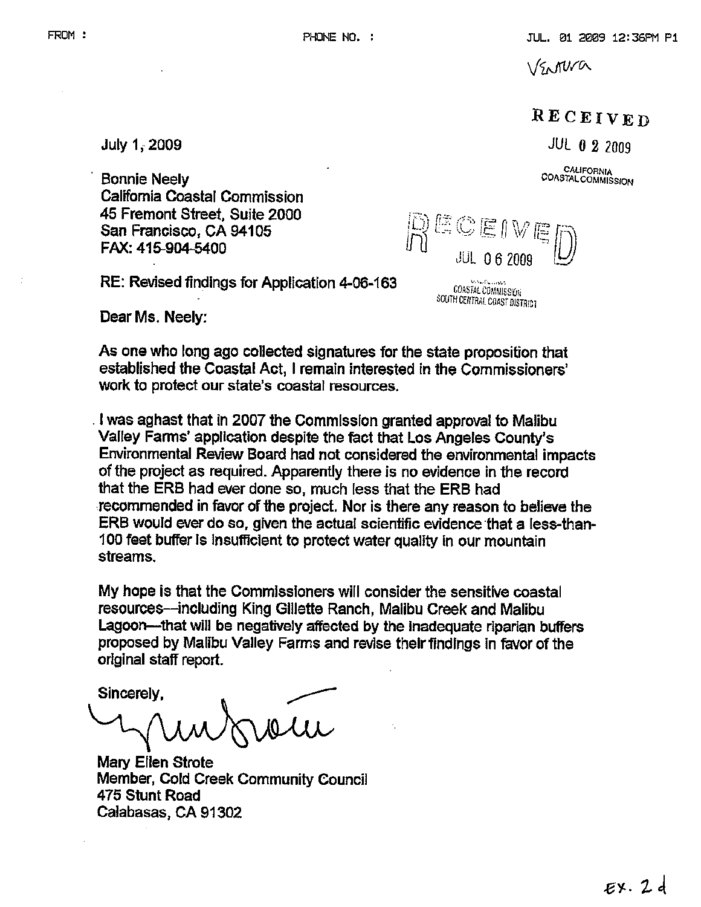Ventura

RECEIVED

JUL 02 2009

CALIFORNIA COASTAL COMMISSION

July 1, 2009

Bonnie Neely
California Coastal Commission
45 Fremont Street, Suite 2000
San Francisco, CA 94105
FAX: 415-904-5400

RECEIVED

JUL 06 2009

COASTAL COMMISSION SOUTH CENTRAL COAST DISTRICT

RE: Revised findings for Application 4-06-163

Dear Ms. Neely:

As one who long ago collected signatures for the state proposition that established the Coastal Act, I remain interested in the Commissioners' work to protect our state's coastal resources.

I was aghast that in 2007 the Commission granted approval to Malibu Valley Farms' application despite the fact that Los Angeles County's Environmental Review Board had not considered the environmental impacts of the project as required. Apparently there is no evidence in the record that the ERB had ever done so, much less that the ERB had recommended in favor of the project. Nor is there any reason to believe the ERB would ever do so, given the actual scientific evidence that a less-than-100 feet buffer is insufficient to protect water quality in our mountain streams.

My hope is that the Commissioners will consider the sensitive coastal resources—including King Gillette Ranch, Malibu Creek and Malibu Lagoon—that will be negatively affected by the inadequate riparian buffers proposed by Malibu Valley Farms and revise their findings in favor of the original staff report.

Sincerely,

Mary Ellen Strote
Member, Cold Creek Community Council
475 Stunt Road
Calabasas, CA 91302

Ex. 2d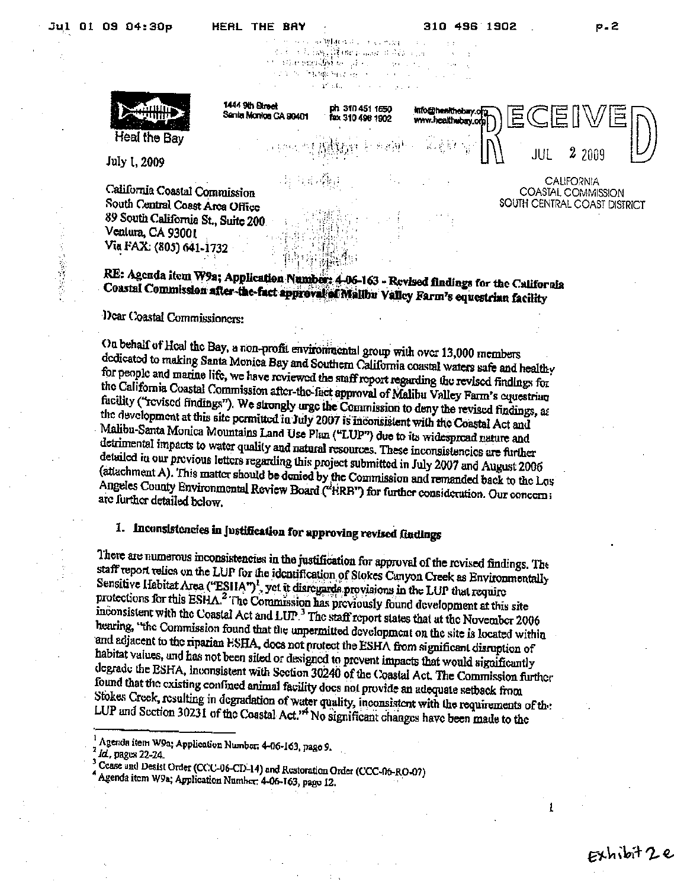Heal the Bay

1444 9th Street
Santa Monica CA 90401

ph 310 451 1550
fax 310 496 1902

info@healthebay.org
www.healthebay.org

RECEIVED
JUL 2 2009
CALIFORNIA
COASTAL COMMISSION
SOUTH CENTRAL COAST DISTRICT

July 1, 2009

California Coastal Commission
South Central Coast Area Office
89 South California St., Suite 200
Ventura, CA 93001
Via FAX: (805) 641-1732

**RE: Agenda item W9a; Application Number: 4-06-163 - Revised findings for the California Coastal Commission after-the-fact approval of Malibu Valley Farm's equestrian facility**

Dear Coastal Commissioners:

On behalf of Heal the Bay, a non-profit environmental group with over 13,000 members dedicated to making Santa Monica Bay and Southern California coastal waters safe and healthy for people and marine life, we have reviewed the staff report regarding the revised findings for the California Coastal Commission after-the-fact approval of Malibu Valley Farm's equestrian facility ("revised findings"). We strongly urge the Commission to deny the revised findings, as the development at this site permitted in July 2007 is inconsistent with the Coastal Act and Malibu-Santa Monica Mountains Land Use Plan ("LUP") due to its widespread nature and detrimental impacts to water quality and natural resources. These inconsistencies are further detailed in our previous letters regarding this project submitted in July 2007 and August 2006 (attachment A). This matter should be denied by the Commission and remanded back to the Los Angeles County Environmental Review Board ("ERB") for further consideration. Our concerns are further detailed below.

## 1. Inconsistencies in justification for approving revised findings

There are numerous inconsistencies in the justification for approval of the revised findings. The staff report relies on the LUP for the identification of Stokes Canyon Creek as Environmentally Sensitive Habitat Area ("ESHA")[1], yet it disregards provisions in the LUP that require protections for this ESHA.[2] The Commission has previously found development at this site inconsistent with the Coastal Act and LUP.[3] The staff report states that at the November 2006 hearing, "the Commission found that the unpermitted development on the site is located within and adjacent to the riparian ESHA, does not protect the ESHA from significant disruption of habitat values, and has not been sited or designed to prevent impacts that would significantly degrade the ESHA, inconsistent with Section 30240 of the Coastal Act. The Commission further found that the existing confined animal facility does not provide an adequate setback from Stokes Creek, resulting in degradation of water quality, inconsistent with the requirements of the LUP and Section 30231 of the Coastal Act."[4] No significant changes have been made to the

[1] Agenda item W9a; Application Number: 4-06-163, page 9.
[2] *Id.*, pages 22-24.
[3] Cease and Desist Order (CCC-06-CD-14) and Restoration Order (CCC-06-RO-07)
[4] Agenda item W9a; Application Number: 4-06-163, page 12.

Exhibit 2e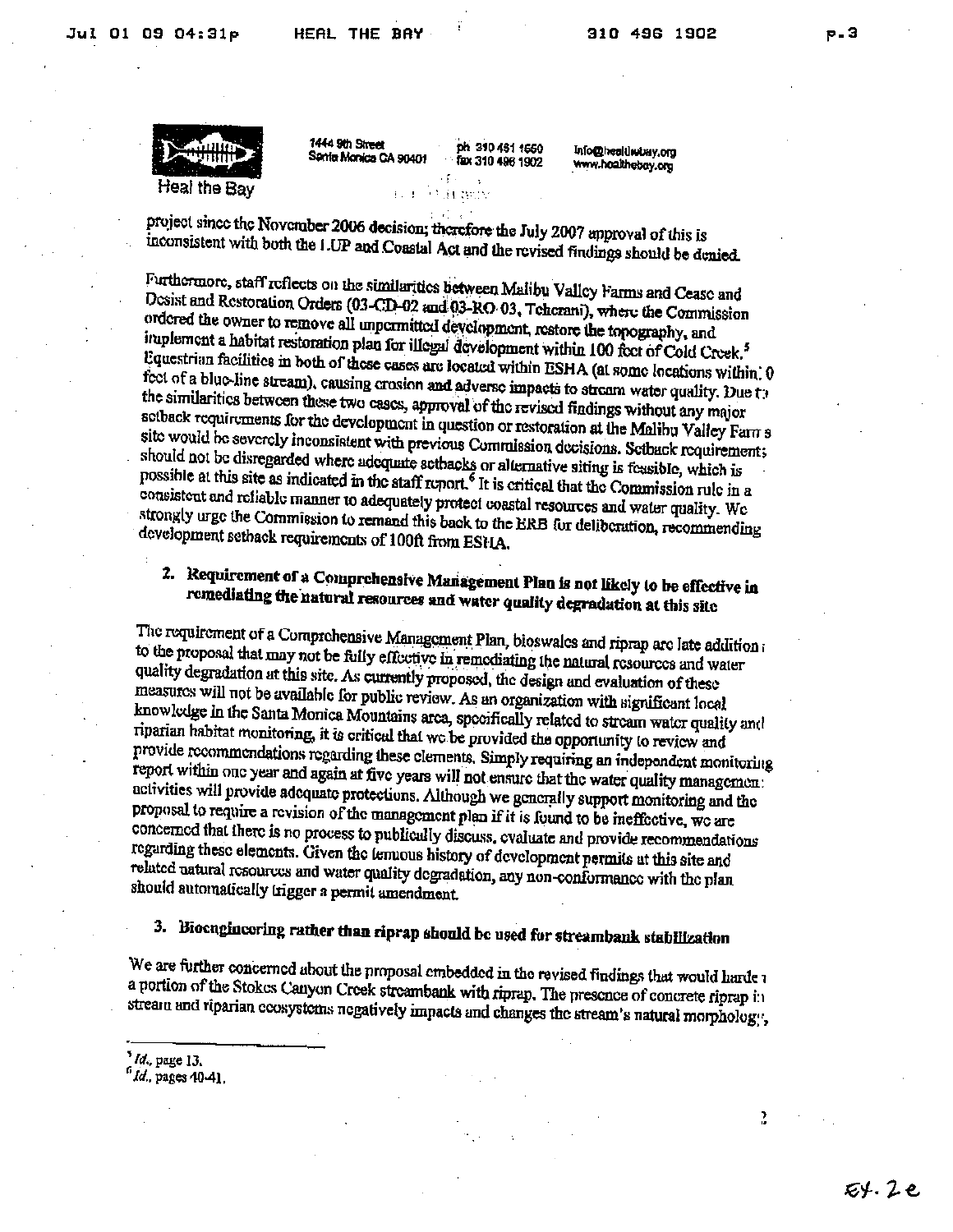Heal the Bay

1444 9th Street
Santa Monica CA 90401

ph 310 451 1500
fax 310 496 1902

info@healthebay.org
www.healthebay.org

project since the November 2006 decision; therefore the July 2007 approval of this is inconsistent with both the LUP and Coastal Act and the revised findings should be denied.

Furthermore, staff reflects on the similarities between Malibu Valley Farms and Cease and Desist and Restoration Orders (03-CD-02 and 03-RO-03, Tehcrani), where the Commission ordered the owner to remove all unpermitted development, restore the topography, and implement a habitat restoration plan for illegal development within 100 feet of Cold Creek.[5] Equestrian facilities in both of these cases are located within ESHA (at some locations within 0 feet of a blue-line stream), causing erosion and adverse impacts to stream water quality. Due to the similarities between these two cases, approval of the revised findings without any major setback requirements for the development in question or restoration at the Malibu Valley Farms site would be severely inconsistent with previous Commission decisions. Setback requirements should not be disregarded where adequate setbacks or alternative siting is feasible, which is possible at this site as indicated in the staff report.[6] It is critical that the Commission rule in a consistent and reliable manner to adequately protect coastal resources and water quality. We strongly urge the Commission to remand this back to the ERB for deliberation, recommending development setback requirements of 100ft from ESHA.

## 2. Requirement of a Comprehensive Management Plan is not likely to be effective in remediating the natural resources and water quality degradation at this site

The requirement of a Comprehensive Management Plan, bioswales and riprap are late additions to the proposal that may not be fully effective in remediating the natural resources and water quality degradation at this site. As currently proposed, the design and evaluation of these measures will not be available for public review. As an organization with significant local knowledge in the Santa Monica Mountains area, specifically related to stream water quality and riparian habitat monitoring, it is critical that we be provided the opportunity to review and provide recommendations regarding these elements. Simply requiring an independent monitoring report within one year and again at five years will not ensure that the water quality management activities will provide adequate protections. Although we generally support monitoring and the proposal to require a revision of the management plan if it is found to be ineffective, we are concerned that there is no process to publically discuss, evaluate and provide recommendations regarding these elements. Given the tenuous history of development permits at this site and related natural resources and water quality degradation, any non-conformance with the plan should automatically trigger a permit amendment.

## 3. Bioengineering rather than riprap should be used for streambank stabilization

We are further concerned about the proposal embedded in the revised findings that would harden a portion of the Stokes Canyon Creek streambank with riprap. The presence of concrete riprap in stream and riparian ecosystems negatively impacts and changes the stream's natural morphology,

---

[5] *Id.*, page 13.
[6] *Id.*, pages 40-41.

Ex. 2e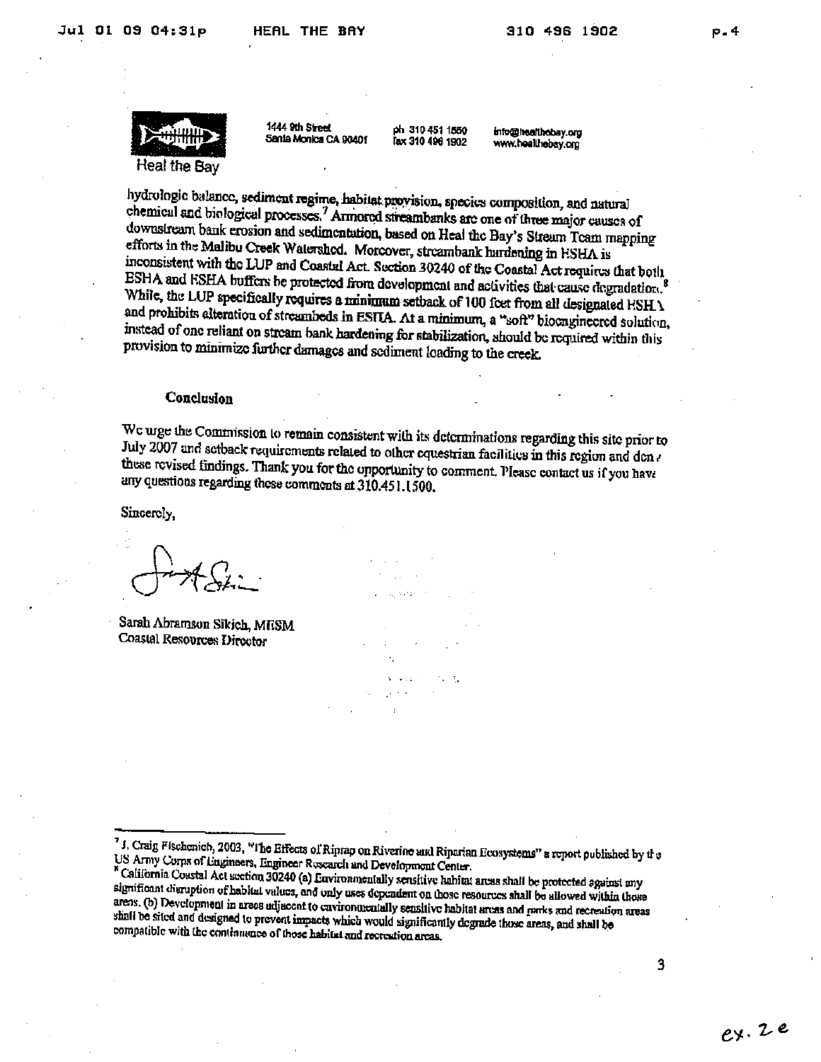Heal the Bay

1444 9th Street
Santa Monica CA 90401

ph 310 451 1550
fax 310 496 1902

info@healthebay.org
www.healthebay.org

hydrologic balance, sediment regime, habitat provision, species composition, and natural chemical and biological processes.[7] Armored streambanks are one of three major causes of downstream bank erosion and sedimentation, based on Heal the Bay's Stream Team mapping efforts in the Malibu Creek Watershed. Moreover, streambank hardening in ESHA is inconsistent with the LUP and Coastal Act. Section 30240 of the Coastal Act requires that both ESHA and ESHA buffers be protected from development and activities that cause degradation.[8] While, the LUP specifically requires a minimum setback of 100 feet from all designated ESHA and prohibits alteration of streambeds in ESHA. At a minimum, a "soft" bioengineered solution, instead of one reliant on stream bank hardening for stabilization, should be required within this provision to minimize further damages and sediment loading to the creek.

### Conclusion

We urge the Commission to remain consistent with its determinations regarding this site prior to July 2007 and setback requirements related to other equestrian facilities in this region and deny these revised findings. Thank you for the opportunity to comment. Please contact us if you have any questions regarding these comments at 310.451.1500.

Sincerely,

Sarah Abramson Sikich, MESM
Coastal Resources Director

---

[7] J. Craig Fischenich, 2003, "The Effects of Riprap on Riverine and Riparian Ecosystems" a report published by the US Army Corps of Engineers, Engineer Research and Development Center.

[8] California Coastal Act section 30240 (a) Environmentally sensitive habitat areas shall be protected against any significant disruption of habitat values, and only uses dependent on those resources shall be allowed within those areas. (b) Development in areas adjacent to environmentally sensitive habitat areas and parks and recreation areas shall be sited and designed to prevent impacts which would significantly degrade those areas, and shall be compatible with the continuance of those habitat and recreation areas.

ex. 2e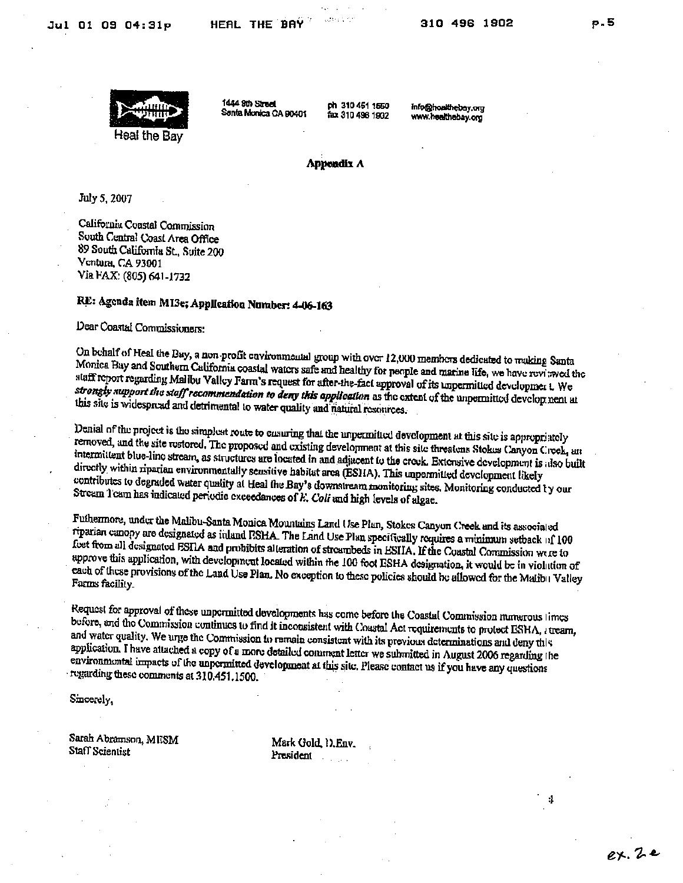Heal the Bay

1444 9th Street
Santa Monica CA 90401

ph 310 451 1500
fax 310 496 1902

info@healthebay.org
www.healthebay.org

**Appendix A**

July 5, 2007

California Coastal Commission
South Central Coast Area Office
89 South California St., Suite 200
Ventura, CA 93001
Via FAX: (805) 641-1732

**RE: Agenda item M13e; Application Number: 4-06-163**

Dear Coastal Commissioners:

On behalf of Heal the Bay, a non-profit environmental group with over 12,000 members dedicated to making Santa Monica Bay and Southern California coastal waters safe and healthy for people and marine life, we have reviewed the staff report regarding Malibu Valley Farm's request for after-the-fact approval of its unpermitted development. We ***strongly support the staff recommendation to deny this application*** as the extent of the unpermitted development at this site is widespread and detrimental to water quality and natural resources.

Denial of the project is the simplest route to ensuring that the unpermitted development at this site is appropriately removed, and the site restored. The proposed and existing development at this site threatens Stokes Canyon Creek, an intermittent blue-line stream, as structures are located in and adjacent to the creek. Extensive development is also built directly within riparian environmentally sensitive habitat area (ESHA). This unpermitted development likely contributes to degraded water quality at Heal the Bay's downstream monitoring sites. Monitoring conducted by our Stream Team has indicated periodic exceedances of *E. Coli* and high levels of algae.

Futhermore, under the Malibu-Santa Monica Mountains Land Use Plan, Stokes Canyon Creek and its associated riparian canopy are designated as inland ESHA. The Land Use Plan specifically requires a minimum setback of 100 feet from all designated ESHA and prohibits alteration of streambeds in ESHA. If the Coastal Commission were to approve this application, with development located within the 100 foot ESHA designation, it would be in violation of each of these provisions of the Land Use Plan. No exception to these policies should be allowed for the Malibu Valley Farms facility.

Request for approval of these unpermitted developments has come before the Coastal Commission numerous times before, and the Commission continues to find it inconsistent with Coastal Act requirements to protect ESHA, stream, and water quality. We urge the Commission to remain consistent with its previous determinations and deny this application. I have attached a copy of a more detailed comment letter we submitted in August 2006 regarding the environmental impacts of the unpermitted development at this site. Please contact us if you have any questions regarding these comments at 310.451.1500.

Sincerely,

Sarah Abramson, MESM
Staff Scientist

Mark Gold, D.Env.
President

ex. 2e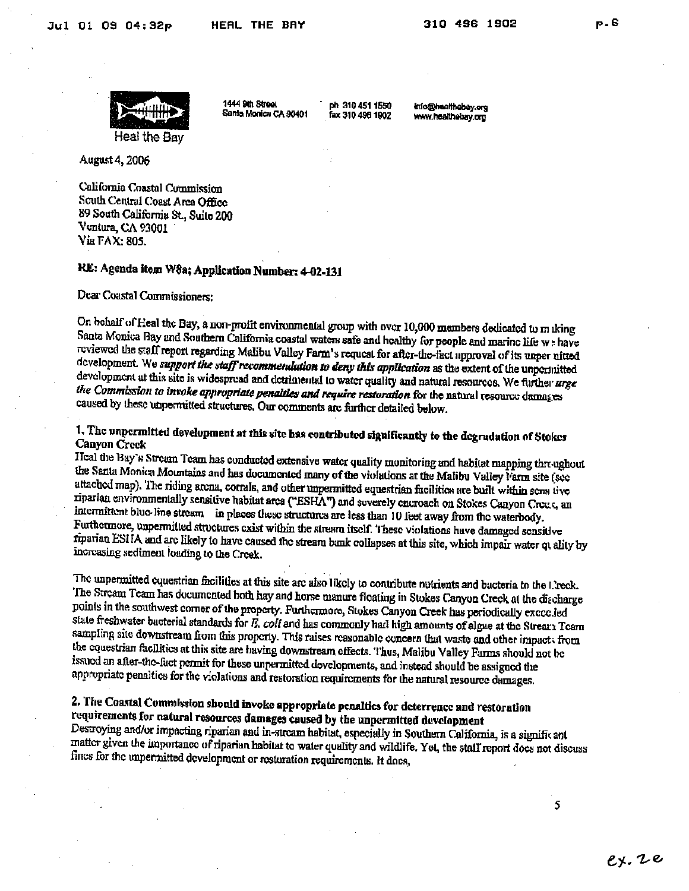Heal the Bay

1444 9th Street
Santa Monica CA 90401

ph 310 451 1550
fax 310 496 1902

info@healthebay.org
www.healthebay.org

August 4, 2006

California Coastal Commission
South Central Coast Area Office
89 South California St., Suite 200
Ventura, CA 93001
Via FAX: 805.

**RE: Agenda item W8a; Application Number: 4-02-131**

Dear Coastal Commissioners:

On behalf of Heal the Bay, a non-profit environmental group with over 10,000 members dedicated to making Santa Monica Bay and Southern California coastal waters safe and healthy for people and marine life we have reviewed the staff report regarding Malibu Valley Farm's request for after-the-fact approval of its unpermitted development. We ***support the staff recommendation to deny this application*** as the extent of the unpermitted development at this site is widespread and detrimental to water quality and natural resources. We further ***urge the Commission to invoke appropriate penalties and require restoration*** for the natural resource damages caused by these unpermitted structures. Our comments are further detailed below.

**1. The unpermitted development at this site has contributed significantly to the degradation of Stokes Canyon Creek**

Heal the Bay's Stream Team has conducted extensive water quality monitoring and habitat mapping throughout the Santa Monica Mountains and has documented many of the violations at the Malibu Valley Farm site (see attached map). The riding arena, corrals, and other unpermitted equestrian facilities are built within sensitive riparian environmentally sensitive habitat area ("ESHA") and severely encroach on Stokes Canyon Creek, an intermittent blue-line stream – in places these structures are less than 10 feet away from the waterbody. Furthermore, unpermitted structures exist within the stream itself. These violations have damaged sensitive riparian ESHA and are likely to have caused the stream bank collapses at this site, which impair water quality by increasing sediment loading to the Creek.

The unpermitted equestrian facilities at this site are also likely to contribute nutrients and bacteria to the Creek. The Stream Team has documented both hay and horse manure floating in Stokes Canyon Creek at the discharge points in the southwest corner of the property. Furthermore, Stokes Canyon Creek has periodically exceeded state freshwater bacterial standards for *E. coli* and has commonly had high amounts of algae at the Stream Team sampling site downstream from this property. This raises reasonable concern that waste and other impacts from the equestrian facilities at this site are having downstream effects. Thus, Malibu Valley Farms should not be issued an after-the-fact permit for these unpermitted developments, and instead should be assigned the appropriate penalties for the violations and restoration requirements for the natural resource damages.

**2. The Coastal Commission should invoke appropriate penalties for deterrence and restoration requirements for natural resources damages caused by the unpermitted development**

Destroying and/or impacting riparian and in-stream habitat, especially in Southern California, is a significant matter given the importance of riparian habitat to water quality and wildlife. Yet, the staff report does not discuss fines for the unpermitted development or restoration requirements. It does,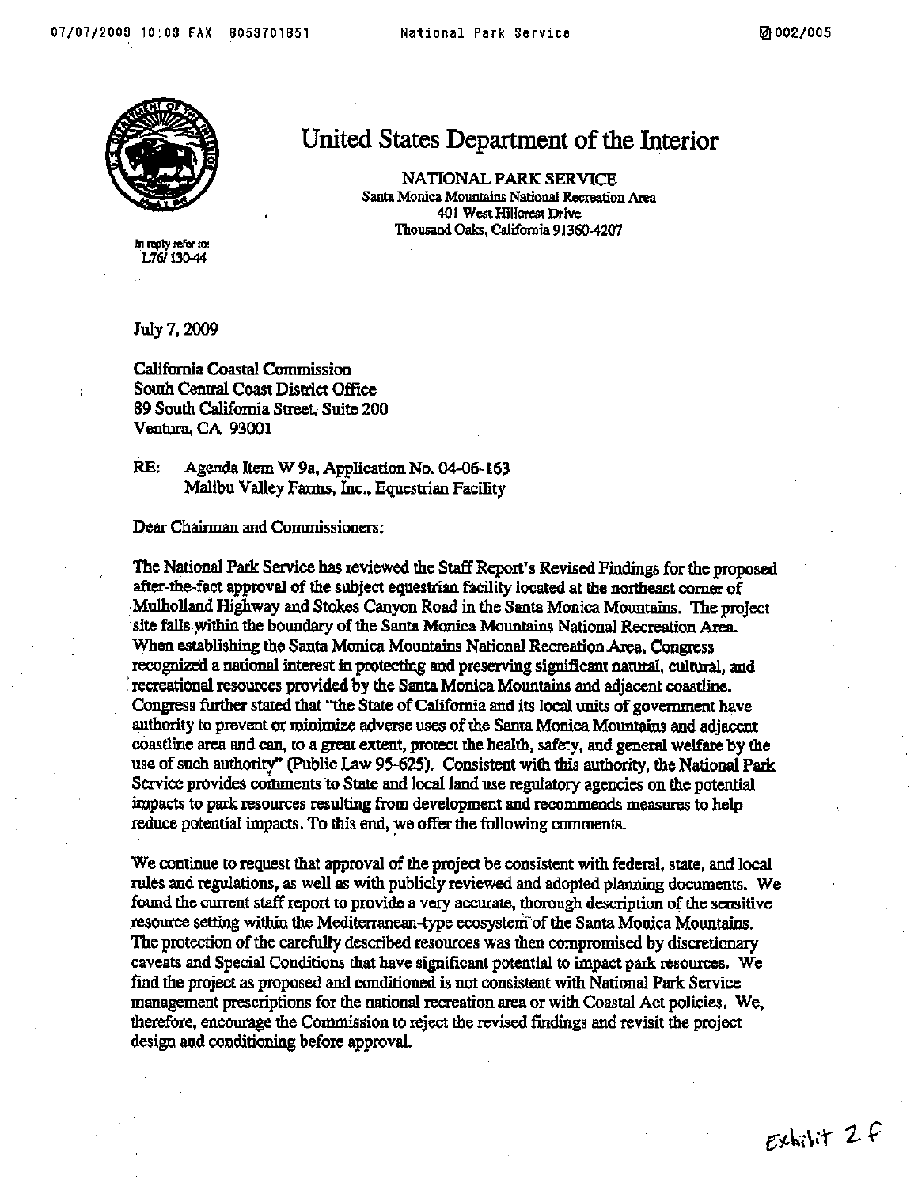# United States Department of the Interior

NATIONAL PARK SERVICE
Santa Monica Mountains National Recreation Area
401 West Hillcrest Drive
Thousand Oaks, California 91360-4207

In reply refer to:
L76/ 130-44

July 7, 2009

California Coastal Commission
South Central Coast District Office
89 South California Street, Suite 200
Ventura, CA 93001

RE: Agenda Item W 9a, Application No. 04-06-163
Malibu Valley Farms, Inc., Equestrian Facility

Dear Chairman and Commissioners:

The National Park Service has reviewed the Staff Report's Revised Findings for the proposed after-the-fact approval of the subject equestrian facility located at the northeast corner of Mulholland Highway and Stokes Canyon Road in the Santa Monica Mountains. The project site falls within the boundary of the Santa Monica Mountains National Recreation Area. When establishing the Santa Monica Mountains National Recreation Area, Congress recognized a national interest in protecting and preserving significant natural, cultural, and recreational resources provided by the Santa Monica Mountains and adjacent coastline. Congress further stated that "the State of California and its local units of government have authority to prevent or minimize adverse uses of the Santa Monica Mountains and adjacent coastline area and can, to a great extent, protect the health, safety, and general welfare by the use of such authority" (Public Law 95-625). Consistent with this authority, the National Park Service provides comments to State and local land use regulatory agencies on the potential impacts to park resources resulting from development and recommends measures to help reduce potential impacts. To this end, we offer the following comments.

We continue to request that approval of the project be consistent with federal, state, and local rules and regulations, as well as with publicly reviewed and adopted planning documents. We found the current staff report to provide a very accurate, thorough description of the sensitive resource setting within the Mediterranean-type ecosystem of the Santa Monica Mountains. The protection of the carefully described resources was then compromised by discretionary caveats and Special Conditions that have significant potential to impact park resources. We find the project as proposed and conditioned is not consistent with National Park Service management prescriptions for the national recreation area or with Coastal Act policies. We, therefore, encourage the Commission to reject the revised findings and revisit the project design and conditioning before approval.

Exhibit 2 F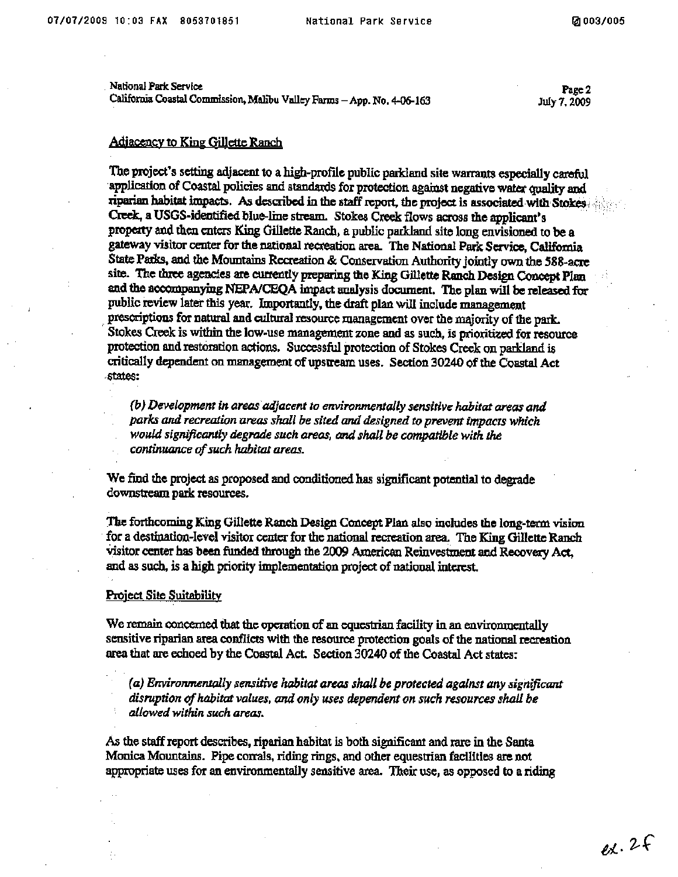National Park Service
California Coastal Commission, Malibu Valley Farms – App. No. 4-06-163

Page 2
July 7, 2009

## Adjacency to King Gillette Ranch

The project's setting adjacent to a high-profile public parkland site warrants especially careful application of Coastal policies and standards for protection against negative water quality and riparian habitat impacts. As described in the staff report, the project is associated with Stokes Creek, a USGS-identified blue-line stream. Stokes Creek flows across the applicant's property and then enters King Gillette Ranch, a public parkland site long envisioned to be a gateway visitor center for the national recreation area. The National Park Service, California State Parks, and the Mountains Recreation & Conservation Authority jointly own the 588-acre site. The three agencies are currently preparing the King Gillette Ranch Design Concept Plan and the accompanying NEPA/CEQA impact analysis document. The plan will be released for public review later this year. Importantly, the draft plan will include management prescriptions for natural and cultural resource management over the majority of the park. Stokes Creek is within the low-use management zone and as such, is prioritized for resource protection and restoration actions. Successful protection of Stokes Creek on parkland is critically dependent on management of upstream uses. Section 30240 of the Coastal Act states:

> *(b) Development in areas adjacent to environmentally sensitive habitat areas and parks and recreation areas shall be sited and designed to prevent impacts which would significantly degrade such areas, and shall be compatible with the continuance of such habitat areas.*

We find the project as proposed and conditioned has significant potential to degrade downstream park resources.

The forthcoming King Gillette Ranch Design Concept Plan also includes the long-term vision for a destination-level visitor center for the national recreation area. The King Gillette Ranch visitor center has been funded through the 2009 American Reinvestment and Recovery Act, and as such, is a high priority implementation project of national interest.

## Project Site Suitability

We remain concerned that the operation of an equestrian facility in an environmentally sensitive riparian area conflicts with the resource protection goals of the national recreation area that are echoed by the Coastal Act. Section 30240 of the Coastal Act states:

> *(a) Environmentally sensitive habitat areas shall be protected against any significant disruption of habitat values, and only uses dependent on such resources shall be allowed within such areas.*

As the staff report describes, riparian habitat is both significant and rare in the Santa Monica Mountains. Pipe corrals, riding rings, and other equestrian facilities are not appropriate uses for an environmentally sensitive area. Their use, as opposed to a riding

ex. 2f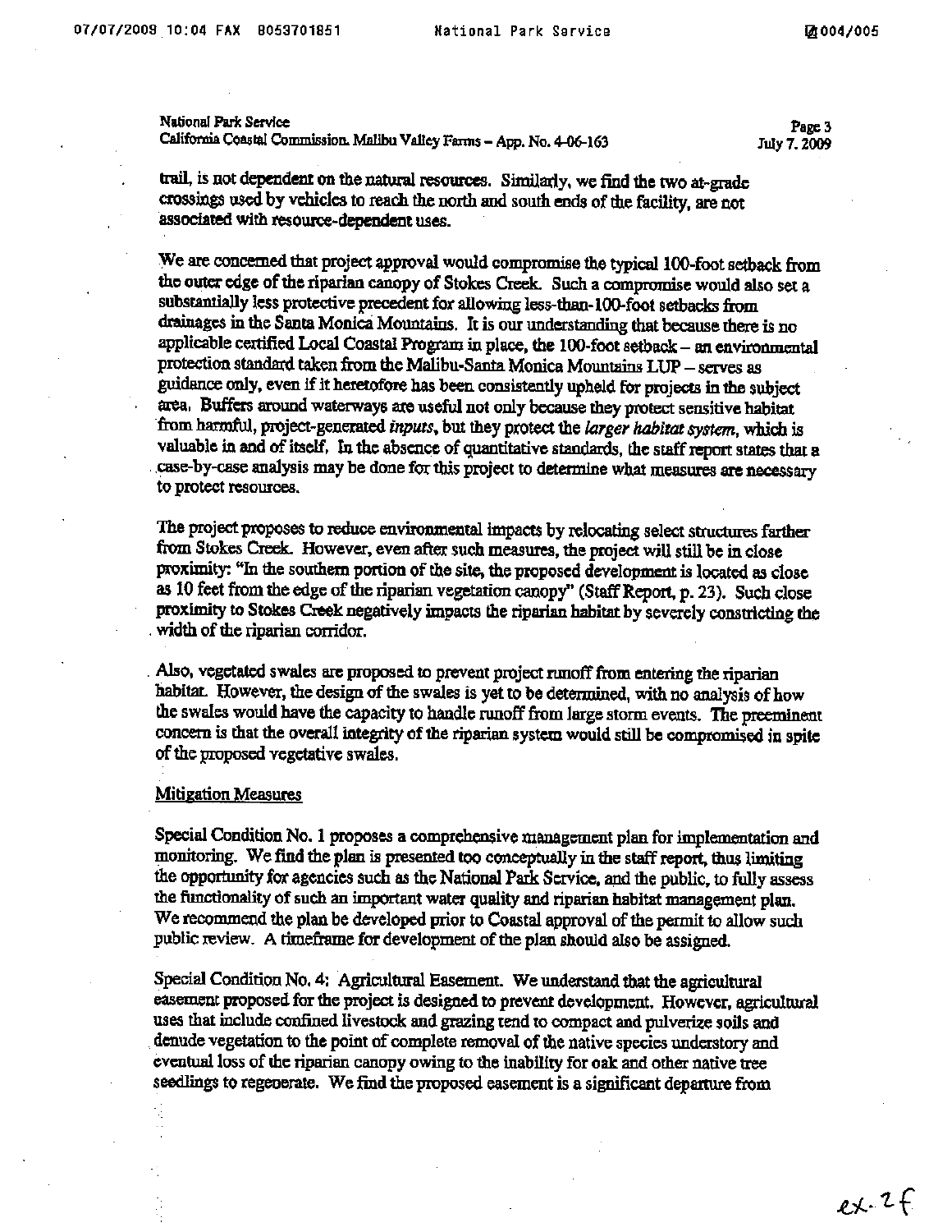trail, is not dependent on the natural resources. Similarly, we find the two at-grade crossings used by vehicles to reach the north and south ends of the facility, are not associated with resource-dependent uses.

We are concerned that project approval would compromise the typical 100-foot setback from the outer edge of the riparian canopy of Stokes Creek. Such a compromise would also set a substantially less protective precedent for allowing less-than-100-foot setbacks from drainages in the Santa Monica Mountains. It is our understanding that because there is no applicable certified Local Coastal Program in place, the 100-foot setback – an environmental protection standard taken from the Malibu-Santa Monica Mountains LUP – serves as guidance only, even if it heretofore has been consistently upheld for projects in the subject area. Buffers around waterways are useful not only because they protect sensitive habitat from harmful, project-generated *inputs*, but they protect the *larger habitat system*, which is valuable in and of itself. In the absence of quantitative standards, the staff report states that a case-by-case analysis may be done for this project to determine what measures are necessary to protect resources.

The project proposes to reduce environmental impacts by relocating select structures farther from Stokes Creek. However, even after such measures, the project will still be in close proximity: "In the southern portion of the site, the proposed development is located as close as 10 feet from the edge of the riparian vegetation canopy" (Staff Report, p. 23). Such close proximity to Stokes Creek negatively impacts the riparian habitat by severely constricting the width of the riparian corridor.

Also, vegetated swales are proposed to prevent project runoff from entering the riparian habitat. However, the design of the swales is yet to be determined, with no analysis of how the swales would have the capacity to handle runoff from large storm events. The preeminent concern is that the overall integrity of the riparian system would still be compromised in spite of the proposed vegetative swales.

Mitigation Measures

Special Condition No. 1 proposes a comprehensive management plan for implementation and monitoring. We find the plan is presented too conceptually in the staff report, thus limiting the opportunity for agencies such as the National Park Service, and the public, to fully assess the functionality of such an important water quality and riparian habitat management plan. We recommend the plan be developed prior to Coastal approval of the permit to allow such public review. A timeframe for development of the plan should also be assigned.

Special Condition No. 4: Agricultural Easement. We understand that the agricultural easement proposed for the project is designed to prevent development. However, agricultural uses that include confined livestock and grazing tend to compact and pulverize soils and denude vegetation to the point of complete removal of the native species understory and eventual loss of the riparian canopy owing to the inability for oak and other native tree seedlings to regenerate. We find the proposed easement is a significant departure from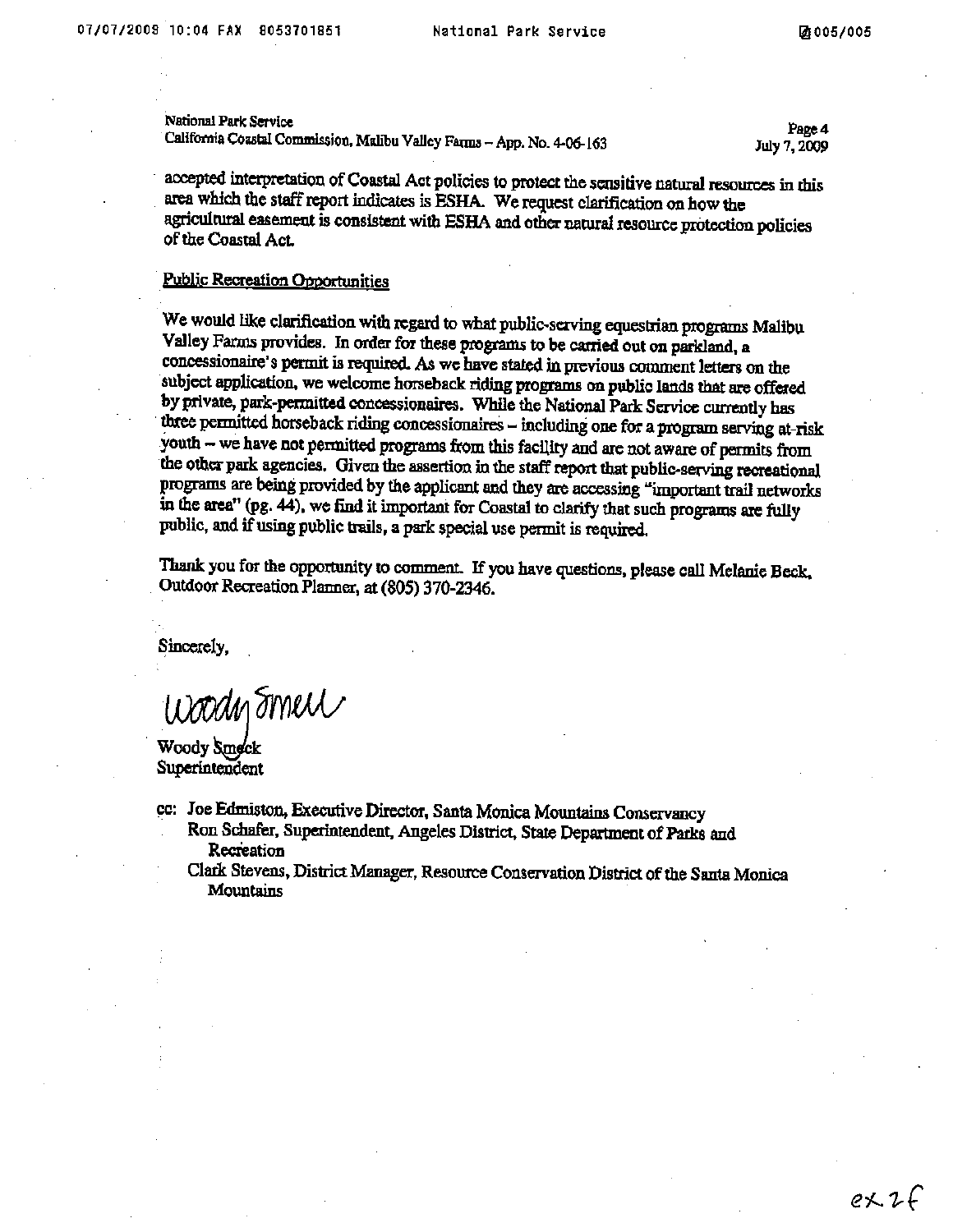accepted interpretation of Coastal Act policies to protect the sensitive natural resources in this area which the staff report indicates is ESHA. We request clarification on how the agricultural easement is consistent with ESHA and other natural resource protection policies of the Coastal Act.

Public Recreation Opportunities

We would like clarification with regard to what public-serving equestrian programs Malibu Valley Farms provides. In order for these programs to be carried out on parkland, a concessionaire's permit is required. As we have stated in previous comment letters on the subject application, we welcome horseback riding programs on public lands that are offered by private, park-permitted concessionaires. While the National Park Service currently has three permitted horseback riding concessionaires – including one for a program serving at-risk youth – we have not permitted programs from this facility and are not aware of permits from the other park agencies. Given the assertion in the staff report that public-serving recreational programs are being provided by the applicant and they are accessing "important trail networks in the area" (pg. 44), we find it important for Coastal to clarify that such programs are fully public, and if using public trails, a park special use permit is required.

Thank you for the opportunity to comment. If you have questions, please call Melanie Beck, Outdoor Recreation Planner, at (805) 370-2346.

Sincerely,

Woody Smeck

Woody Smeck
Superintendent

cc: Joe Edmiston, Executive Director, Santa Monica Mountains Conservancy
Ron Schafer, Superintendent, Angeles District, State Department of Parks and Recreation
Clark Stevens, District Manager, Resource Conservation District of the Santa Monica Mountains

ex.2f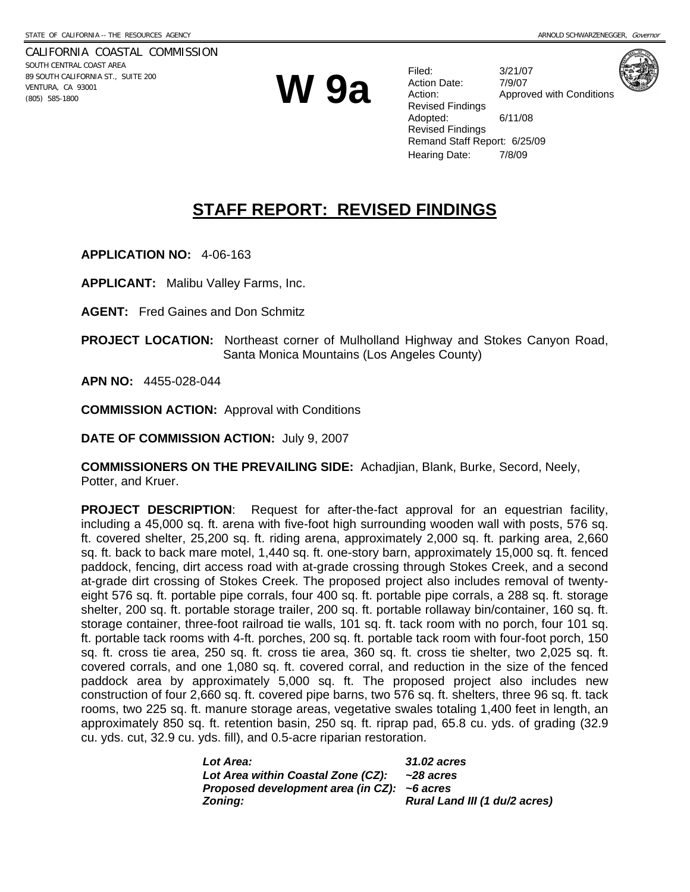STATE OF CALIFORNIA -- THE RESOURCES AGENCY

ARNOLD SCHWARZENEGGER, *Governor*

CALIFORNIA COASTAL COMMISSION
SOUTH CENTRAL COAST AREA
89 SOUTH CALIFORNIA ST., SUITE 200
VENTURA, CA 93001
(805) 585-1800

# W 9a

Filed: 3/21/07
Action Date: 7/9/07
Action: Approved with Conditions
Revised Findings
Adopted: 6/11/08
Revised Findings
Remand Staff Report: 6/25/09
Hearing Date: 7/8/09

## STAFF REPORT: REVISED FINDINGS

**APPLICATION NO:** 4-06-163

**APPLICANT:** Malibu Valley Farms, Inc.

**AGENT:** Fred Gaines and Don Schmitz

**PROJECT LOCATION:** Northeast corner of Mulholland Highway and Stokes Canyon Road, Santa Monica Mountains (Los Angeles County)

**APN NO:** 4455-028-044

**COMMISSION ACTION:** Approval with Conditions

**DATE OF COMMISSION ACTION:** July 9, 2007

**COMMISSIONERS ON THE PREVAILING SIDE:** Achadjian, Blank, Burke, Secord, Neely, Potter, and Kruer.

**PROJECT DESCRIPTION**: Request for after-the-fact approval for an equestrian facility, including a 45,000 sq. ft. arena with five-foot high surrounding wooden wall with posts, 576 sq. ft. covered shelter, 25,200 sq. ft. riding arena, approximately 2,000 sq. ft. parking area, 2,660 sq. ft. back to back mare motel, 1,440 sq. ft. one-story barn, approximately 15,000 sq. ft. fenced paddock, fencing, dirt access road with at-grade crossing through Stokes Creek, and a second at-grade dirt crossing of Stokes Creek. The proposed project also includes removal of twenty-eight 576 sq. ft. portable pipe corrals, four 400 sq. ft. portable pipe corrals, a 288 sq. ft. storage shelter, 200 sq. ft. portable storage trailer, 200 sq. ft. portable rollaway bin/container, 160 sq. ft. storage container, three-foot railroad tie walls, 101 sq. ft. tack room with no porch, four 101 sq. ft. portable tack rooms with 4-ft. porches, 200 sq. ft. portable tack room with four-foot porch, 150 sq. ft. cross tie area, 250 sq. ft. cross tie area, 360 sq. ft. cross tie shelter, two 2,025 sq. ft. covered corrals, and one 1,080 sq. ft. covered corral, and reduction in the size of the fenced paddock area by approximately 5,000 sq. ft. The proposed project also includes new construction of four 2,660 sq. ft. covered pipe barns, two 576 sq. ft. shelters, three 96 sq. ft. tack rooms, two 225 sq. ft. manure storage areas, vegetative swales totaling 1,400 feet in length, an approximately 850 sq. ft. retention basin, 250 sq. ft. riprap pad, 65.8 cu. yds. of grading (32.9 cu. yds. cut, 32.9 cu. yds. fill), and 0.5-acre riparian restoration.

| | |
|---|---|
| ***Lot Area:*** | ***31.02 acres*** |
| ***Lot Area within Coastal Zone (CZ):*** | ***~28 acres*** |
| ***Proposed development area (in CZ):*** | ***~6 acres*** |
| ***Zoning:*** | ***Rural Land III (1 du/2 acres)*** |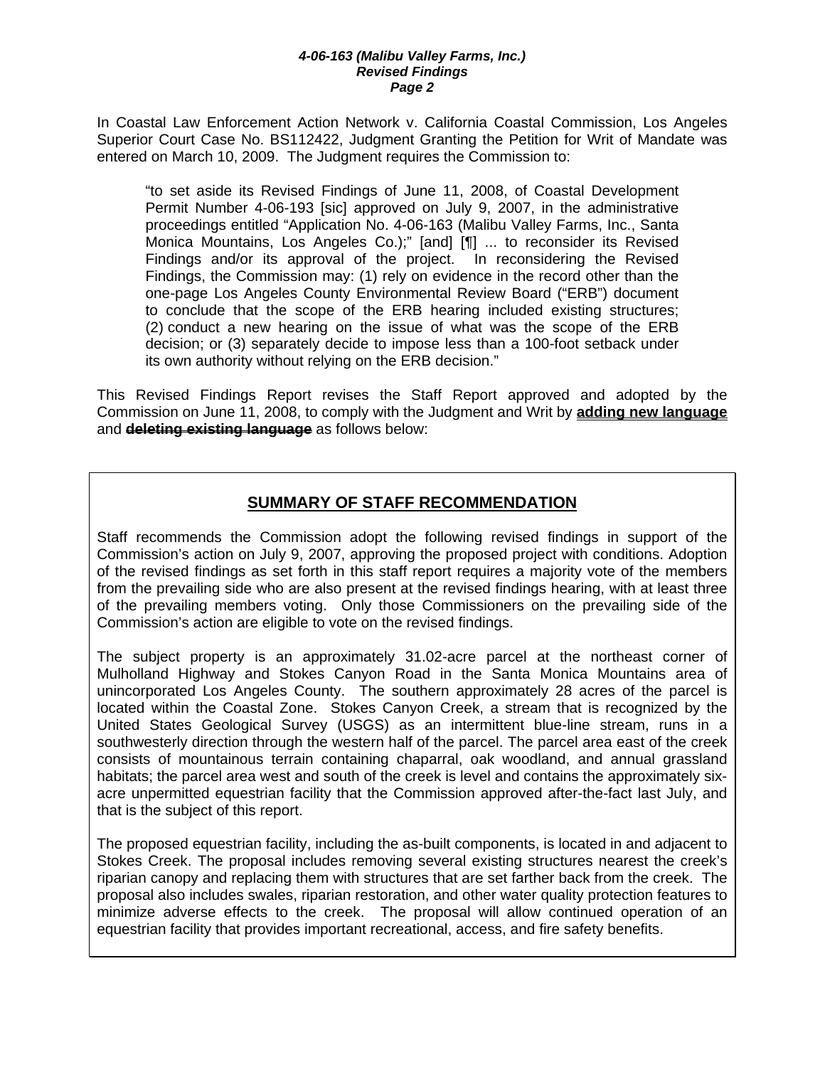In Coastal Law Enforcement Action Network v. California Coastal Commission, Los Angeles Superior Court Case No. BS112422, Judgment Granting the Petition for Writ of Mandate was entered on March 10, 2009. The Judgment requires the Commission to:

> "to set aside its Revised Findings of June 11, 2008, of Coastal Development Permit Number 4-06-193 [sic] approved on July 9, 2007, in the administrative proceedings entitled "Application No. 4-06-163 (Malibu Valley Farms, Inc., Santa Monica Mountains, Los Angeles Co.);" [and] [¶] ... to reconsider its Revised Findings and/or its approval of the project. In reconsidering the Revised Findings, the Commission may: (1) rely on evidence in the record other than the one-page Los Angeles County Environmental Review Board ("ERB") document to conclude that the scope of the ERB hearing included existing structures; (2) conduct a new hearing on the issue of what was the scope of the ERB decision; or (3) separately decide to impose less than a 100-foot setback under its own authority without relying on the ERB decision."

This Revised Findings Report revises the Staff Report approved and adopted by the Commission on June 11, 2008, to comply with the Judgment and Writ by **adding new language** and ~~**deleting existing language**~~ as follows below:

## SUMMARY OF STAFF RECOMMENDATION

Staff recommends the Commission adopt the following revised findings in support of the Commission's action on July 9, 2007, approving the proposed project with conditions. Adoption of the revised findings as set forth in this staff report requires a majority vote of the members from the prevailing side who are also present at the revised findings hearing, with at least three of the prevailing members voting. Only those Commissioners on the prevailing side of the Commission's action are eligible to vote on the revised findings.

The subject property is an approximately 31.02-acre parcel at the northeast corner of Mulholland Highway and Stokes Canyon Road in the Santa Monica Mountains area of unincorporated Los Angeles County. The southern approximately 28 acres of the parcel is located within the Coastal Zone. Stokes Canyon Creek, a stream that is recognized by the United States Geological Survey (USGS) as an intermittent blue-line stream, runs in a southwesterly direction through the western half of the parcel. The parcel area east of the creek consists of mountainous terrain containing chaparral, oak woodland, and annual grassland habitats; the parcel area west and south of the creek is level and contains the approximately six-acre unpermitted equestrian facility that the Commission approved after-the-fact last July, and that is the subject of this report.

The proposed equestrian facility, including the as-built components, is located in and adjacent to Stokes Creek. The proposal includes removing several existing structures nearest the creek's riparian canopy and replacing them with structures that are set farther back from the creek. The proposal also includes swales, riparian restoration, and other water quality protection features to minimize adverse effects to the creek. The proposal will allow continued operation of an equestrian facility that provides important recreational, access, and fire safety benefits.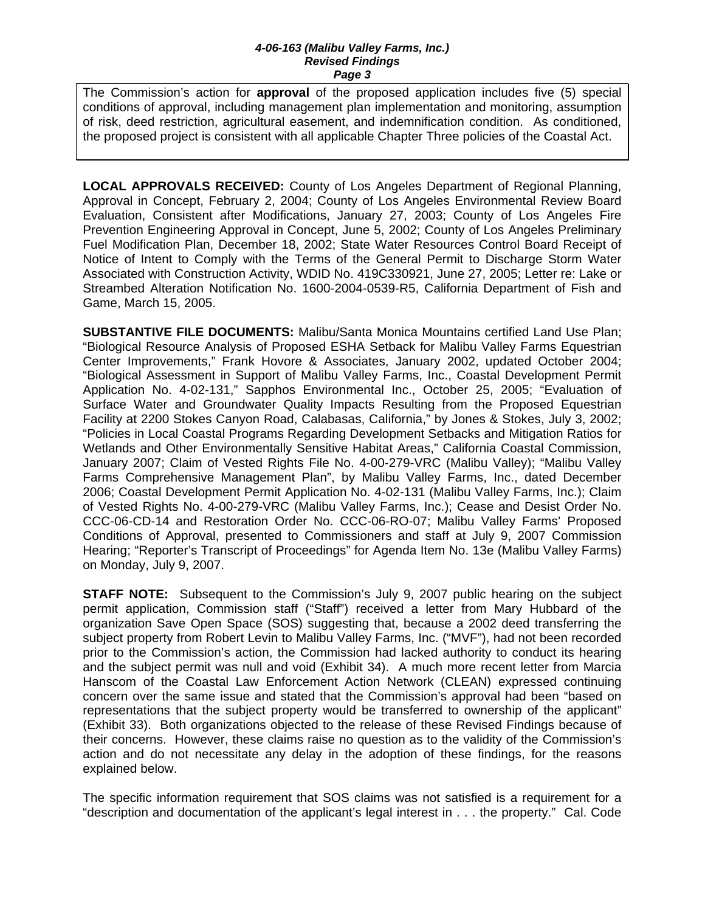The Commission's action for **approval** of the proposed application includes five (5) special conditions of approval, including management plan implementation and monitoring, assumption of risk, deed restriction, agricultural easement, and indemnification condition. As conditioned, the proposed project is consistent with all applicable Chapter Three policies of the Coastal Act.

**LOCAL APPROVALS RECEIVED:** County of Los Angeles Department of Regional Planning, Approval in Concept, February 2, 2004; County of Los Angeles Environmental Review Board Evaluation, Consistent after Modifications, January 27, 2003; County of Los Angeles Fire Prevention Engineering Approval in Concept, June 5, 2002; County of Los Angeles Preliminary Fuel Modification Plan, December 18, 2002; State Water Resources Control Board Receipt of Notice of Intent to Comply with the Terms of the General Permit to Discharge Storm Water Associated with Construction Activity, WDID No. 419C330921, June 27, 2005; Letter re: Lake or Streambed Alteration Notification No. 1600-2004-0539-R5, California Department of Fish and Game, March 15, 2005.

**SUBSTANTIVE FILE DOCUMENTS:** Malibu/Santa Monica Mountains certified Land Use Plan; "Biological Resource Analysis of Proposed ESHA Setback for Malibu Valley Farms Equestrian Center Improvements," Frank Hovore & Associates, January 2002, updated October 2004; "Biological Assessment in Support of Malibu Valley Farms, Inc., Coastal Development Permit Application No. 4-02-131," Sapphos Environmental Inc., October 25, 2005; "Evaluation of Surface Water and Groundwater Quality Impacts Resulting from the Proposed Equestrian Facility at 2200 Stokes Canyon Road, Calabasas, California," by Jones & Stokes, July 3, 2002; "Policies in Local Coastal Programs Regarding Development Setbacks and Mitigation Ratios for Wetlands and Other Environmentally Sensitive Habitat Areas," California Coastal Commission, January 2007; Claim of Vested Rights File No. 4-00-279-VRC (Malibu Valley); "Malibu Valley Farms Comprehensive Management Plan", by Malibu Valley Farms, Inc., dated December 2006; Coastal Development Permit Application No. 4-02-131 (Malibu Valley Farms, Inc.); Claim of Vested Rights No. 4-00-279-VRC (Malibu Valley Farms, Inc.); Cease and Desist Order No. CCC-06-CD-14 and Restoration Order No. CCC-06-RO-07; Malibu Valley Farms' Proposed Conditions of Approval, presented to Commissioners and staff at July 9, 2007 Commission Hearing; "Reporter's Transcript of Proceedings" for Agenda Item No. 13e (Malibu Valley Farms) on Monday, July 9, 2007.

**STAFF NOTE:** Subsequent to the Commission's July 9, 2007 public hearing on the subject permit application, Commission staff ("Staff") received a letter from Mary Hubbard of the organization Save Open Space (SOS) suggesting that, because a 2002 deed transferring the subject property from Robert Levin to Malibu Valley Farms, Inc. ("MVF"), had not been recorded prior to the Commission's action, the Commission had lacked authority to conduct its hearing and the subject permit was null and void (Exhibit 34). A much more recent letter from Marcia Hanscom of the Coastal Law Enforcement Action Network (CLEAN) expressed continuing concern over the same issue and stated that the Commission's approval had been "based on representations that the subject property would be transferred to ownership of the applicant" (Exhibit 33). Both organizations objected to the release of these Revised Findings because of their concerns. However, these claims raise no question as to the validity of the Commission's action and do not necessitate any delay in the adoption of these findings, for the reasons explained below.

The specific information requirement that SOS claims was not satisfied is a requirement for a "description and documentation of the applicant's legal interest in . . . the property." Cal. Code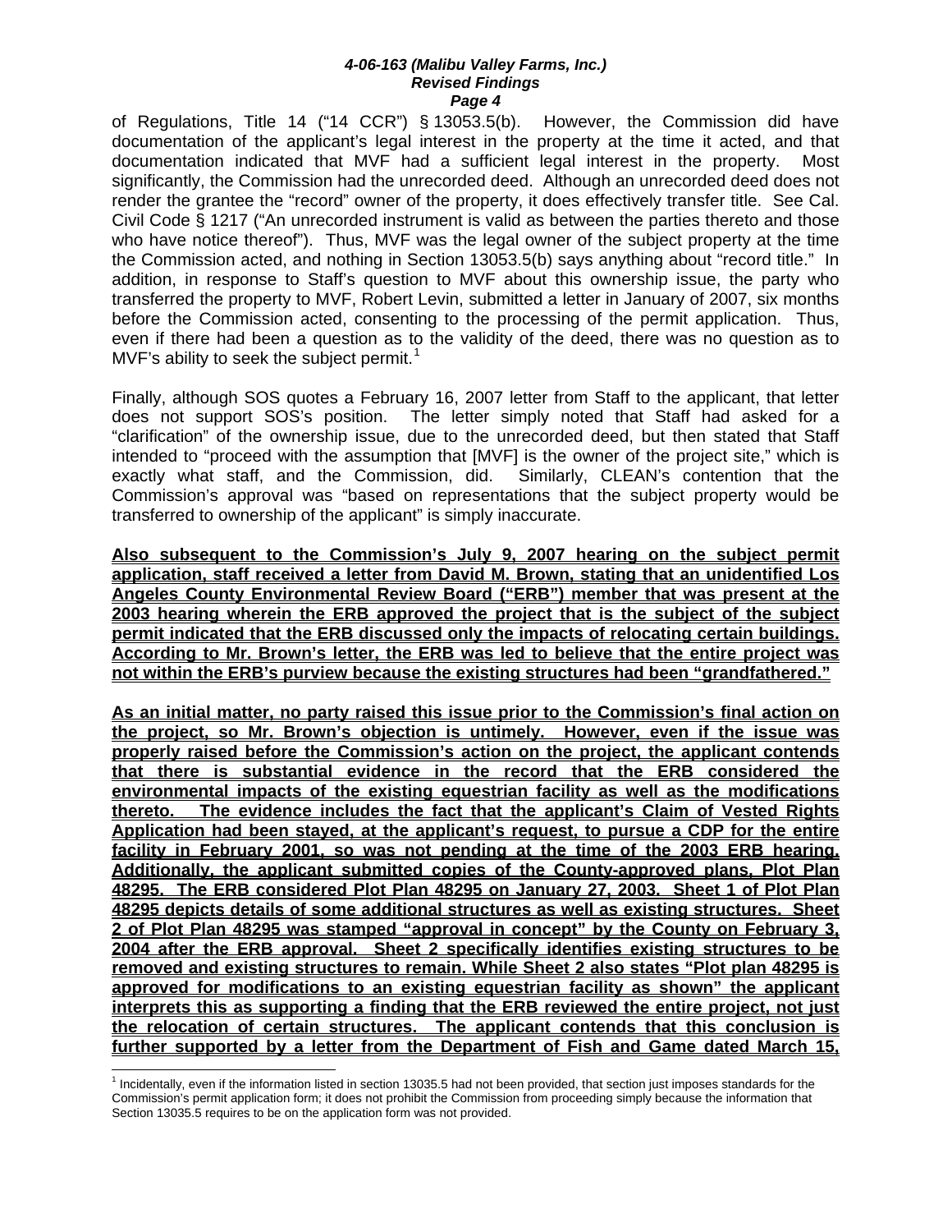of Regulations, Title 14 ("14 CCR") § 13053.5(b). However, the Commission did have documentation of the applicant's legal interest in the property at the time it acted, and that documentation indicated that MVF had a sufficient legal interest in the property. Most significantly, the Commission had the unrecorded deed. Although an unrecorded deed does not render the grantee the "record" owner of the property, it does effectively transfer title. See Cal. Civil Code § 1217 ("An unrecorded instrument is valid as between the parties thereto and those who have notice thereof"). Thus, MVF was the legal owner of the subject property at the time the Commission acted, and nothing in Section 13053.5(b) says anything about "record title." In addition, in response to Staff's question to MVF about this ownership issue, the party who transferred the property to MVF, Robert Levin, submitted a letter in January of 2007, six months before the Commission acted, consenting to the processing of the permit application. Thus, even if there had been a question as to the validity of the deed, there was no question as to MVF's ability to seek the subject permit.[1]

Finally, although SOS quotes a February 16, 2007 letter from Staff to the applicant, that letter does not support SOS's position. The letter simply noted that Staff had asked for a "clarification" of the ownership issue, due to the unrecorded deed, but then stated that Staff intended to "proceed with the assumption that [MVF] is the owner of the project site," which is exactly what staff, and the Commission, did. Similarly, CLEAN's contention that the Commission's approval was "based on representations that the subject property would be transferred to ownership of the applicant" is simply inaccurate.

**Also subsequent to the Commission's July 9, 2007 hearing on the subject permit application, staff received a letter from David M. Brown, stating that an unidentified Los Angeles County Environmental Review Board ("ERB") member that was present at the 2003 hearing wherein the ERB approved the project that is the subject of the subject permit indicated that the ERB discussed only the impacts of relocating certain buildings. According to Mr. Brown's letter, the ERB was led to believe that the entire project was not within the ERB's purview because the existing structures had been "grandfathered."**

**As an initial matter, no party raised this issue prior to the Commission's final action on the project, so Mr. Brown's objection is untimely. However, even if the issue was properly raised before the Commission's action on the project, the applicant contends that there is substantial evidence in the record that the ERB considered the environmental impacts of the existing equestrian facility as well as the modifications thereto. The evidence includes the fact that the applicant's Claim of Vested Rights Application had been stayed, at the applicant's request, to pursue a CDP for the entire facility in February 2001, so was not pending at the time of the 2003 ERB hearing. Additionally, the applicant submitted copies of the County-approved plans, Plot Plan 48295. The ERB considered Plot Plan 48295 on January 27, 2003. Sheet 1 of Plot Plan 48295 depicts details of some additional structures as well as existing structures. Sheet 2 of Plot Plan 48295 was stamped "approval in concept" by the County on February 3, 2004 after the ERB approval. Sheet 2 specifically identifies existing structures to be removed and existing structures to remain. While Sheet 2 also states "Plot plan 48295 is approved for modifications to an existing equestrian facility as shown" the applicant interprets this as supporting a finding that the ERB reviewed the entire project, not just the relocation of certain structures. The applicant contends that this conclusion is further supported by a letter from the Department of Fish and Game dated March 15,**

[1] Incidentally, even if the information listed in section 13035.5 had not been provided, that section just imposes standards for the Commission's permit application form; it does not prohibit the Commission from proceeding simply because the information that Section 13035.5 requires to be on the application form was not provided.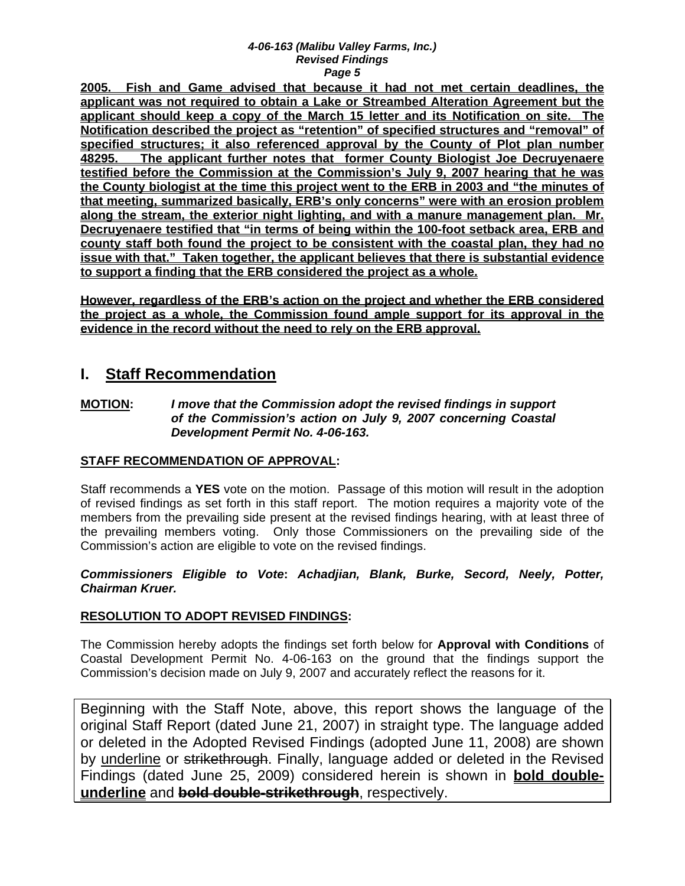**2005. Fish and Game advised that because it had not met certain deadlines, the applicant was not required to obtain a Lake or Streambed Alteration Agreement but the applicant should keep a copy of the March 15 letter and its Notification on site. The Notification described the project as "retention" of specified structures and "removal" of specified structures; it also referenced approval by the County of Plot plan number 48295. The applicant further notes that former County Biologist Joe Decruyenaere testified before the Commission at the Commission's July 9, 2007 hearing that he was the County biologist at the time this project went to the ERB in 2003 and "the minutes of that meeting, summarized basically, ERB's only concerns" were with an erosion problem along the stream, the exterior night lighting, and with a manure management plan. Mr. Decruyenaere testified that "in terms of being within the 100-foot setback area, ERB and county staff both found the project to be consistent with the coastal plan, they had no issue with that." Taken together, the applicant believes that there is substantial evidence to support a finding that the ERB considered the project as a whole.**

**However, regardless of the ERB's action on the project and whether the ERB considered the project as a whole, the Commission found ample support for its approval in the evidence in the record without the need to rely on the ERB approval.**

## I. Staff Recommendation

**MOTION:** ***I move that the Commission adopt the revised findings in support of the Commission's action on July 9, 2007 concerning Coastal Development Permit No. 4-06-163.***

**STAFF RECOMMENDATION OF APPROVAL:**

Staff recommends a **YES** vote on the motion. Passage of this motion will result in the adoption of revised findings as set forth in this staff report. The motion requires a majority vote of the members from the prevailing side present at the revised findings hearing, with at least three of the prevailing members voting. Only those Commissioners on the prevailing side of the Commission's action are eligible to vote on the revised findings.

***Commissioners Eligible to Vote: Achadjian, Blank, Burke, Secord, Neely, Potter, Chairman Kruer.***

**RESOLUTION TO ADOPT REVISED FINDINGS:**

The Commission hereby adopts the findings set forth below for **Approval with Conditions** of Coastal Development Permit No. 4-06-163 on the ground that the findings support the Commission's decision made on July 9, 2007 and accurately reflect the reasons for it.

Beginning with the Staff Note, above, this report shows the language of the original Staff Report (dated June 21, 2007) in straight type. The language added or deleted in the Adopted Revised Findings (adopted June 11, 2008) are shown by underline or ~~strikethrough~~. Finally, language added or deleted in the Revised Findings (dated June 25, 2009) considered herein is shown in **bold double-underline** and **~~bold double-strikethrough~~**, respectively.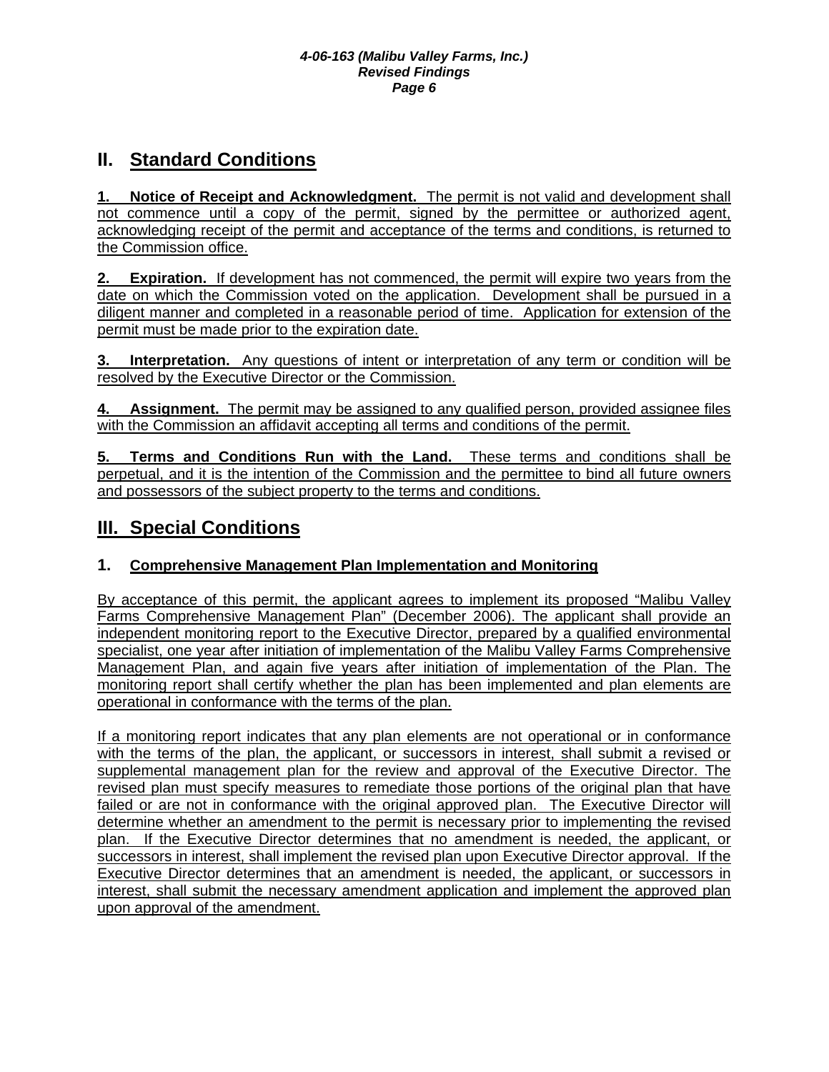## II. Standard Conditions

**1. Notice of Receipt and Acknowledgment.** The permit is not valid and development shall not commence until a copy of the permit, signed by the permittee or authorized agent, acknowledging receipt of the permit and acceptance of the terms and conditions, is returned to the Commission office.

**2. Expiration.** If development has not commenced, the permit will expire two years from the date on which the Commission voted on the application. Development shall be pursued in a diligent manner and completed in a reasonable period of time. Application for extension of the permit must be made prior to the expiration date.

**3. Interpretation.** Any questions of intent or interpretation of any term or condition will be resolved by the Executive Director or the Commission.

**4. Assignment.** The permit may be assigned to any qualified person, provided assignee files with the Commission an affidavit accepting all terms and conditions of the permit.

**5. Terms and Conditions Run with the Land.** These terms and conditions shall be perpetual, and it is the intention of the Commission and the permittee to bind all future owners and possessors of the subject property to the terms and conditions.

## III. Special Conditions

### 1. Comprehensive Management Plan Implementation and Monitoring

By acceptance of this permit, the applicant agrees to implement its proposed "Malibu Valley Farms Comprehensive Management Plan" (December 2006). The applicant shall provide an independent monitoring report to the Executive Director, prepared by a qualified environmental specialist, one year after initiation of implementation of the Malibu Valley Farms Comprehensive Management Plan, and again five years after initiation of implementation of the Plan. The monitoring report shall certify whether the plan has been implemented and plan elements are operational in conformance with the terms of the plan.

If a monitoring report indicates that any plan elements are not operational or in conformance with the terms of the plan, the applicant, or successors in interest, shall submit a revised or supplemental management plan for the review and approval of the Executive Director. The revised plan must specify measures to remediate those portions of the original plan that have failed or are not in conformance with the original approved plan. The Executive Director will determine whether an amendment to the permit is necessary prior to implementing the revised plan. If the Executive Director determines that no amendment is needed, the applicant, or successors in interest, shall implement the revised plan upon Executive Director approval. If the Executive Director determines that an amendment is needed, the applicant, or successors in interest, shall submit the necessary amendment application and implement the approved plan upon approval of the amendment.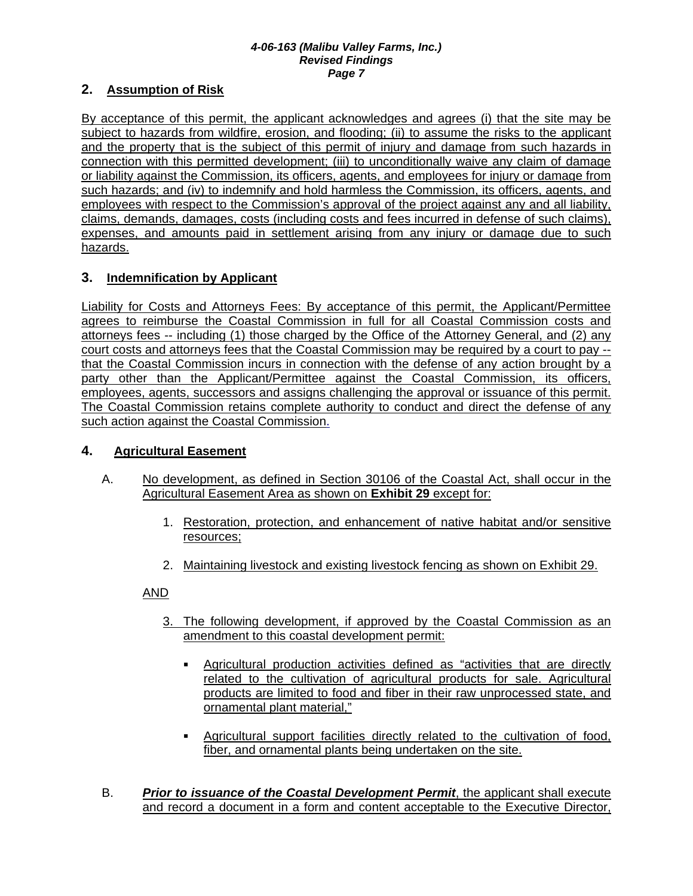## 2. Assumption of Risk

By acceptance of this permit, the applicant acknowledges and agrees (i) that the site may be subject to hazards from wildfire, erosion, and flooding; (ii) to assume the risks to the applicant and the property that is the subject of this permit of injury and damage from such hazards in connection with this permitted development; (iii) to unconditionally waive any claim of damage or liability against the Commission, its officers, agents, and employees for injury or damage from such hazards; and (iv) to indemnify and hold harmless the Commission, its officers, agents, and employees with respect to the Commission's approval of the project against any and all liability, claims, demands, damages, costs (including costs and fees incurred in defense of such claims), expenses, and amounts paid in settlement arising from any injury or damage due to such hazards.

## 3. Indemnification by Applicant

Liability for Costs and Attorneys Fees: By acceptance of this permit, the Applicant/Permittee agrees to reimburse the Coastal Commission in full for all Coastal Commission costs and attorneys fees -- including (1) those charged by the Office of the Attorney General, and (2) any court costs and attorneys fees that the Coastal Commission may be required by a court to pay -- that the Coastal Commission incurs in connection with the defense of any action brought by a party other than the Applicant/Permittee against the Coastal Commission, its officers, employees, agents, successors and assigns challenging the approval or issuance of this permit. The Coastal Commission retains complete authority to conduct and direct the defense of any such action against the Coastal Commission.

## 4. Agricultural Easement

A. No development, as defined in Section 30106 of the Coastal Act, shall occur in the Agricultural Easement Area as shown on **Exhibit 29** except for:

1. Restoration, protection, and enhancement of native habitat and/or sensitive resources;
2. Maintaining livestock and existing livestock fencing as shown on Exhibit 29.

AND

3. The following development, if approved by the Coastal Commission as an amendment to this coastal development permit:
   - Agricultural production activities defined as "activities that are directly related to the cultivation of agricultural products for sale. Agricultural products are limited to food and fiber in their raw unprocessed state, and ornamental plant material,"
   - Agricultural support facilities directly related to the cultivation of food, fiber, and ornamental plants being undertaken on the site.

B. ***Prior to issuance of the Coastal Development Permit***, the applicant shall execute and record a document in a form and content acceptable to the Executive Director,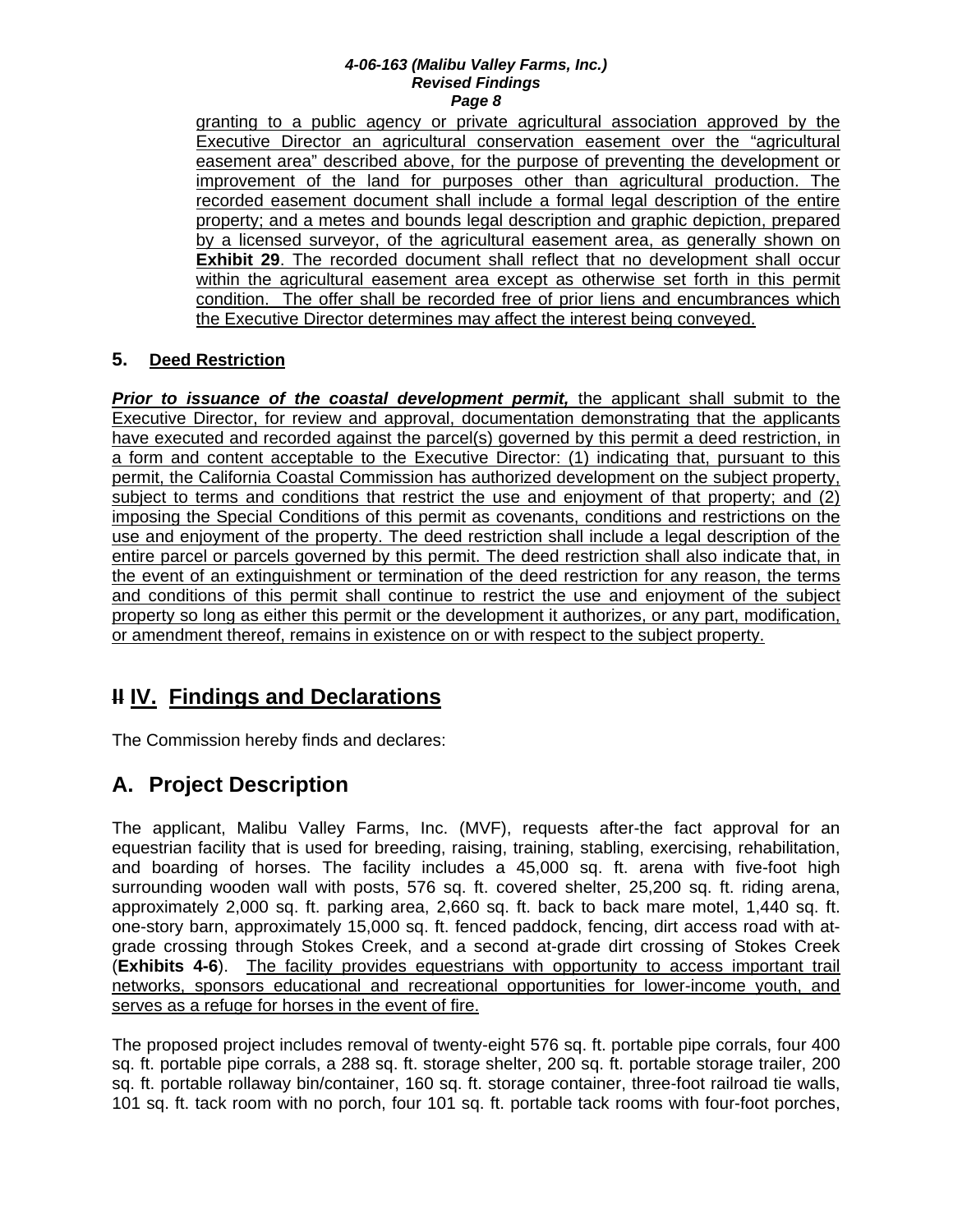granting to a public agency or private agricultural association approved by the Executive Director an agricultural conservation easement over the "agricultural easement area" described above, for the purpose of preventing the development or improvement of the land for purposes other than agricultural production. The recorded easement document shall include a formal legal description of the entire property; and a metes and bounds legal description and graphic depiction, prepared by a licensed surveyor, of the agricultural easement area, as generally shown on **Exhibit 29**. The recorded document shall reflect that no development shall occur within the agricultural easement area except as otherwise set forth in this permit condition. The offer shall be recorded free of prior liens and encumbrances which the Executive Director determines may affect the interest being conveyed.

### 5. Deed Restriction

***Prior to issuance of the coastal development permit,*** the applicant shall submit to the Executive Director, for review and approval, documentation demonstrating that the applicants have executed and recorded against the parcel(s) governed by this permit a deed restriction, in a form and content acceptable to the Executive Director: (1) indicating that, pursuant to this permit, the California Coastal Commission has authorized development on the subject property, subject to terms and conditions that restrict the use and enjoyment of that property; and (2) imposing the Special Conditions of this permit as covenants, conditions and restrictions on the use and enjoyment of the property. The deed restriction shall include a legal description of the entire parcel or parcels governed by this permit. The deed restriction shall also indicate that, in the event of an extinguishment or termination of the deed restriction for any reason, the terms and conditions of this permit shall continue to restrict the use and enjoyment of the subject property so long as either this permit or the development it authorizes, or any part, modification, or amendment thereof, remains in existence on or with respect to the subject property.

## ~~II~~ IV. Findings and Declarations

The Commission hereby finds and declares:

## A. Project Description

The applicant, Malibu Valley Farms, Inc. (MVF), requests after-the fact approval for an equestrian facility that is used for breeding, raising, training, stabling, exercising, rehabilitation, and boarding of horses. The facility includes a 45,000 sq. ft. arena with five-foot high surrounding wooden wall with posts, 576 sq. ft. covered shelter, 25,200 sq. ft. riding arena, approximately 2,000 sq. ft. parking area, 2,660 sq. ft. back to back mare motel, 1,440 sq. ft. one-story barn, approximately 15,000 sq. ft. fenced paddock, fencing, dirt access road with at-grade crossing through Stokes Creek, and a second at-grade dirt crossing of Stokes Creek (**Exhibits 4-6**). The facility provides equestrians with opportunity to access important trail networks, sponsors educational and recreational opportunities for lower-income youth, and serves as a refuge for horses in the event of fire.

The proposed project includes removal of twenty-eight 576 sq. ft. portable pipe corrals, four 400 sq. ft. portable pipe corrals, a 288 sq. ft. storage shelter, 200 sq. ft. portable storage trailer, 200 sq. ft. portable rollaway bin/container, 160 sq. ft. storage container, three-foot railroad tie walls, 101 sq. ft. tack room with no porch, four 101 sq. ft. portable tack rooms with four-foot porches,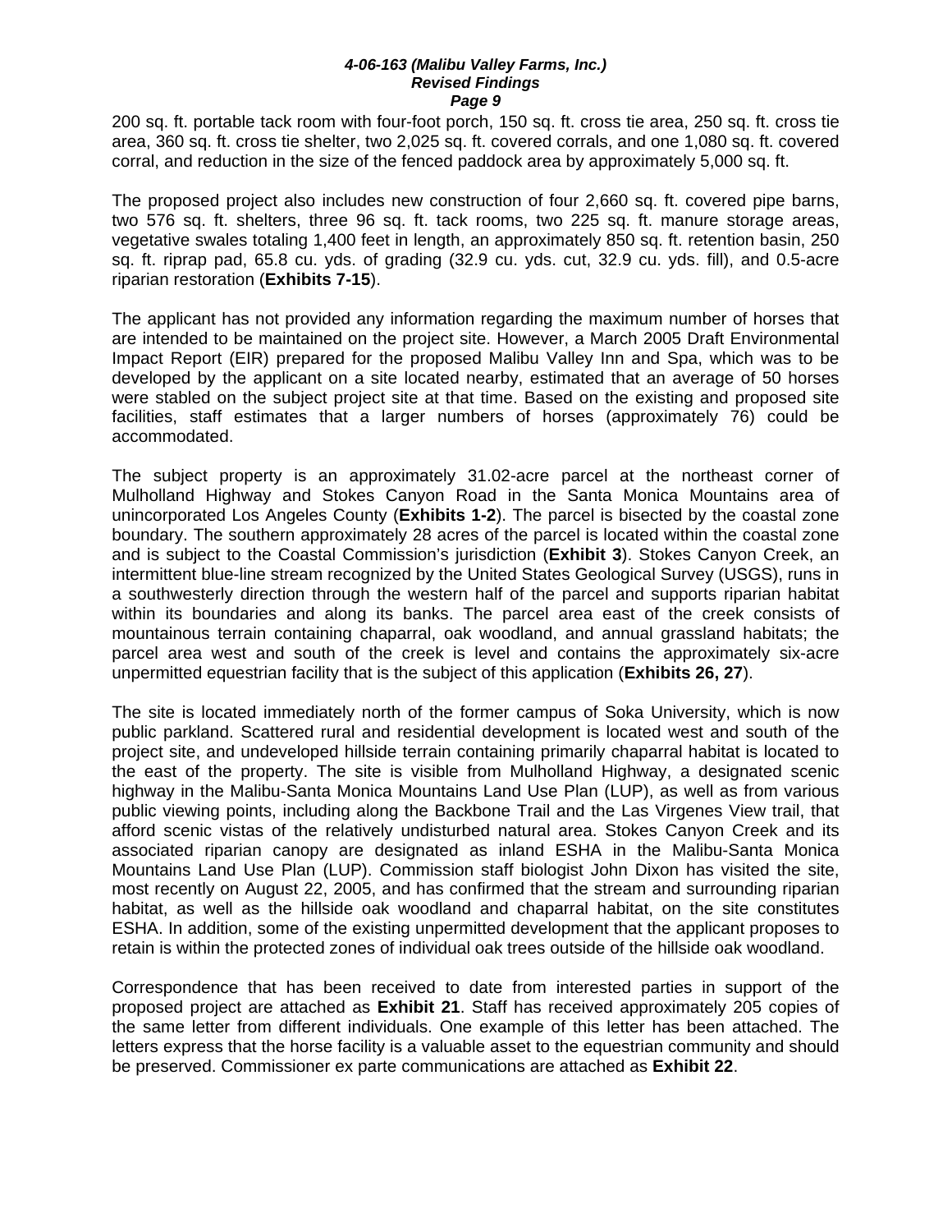200 sq. ft. portable tack room with four-foot porch, 150 sq. ft. cross tie area, 250 sq. ft. cross tie area, 360 sq. ft. cross tie shelter, two 2,025 sq. ft. covered corrals, and one 1,080 sq. ft. covered corral, and reduction in the size of the fenced paddock area by approximately 5,000 sq. ft.

The proposed project also includes new construction of four 2,660 sq. ft. covered pipe barns, two 576 sq. ft. shelters, three 96 sq. ft. tack rooms, two 225 sq. ft. manure storage areas, vegetative swales totaling 1,400 feet in length, an approximately 850 sq. ft. retention basin, 250 sq. ft. riprap pad, 65.8 cu. yds. of grading (32.9 cu. yds. cut, 32.9 cu. yds. fill), and 0.5-acre riparian restoration (**Exhibits 7-15**).

The applicant has not provided any information regarding the maximum number of horses that are intended to be maintained on the project site. However, a March 2005 Draft Environmental Impact Report (EIR) prepared for the proposed Malibu Valley Inn and Spa, which was to be developed by the applicant on a site located nearby, estimated that an average of 50 horses were stabled on the subject project site at that time. Based on the existing and proposed site facilities, staff estimates that a larger numbers of horses (approximately 76) could be accommodated.

The subject property is an approximately 31.02-acre parcel at the northeast corner of Mulholland Highway and Stokes Canyon Road in the Santa Monica Mountains area of unincorporated Los Angeles County (**Exhibits 1-2**). The parcel is bisected by the coastal zone boundary. The southern approximately 28 acres of the parcel is located within the coastal zone and is subject to the Coastal Commission's jurisdiction (**Exhibit 3**). Stokes Canyon Creek, an intermittent blue-line stream recognized by the United States Geological Survey (USGS), runs in a southwesterly direction through the western half of the parcel and supports riparian habitat within its boundaries and along its banks. The parcel area east of the creek consists of mountainous terrain containing chaparral, oak woodland, and annual grassland habitats; the parcel area west and south of the creek is level and contains the approximately six-acre unpermitted equestrian facility that is the subject of this application (**Exhibits 26, 27**).

The site is located immediately north of the former campus of Soka University, which is now public parkland. Scattered rural and residential development is located west and south of the project site, and undeveloped hillside terrain containing primarily chaparral habitat is located to the east of the property. The site is visible from Mulholland Highway, a designated scenic highway in the Malibu-Santa Monica Mountains Land Use Plan (LUP), as well as from various public viewing points, including along the Backbone Trail and the Las Virgenes View trail, that afford scenic vistas of the relatively undisturbed natural area. Stokes Canyon Creek and its associated riparian canopy are designated as inland ESHA in the Malibu-Santa Monica Mountains Land Use Plan (LUP). Commission staff biologist John Dixon has visited the site, most recently on August 22, 2005, and has confirmed that the stream and surrounding riparian habitat, as well as the hillside oak woodland and chaparral habitat, on the site constitutes ESHA. In addition, some of the existing unpermitted development that the applicant proposes to retain is within the protected zones of individual oak trees outside of the hillside oak woodland.

Correspondence that has been received to date from interested parties in support of the proposed project are attached as **Exhibit 21**. Staff has received approximately 205 copies of the same letter from different individuals. One example of this letter has been attached. The letters express that the horse facility is a valuable asset to the equestrian community and should be preserved. Commissioner ex parte communications are attached as **Exhibit 22**.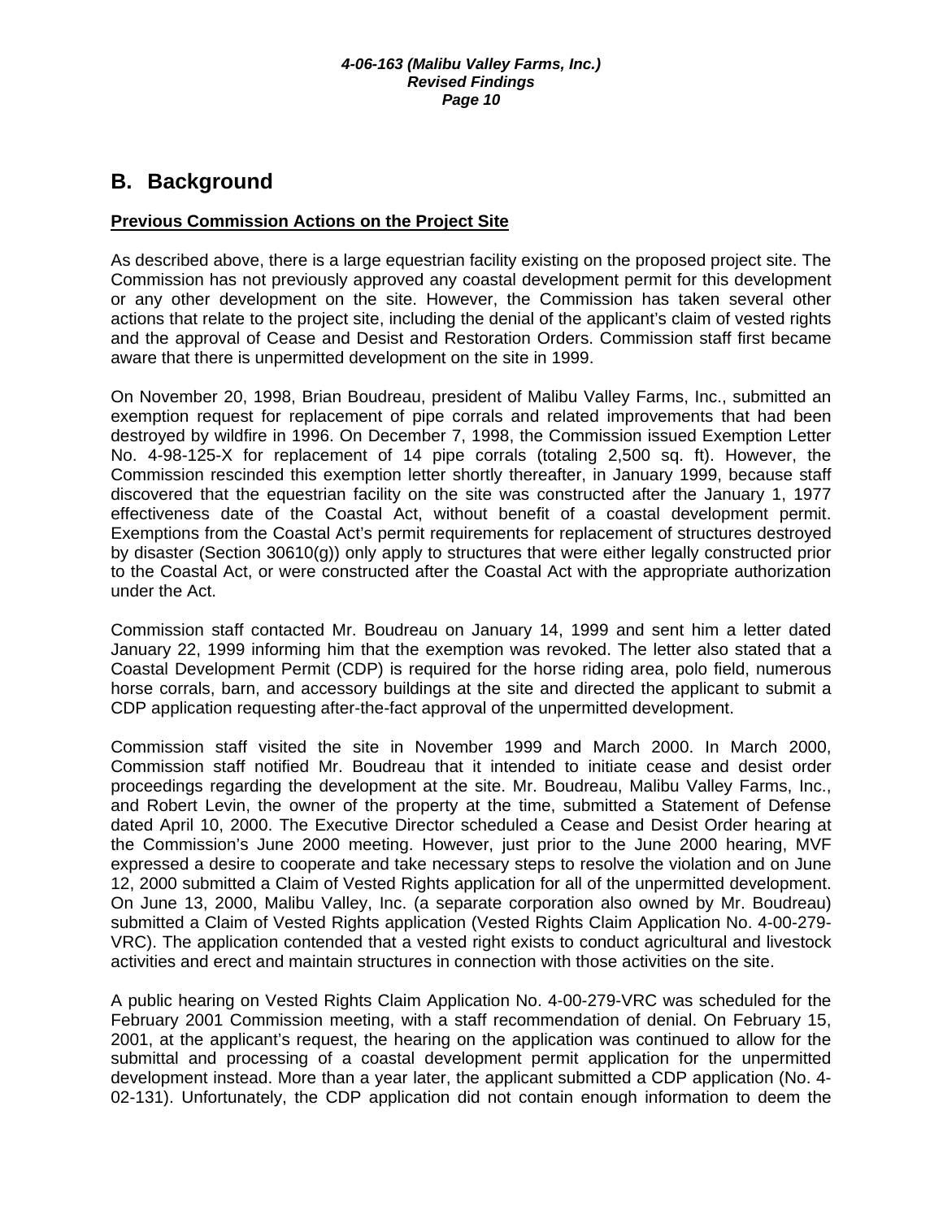## B. Background

**Previous Commission Actions on the Project Site**

As described above, there is a large equestrian facility existing on the proposed project site. The Commission has not previously approved any coastal development permit for this development or any other development on the site. However, the Commission has taken several other actions that relate to the project site, including the denial of the applicant's claim of vested rights and the approval of Cease and Desist and Restoration Orders. Commission staff first became aware that there is unpermitted development on the site in 1999.

On November 20, 1998, Brian Boudreau, president of Malibu Valley Farms, Inc., submitted an exemption request for replacement of pipe corrals and related improvements that had been destroyed by wildfire in 1996. On December 7, 1998, the Commission issued Exemption Letter No. 4-98-125-X for replacement of 14 pipe corrals (totaling 2,500 sq. ft). However, the Commission rescinded this exemption letter shortly thereafter, in January 1999, because staff discovered that the equestrian facility on the site was constructed after the January 1, 1977 effectiveness date of the Coastal Act, without benefit of a coastal development permit. Exemptions from the Coastal Act's permit requirements for replacement of structures destroyed by disaster (Section 30610(g)) only apply to structures that were either legally constructed prior to the Coastal Act, or were constructed after the Coastal Act with the appropriate authorization under the Act.

Commission staff contacted Mr. Boudreau on January 14, 1999 and sent him a letter dated January 22, 1999 informing him that the exemption was revoked. The letter also stated that a Coastal Development Permit (CDP) is required for the horse riding area, polo field, numerous horse corrals, barn, and accessory buildings at the site and directed the applicant to submit a CDP application requesting after-the-fact approval of the unpermitted development.

Commission staff visited the site in November 1999 and March 2000. In March 2000, Commission staff notified Mr. Boudreau that it intended to initiate cease and desist order proceedings regarding the development at the site. Mr. Boudreau, Malibu Valley Farms, Inc., and Robert Levin, the owner of the property at the time, submitted a Statement of Defense dated April 10, 2000. The Executive Director scheduled a Cease and Desist Order hearing at the Commission's June 2000 meeting. However, just prior to the June 2000 hearing, MVF expressed a desire to cooperate and take necessary steps to resolve the violation and on June 12, 2000 submitted a Claim of Vested Rights application for all of the unpermitted development. On June 13, 2000, Malibu Valley, Inc. (a separate corporation also owned by Mr. Boudreau) submitted a Claim of Vested Rights application (Vested Rights Claim Application No. 4-00-279-VRC). The application contended that a vested right exists to conduct agricultural and livestock activities and erect and maintain structures in connection with those activities on the site.

A public hearing on Vested Rights Claim Application No. 4-00-279-VRC was scheduled for the February 2001 Commission meeting, with a staff recommendation of denial. On February 15, 2001, at the applicant's request, the hearing on the application was continued to allow for the submittal and processing of a coastal development permit application for the unpermitted development instead. More than a year later, the applicant submitted a CDP application (No. 4-02-131). Unfortunately, the CDP application did not contain enough information to deem the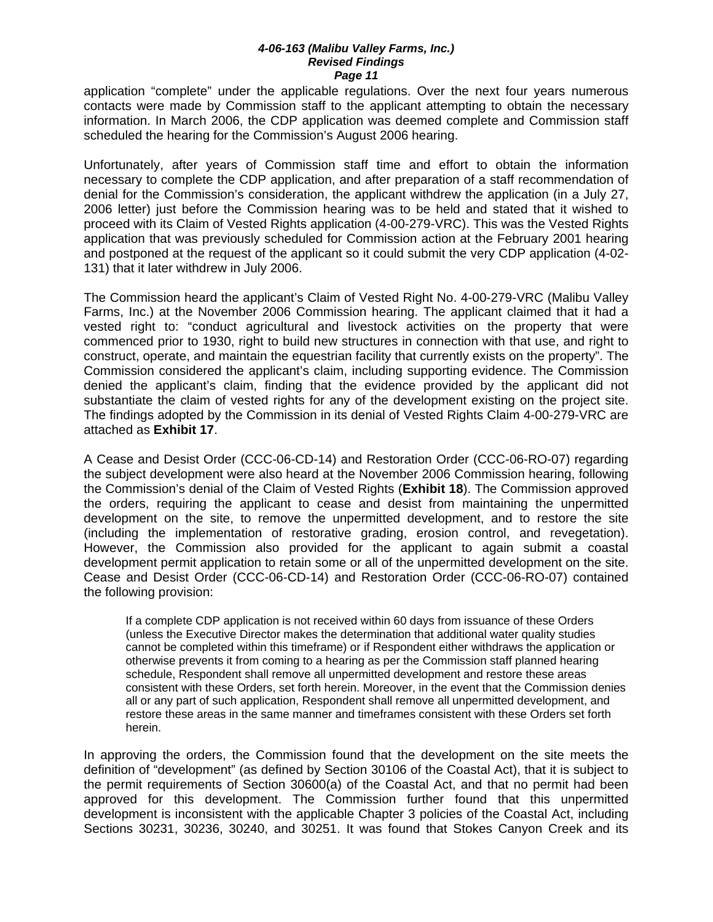application "complete" under the applicable regulations. Over the next four years numerous contacts were made by Commission staff to the applicant attempting to obtain the necessary information. In March 2006, the CDP application was deemed complete and Commission staff scheduled the hearing for the Commission's August 2006 hearing.

Unfortunately, after years of Commission staff time and effort to obtain the information necessary to complete the CDP application, and after preparation of a staff recommendation of denial for the Commission's consideration, the applicant withdrew the application (in a July 27, 2006 letter) just before the Commission hearing was to be held and stated that it wished to proceed with its Claim of Vested Rights application (4-00-279-VRC). This was the Vested Rights application that was previously scheduled for Commission action at the February 2001 hearing and postponed at the request of the applicant so it could submit the very CDP application (4-02-131) that it later withdrew in July 2006.

The Commission heard the applicant's Claim of Vested Right No. 4-00-279-VRC (Malibu Valley Farms, Inc.) at the November 2006 Commission hearing. The applicant claimed that it had a vested right to: "conduct agricultural and livestock activities on the property that were commenced prior to 1930, right to build new structures in connection with that use, and right to construct, operate, and maintain the equestrian facility that currently exists on the property". The Commission considered the applicant's claim, including supporting evidence. The Commission denied the applicant's claim, finding that the evidence provided by the applicant did not substantiate the claim of vested rights for any of the development existing on the project site. The findings adopted by the Commission in its denial of Vested Rights Claim 4-00-279-VRC are attached as **Exhibit 17**.

A Cease and Desist Order (CCC-06-CD-14) and Restoration Order (CCC-06-RO-07) regarding the subject development were also heard at the November 2006 Commission hearing, following the Commission's denial of the Claim of Vested Rights (**Exhibit 18**). The Commission approved the orders, requiring the applicant to cease and desist from maintaining the unpermitted development on the site, to remove the unpermitted development, and to restore the site (including the implementation of restorative grading, erosion control, and revegetation). However, the Commission also provided for the applicant to again submit a coastal development permit application to retain some or all of the unpermitted development on the site. Cease and Desist Order (CCC-06-CD-14) and Restoration Order (CCC-06-RO-07) contained the following provision:

> If a complete CDP application is not received within 60 days from issuance of these Orders (unless the Executive Director makes the determination that additional water quality studies cannot be completed within this timeframe) or if Respondent either withdraws the application or otherwise prevents it from coming to a hearing as per the Commission staff planned hearing schedule, Respondent shall remove all unpermitted development and restore these areas consistent with these Orders, set forth herein. Moreover, in the event that the Commission denies all or any part of such application, Respondent shall remove all unpermitted development, and restore these areas in the same manner and timeframes consistent with these Orders set forth herein.

In approving the orders, the Commission found that the development on the site meets the definition of "development" (as defined by Section 30106 of the Coastal Act), that it is subject to the permit requirements of Section 30600(a) of the Coastal Act, and that no permit had been approved for this development. The Commission further found that this unpermitted development is inconsistent with the applicable Chapter 3 policies of the Coastal Act, including Sections 30231, 30236, 30240, and 30251. It was found that Stokes Canyon Creek and its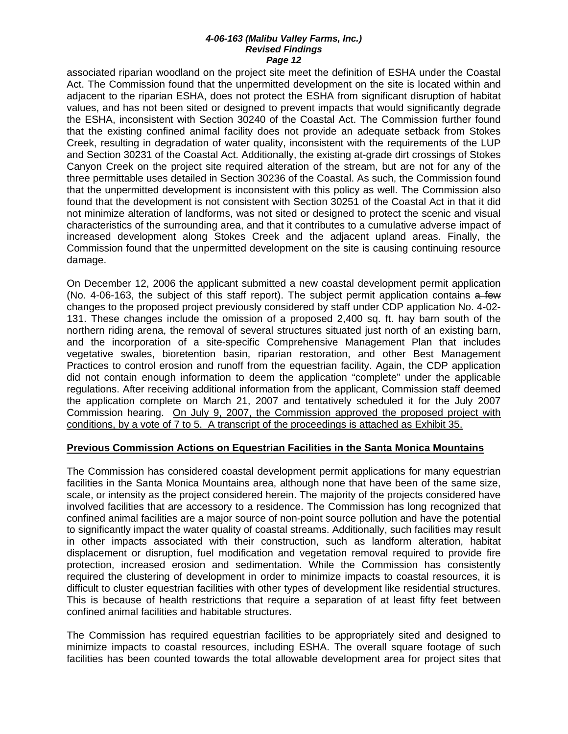associated riparian woodland on the project site meet the definition of ESHA under the Coastal Act. The Commission found that the unpermitted development on the site is located within and adjacent to the riparian ESHA, does not protect the ESHA from significant disruption of habitat values, and has not been sited or designed to prevent impacts that would significantly degrade the ESHA, inconsistent with Section 30240 of the Coastal Act. The Commission further found that the existing confined animal facility does not provide an adequate setback from Stokes Creek, resulting in degradation of water quality, inconsistent with the requirements of the LUP and Section 30231 of the Coastal Act. Additionally, the existing at-grade dirt crossings of Stokes Canyon Creek on the project site required alteration of the stream, but are not for any of the three permittable uses detailed in Section 30236 of the Coastal. As such, the Commission found that the unpermitted development is inconsistent with this policy as well. The Commission also found that the development is not consistent with Section 30251 of the Coastal Act in that it did not minimize alteration of landforms, was not sited or designed to protect the scenic and visual characteristics of the surrounding area, and that it contributes to a cumulative adverse impact of increased development along Stokes Creek and the adjacent upland areas. Finally, the Commission found that the unpermitted development on the site is causing continuing resource damage.

On December 12, 2006 the applicant submitted a new coastal development permit application (No. 4-06-163, the subject of this staff report). The subject permit application contains ~~a few~~ changes to the proposed project previously considered by staff under CDP application No. 4-02-131. These changes include the omission of a proposed 2,400 sq. ft. hay barn south of the northern riding arena, the removal of several structures situated just north of an existing barn, and the incorporation of a site-specific Comprehensive Management Plan that includes vegetative swales, bioretention basin, riparian restoration, and other Best Management Practices to control erosion and runoff from the equestrian facility. Again, the CDP application did not contain enough information to deem the application "complete" under the applicable regulations. After receiving additional information from the applicant, Commission staff deemed the application complete on March 21, 2007 and tentatively scheduled it for the July 2007 Commission hearing. <u>On July 9, 2007, the Commission approved the proposed project with conditions, by a vote of 7 to 5. A transcript of the proceedings is attached as Exhibit 35.</u>

**<u>Previous Commission Actions on Equestrian Facilities in the Santa Monica Mountains</u>**

The Commission has considered coastal development permit applications for many equestrian facilities in the Santa Monica Mountains area, although none that have been of the same size, scale, or intensity as the project considered herein. The majority of the projects considered have involved facilities that are accessory to a residence. The Commission has long recognized that confined animal facilities are a major source of non-point source pollution and have the potential to significantly impact the water quality of coastal streams. Additionally, such facilities may result in other impacts associated with their construction, such as landform alteration, habitat displacement or disruption, fuel modification and vegetation removal required to provide fire protection, increased erosion and sedimentation. While the Commission has consistently required the clustering of development in order to minimize impacts to coastal resources, it is difficult to cluster equestrian facilities with other types of development like residential structures. This is because of health restrictions that require a separation of at least fifty feet between confined animal facilities and habitable structures.

The Commission has required equestrian facilities to be appropriately sited and designed to minimize impacts to coastal resources, including ESHA. The overall square footage of such facilities has been counted towards the total allowable development area for project sites that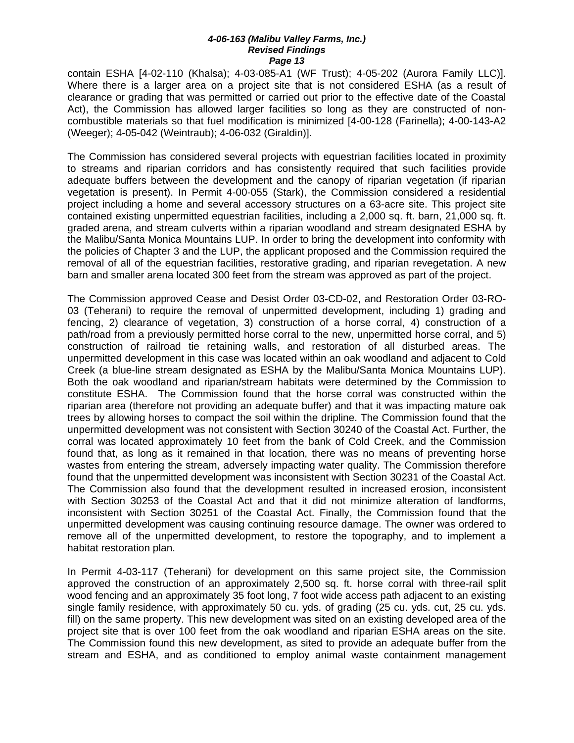contain ESHA [4-02-110 (Khalsa); 4-03-085-A1 (WF Trust); 4-05-202 (Aurora Family LLC)]. Where there is a larger area on a project site that is not considered ESHA (as a result of clearance or grading that was permitted or carried out prior to the effective date of the Coastal Act), the Commission has allowed larger facilities so long as they are constructed of non-combustible materials so that fuel modification is minimized [4-00-128 (Farinella); 4-00-143-A2 (Weeger); 4-05-042 (Weintraub); 4-06-032 (Giraldin)].

The Commission has considered several projects with equestrian facilities located in proximity to streams and riparian corridors and has consistently required that such facilities provide adequate buffers between the development and the canopy of riparian vegetation (if riparian vegetation is present). In Permit 4-00-055 (Stark), the Commission considered a residential project including a home and several accessory structures on a 63-acre site. This project site contained existing unpermitted equestrian facilities, including a 2,000 sq. ft. barn, 21,000 sq. ft. graded arena, and stream culverts within a riparian woodland and stream designated ESHA by the Malibu/Santa Monica Mountains LUP. In order to bring the development into conformity with the policies of Chapter 3 and the LUP, the applicant proposed and the Commission required the removal of all of the equestrian facilities, restorative grading, and riparian revegetation. A new barn and smaller arena located 300 feet from the stream was approved as part of the project.

The Commission approved Cease and Desist Order 03-CD-02, and Restoration Order 03-RO-03 (Teherani) to require the removal of unpermitted development, including 1) grading and fencing, 2) clearance of vegetation, 3) construction of a horse corral, 4) construction of a path/road from a previously permitted horse corral to the new, unpermitted horse corral, and 5) construction of railroad tie retaining walls, and restoration of all disturbed areas. The unpermitted development in this case was located within an oak woodland and adjacent to Cold Creek (a blue-line stream designated as ESHA by the Malibu/Santa Monica Mountains LUP). Both the oak woodland and riparian/stream habitats were determined by the Commission to constitute ESHA. The Commission found that the horse corral was constructed within the riparian area (therefore not providing an adequate buffer) and that it was impacting mature oak trees by allowing horses to compact the soil within the dripline. The Commission found that the unpermitted development was not consistent with Section 30240 of the Coastal Act. Further, the corral was located approximately 10 feet from the bank of Cold Creek, and the Commission found that, as long as it remained in that location, there was no means of preventing horse wastes from entering the stream, adversely impacting water quality. The Commission therefore found that the unpermitted development was inconsistent with Section 30231 of the Coastal Act. The Commission also found that the development resulted in increased erosion, inconsistent with Section 30253 of the Coastal Act and that it did not minimize alteration of landforms, inconsistent with Section 30251 of the Coastal Act. Finally, the Commission found that the unpermitted development was causing continuing resource damage. The owner was ordered to remove all of the unpermitted development, to restore the topography, and to implement a habitat restoration plan.

In Permit 4-03-117 (Teherani) for development on this same project site, the Commission approved the construction of an approximately 2,500 sq. ft. horse corral with three-rail split wood fencing and an approximately 35 foot long, 7 foot wide access path adjacent to an existing single family residence, with approximately 50 cu. yds. of grading (25 cu. yds. cut, 25 cu. yds. fill) on the same property. This new development was sited on an existing developed area of the project site that is over 100 feet from the oak woodland and riparian ESHA areas on the site. The Commission found this new development, as sited to provide an adequate buffer from the stream and ESHA, and as conditioned to employ animal waste containment management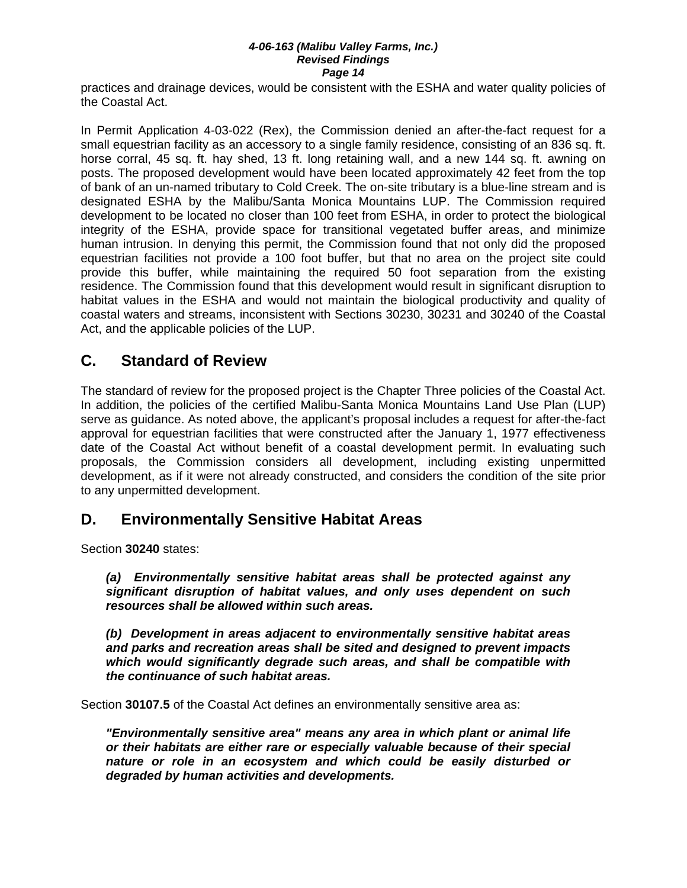practices and drainage devices, would be consistent with the ESHA and water quality policies of the Coastal Act.

In Permit Application 4-03-022 (Rex), the Commission denied an after-the-fact request for a small equestrian facility as an accessory to a single family residence, consisting of an 836 sq. ft. horse corral, 45 sq. ft. hay shed, 13 ft. long retaining wall, and a new 144 sq. ft. awning on posts. The proposed development would have been located approximately 42 feet from the top of bank of an un-named tributary to Cold Creek. The on-site tributary is a blue-line stream and is designated ESHA by the Malibu/Santa Monica Mountains LUP. The Commission required development to be located no closer than 100 feet from ESHA, in order to protect the biological integrity of the ESHA, provide space for transitional vegetated buffer areas, and minimize human intrusion. In denying this permit, the Commission found that not only did the proposed equestrian facilities not provide a 100 foot buffer, but that no area on the project site could provide this buffer, while maintaining the required 50 foot separation from the existing residence. The Commission found that this development would result in significant disruption to habitat values in the ESHA and would not maintain the biological productivity and quality of coastal waters and streams, inconsistent with Sections 30230, 30231 and 30240 of the Coastal Act, and the applicable policies of the LUP.

## C. Standard of Review

The standard of review for the proposed project is the Chapter Three policies of the Coastal Act. In addition, the policies of the certified Malibu-Santa Monica Mountains Land Use Plan (LUP) serve as guidance. As noted above, the applicant's proposal includes a request for after-the-fact approval for equestrian facilities that were constructed after the January 1, 1977 effectiveness date of the Coastal Act without benefit of a coastal development permit. In evaluating such proposals, the Commission considers all development, including existing unpermitted development, as if it were not already constructed, and considers the condition of the site prior to any unpermitted development.

## D. Environmentally Sensitive Habitat Areas

Section **30240** states:

> ***(a) Environmentally sensitive habitat areas shall be protected against any significant disruption of habitat values, and only uses dependent on such resources shall be allowed within such areas.***
>
> ***(b) Development in areas adjacent to environmentally sensitive habitat areas and parks and recreation areas shall be sited and designed to prevent impacts which would significantly degrade such areas, and shall be compatible with the continuance of such habitat areas.***

Section **30107.5** of the Coastal Act defines an environmentally sensitive area as:

> ***"Environmentally sensitive area" means any area in which plant or animal life or their habitats are either rare or especially valuable because of their special nature or role in an ecosystem and which could be easily disturbed or degraded by human activities and developments.***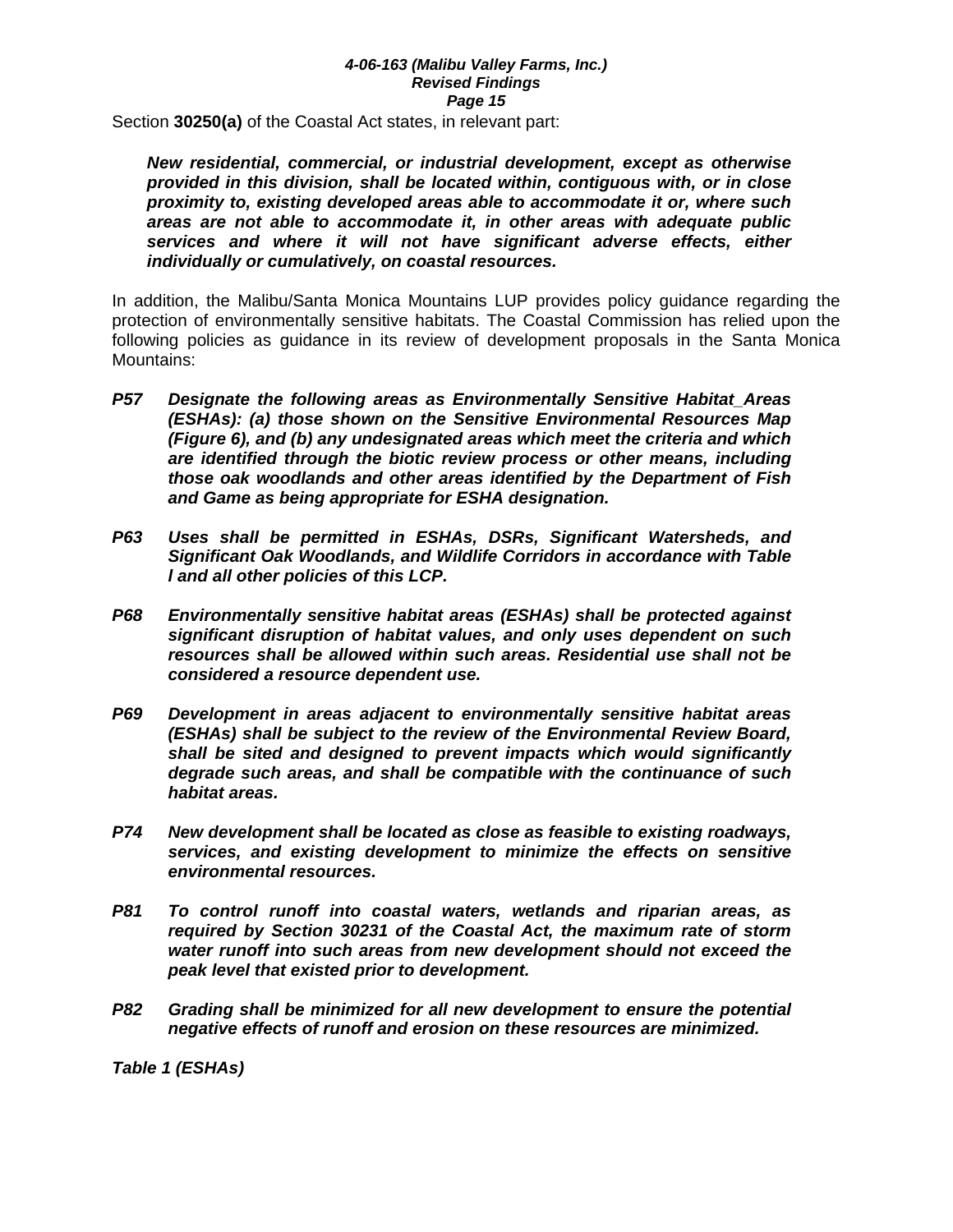Section **30250(a)** of the Coastal Act states, in relevant part:

> ***New residential, commercial, or industrial development, except as otherwise provided in this division, shall be located within, contiguous with, or in close proximity to, existing developed areas able to accommodate it or, where such areas are not able to accommodate it, in other areas with adequate public services and where it will not have significant adverse effects, either individually or cumulatively, on coastal resources.***

In addition, the Malibu/Santa Monica Mountains LUP provides policy guidance regarding the protection of environmentally sensitive habitats. The Coastal Commission has relied upon the following policies as guidance in its review of development proposals in the Santa Monica Mountains:

***P57*** ***Designate the following areas as Environmentally Sensitive Habitat_Areas (ESHAs): (a) those shown on the Sensitive Environmental Resources Map (Figure 6), and (b) any undesignated areas which meet the criteria and which are identified through the biotic review process or other means, including those oak woodlands and other areas identified by the Department of Fish and Game as being appropriate for ESHA designation.***

***P63*** ***Uses shall be permitted in ESHAs, DSRs, Significant Watersheds, and Significant Oak Woodlands, and Wildlife Corridors in accordance with Table l and all other policies of this LCP.***

***P68*** ***Environmentally sensitive habitat areas (ESHAs) shall be protected against significant disruption of habitat values, and only uses dependent on such resources shall be allowed within such areas. Residential use shall not be considered a resource dependent use.***

***P69*** ***Development in areas adjacent to environmentally sensitive habitat areas (ESHAs) shall be subject to the review of the Environmental Review Board, shall be sited and designed to prevent impacts which would significantly degrade such areas, and shall be compatible with the continuance of such habitat areas.***

***P74*** ***New development shall be located as close as feasible to existing roadways, services, and existing development to minimize the effects on sensitive environmental resources.***

***P81*** ***To control runoff into coastal waters, wetlands and riparian areas, as required by Section 30231 of the Coastal Act, the maximum rate of storm water runoff into such areas from new development should not exceed the peak level that existed prior to development.***

***P82*** ***Grading shall be minimized for all new development to ensure the potential negative effects of runoff and erosion on these resources are minimized.***

***Table 1 (ESHAs)***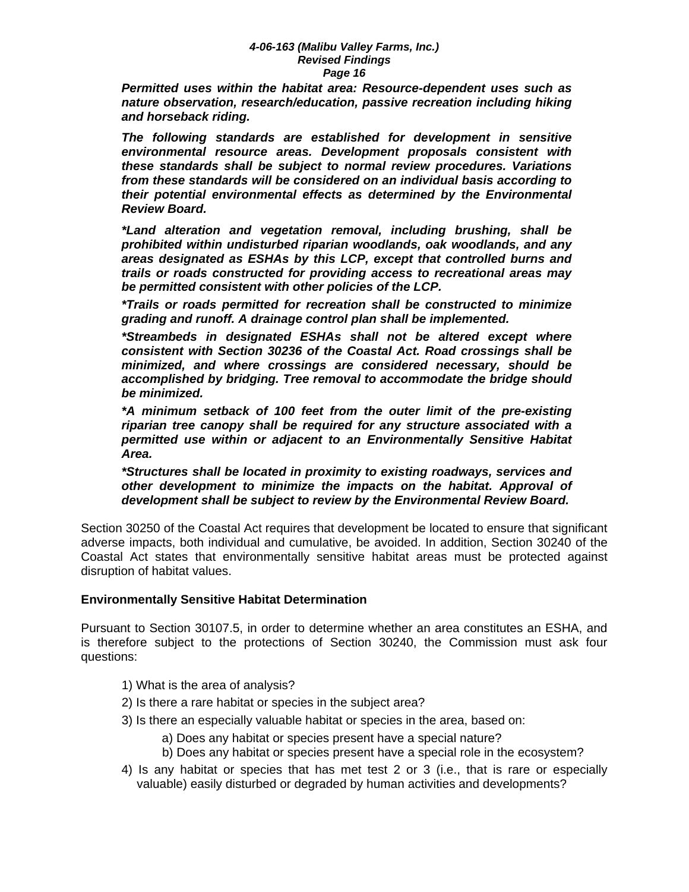***Permitted uses within the habitat area: Resource-dependent uses such as nature observation, research/education, passive recreation including hiking and horseback riding.***

***The following standards are established for development in sensitive environmental resource areas. Development proposals consistent with these standards shall be subject to normal review procedures. Variations from these standards will be considered on an individual basis according to their potential environmental effects as determined by the Environmental Review Board.***

***\*Land alteration and vegetation removal, including brushing, shall be prohibited within undisturbed riparian woodlands, oak woodlands, and any areas designated as ESHAs by this LCP, except that controlled burns and trails or roads constructed for providing access to recreational areas may be permitted consistent with other policies of the LCP.***

***\*Trails or roads permitted for recreation shall be constructed to minimize grading and runoff. A drainage control plan shall be implemented.***

***\*Streambeds in designated ESHAs shall not be altered except where consistent with Section 30236 of the Coastal Act. Road crossings shall be minimized, and where crossings are considered necessary, should be accomplished by bridging. Tree removal to accommodate the bridge should be minimized.***

***\*A minimum setback of 100 feet from the outer limit of the pre-existing riparian tree canopy shall be required for any structure associated with a permitted use within or adjacent to an Environmentally Sensitive Habitat Area.***

***\*Structures shall be located in proximity to existing roadways, services and other development to minimize the impacts on the habitat. Approval of development shall be subject to review by the Environmental Review Board.***

Section 30250 of the Coastal Act requires that development be located to ensure that significant adverse impacts, both individual and cumulative, be avoided. In addition, Section 30240 of the Coastal Act states that environmentally sensitive habitat areas must be protected against disruption of habitat values.

**Environmentally Sensitive Habitat Determination**

Pursuant to Section 30107.5, in order to determine whether an area constitutes an ESHA, and is therefore subject to the protections of Section 30240, the Commission must ask four questions:

1) What is the area of analysis?
2) Is there a rare habitat or species in the subject area?
3) Is there an especially valuable habitat or species in the area, based on:
   a) Does any habitat or species present have a special nature?
   b) Does any habitat or species present have a special role in the ecosystem?
4) Is any habitat or species that has met test 2 or 3 (i.e., that is rare or especially valuable) easily disturbed or degraded by human activities and developments?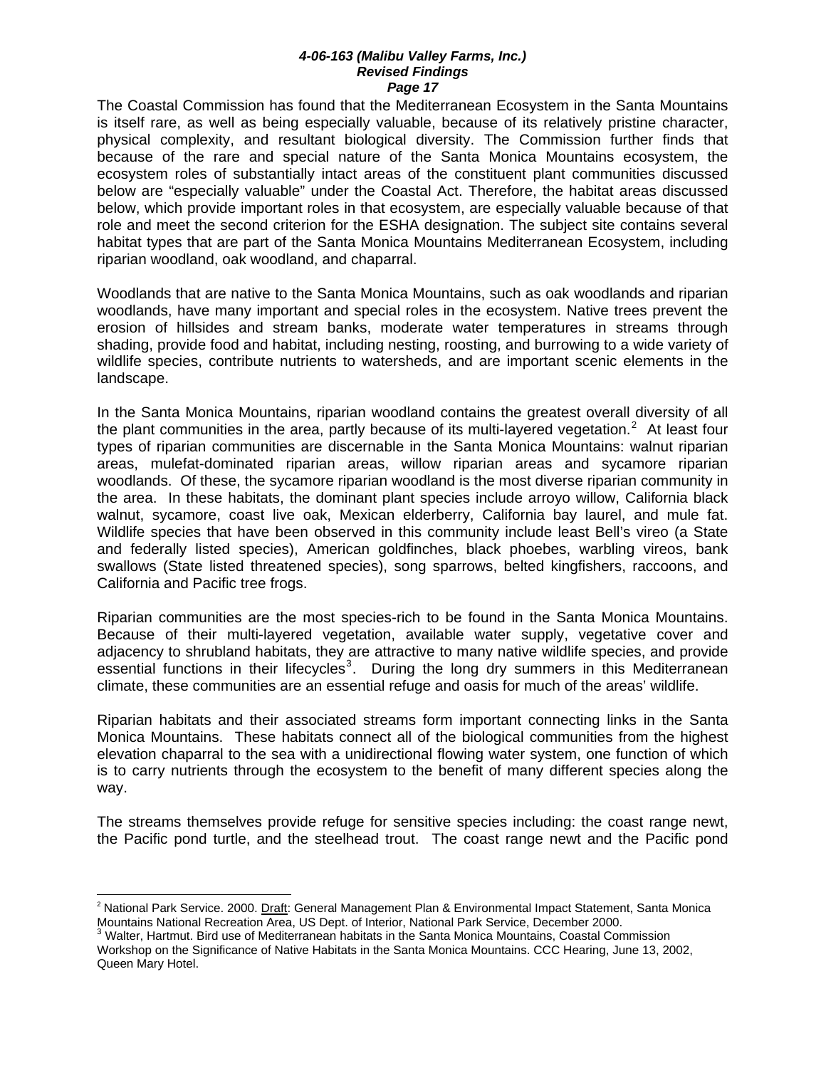The Coastal Commission has found that the Mediterranean Ecosystem in the Santa Mountains is itself rare, as well as being especially valuable, because of its relatively pristine character, physical complexity, and resultant biological diversity. The Commission further finds that because of the rare and special nature of the Santa Monica Mountains ecosystem, the ecosystem roles of substantially intact areas of the constituent plant communities discussed below are "especially valuable" under the Coastal Act. Therefore, the habitat areas discussed below, which provide important roles in that ecosystem, are especially valuable because of that role and meet the second criterion for the ESHA designation. The subject site contains several habitat types that are part of the Santa Monica Mountains Mediterranean Ecosystem, including riparian woodland, oak woodland, and chaparral.

Woodlands that are native to the Santa Monica Mountains, such as oak woodlands and riparian woodlands, have many important and special roles in the ecosystem. Native trees prevent the erosion of hillsides and stream banks, moderate water temperatures in streams through shading, provide food and habitat, including nesting, roosting, and burrowing to a wide variety of wildlife species, contribute nutrients to watersheds, and are important scenic elements in the landscape.

In the Santa Monica Mountains, riparian woodland contains the greatest overall diversity of all the plant communities in the area, partly because of its multi-layered vegetation.[2] At least four types of riparian communities are discernable in the Santa Monica Mountains: walnut riparian areas, mulefat-dominated riparian areas, willow riparian areas and sycamore riparian woodlands. Of these, the sycamore riparian woodland is the most diverse riparian community in the area. In these habitats, the dominant plant species include arroyo willow, California black walnut, sycamore, coast live oak, Mexican elderberry, California bay laurel, and mule fat. Wildlife species that have been observed in this community include least Bell's vireo (a State and federally listed species), American goldfinches, black phoebes, warbling vireos, bank swallows (State listed threatened species), song sparrows, belted kingfishers, raccoons, and California and Pacific tree frogs.

Riparian communities are the most species-rich to be found in the Santa Monica Mountains. Because of their multi-layered vegetation, available water supply, vegetative cover and adjacency to shrubland habitats, they are attractive to many native wildlife species, and provide essential functions in their lifecycles[3]. During the long dry summers in this Mediterranean climate, these communities are an essential refuge and oasis for much of the areas' wildlife.

Riparian habitats and their associated streams form important connecting links in the Santa Monica Mountains. These habitats connect all of the biological communities from the highest elevation chaparral to the sea with a unidirectional flowing water system, one function of which is to carry nutrients through the ecosystem to the benefit of many different species along the way.

The streams themselves provide refuge for sensitive species including: the coast range newt, the Pacific pond turtle, and the steelhead trout. The coast range newt and the Pacific pond

---

[2] National Park Service. 2000. Draft: General Management Plan & Environmental Impact Statement, Santa Monica Mountains National Recreation Area, US Dept. of Interior, National Park Service, December 2000.

[3] Walter, Hartmut. Bird use of Mediterranean habitats in the Santa Monica Mountains, Coastal Commission Workshop on the Significance of Native Habitats in the Santa Monica Mountains. CCC Hearing, June 13, 2002, Queen Mary Hotel.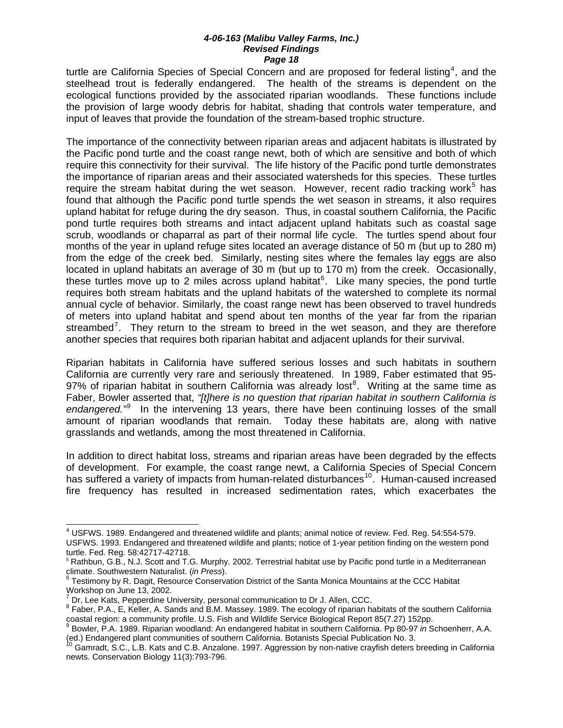turtle are California Species of Special Concern and are proposed for federal listing[4], and the steelhead trout is federally endangered. The health of the streams is dependent on the ecological functions provided by the associated riparian woodlands. These functions include the provision of large woody debris for habitat, shading that controls water temperature, and input of leaves that provide the foundation of the stream-based trophic structure.

The importance of the connectivity between riparian areas and adjacent habitats is illustrated by the Pacific pond turtle and the coast range newt, both of which are sensitive and both of which require this connectivity for their survival. The life history of the Pacific pond turtle demonstrates the importance of riparian areas and their associated watersheds for this species. These turtles require the stream habitat during the wet season. However, recent radio tracking work[5] has found that although the Pacific pond turtle spends the wet season in streams, it also requires upland habitat for refuge during the dry season. Thus, in coastal southern California, the Pacific pond turtle requires both streams and intact adjacent upland habitats such as coastal sage scrub, woodlands or chaparral as part of their normal life cycle. The turtles spend about four months of the year in upland refuge sites located an average distance of 50 m (but up to 280 m) from the edge of the creek bed. Similarly, nesting sites where the females lay eggs are also located in upland habitats an average of 30 m (but up to 170 m) from the creek. Occasionally, these turtles move up to 2 miles across upland habitat[6]. Like many species, the pond turtle requires both stream habitats and the upland habitats of the watershed to complete its normal annual cycle of behavior. Similarly, the coast range newt has been observed to travel hundreds of meters into upland habitat and spend about ten months of the year far from the riparian streambed[7]. They return to the stream to breed in the wet season, and they are therefore another species that requires both riparian habitat and adjacent uplands for their survival.

Riparian habitats in California have suffered serious losses and such habitats in southern California are currently very rare and seriously threatened. In 1989, Faber estimated that 95-97% of riparian habitat in southern California was already lost[8]. Writing at the same time as Faber, Bowler asserted that, *"[t]here is no question that riparian habitat in southern California is endangered."*[9] In the intervening 13 years, there have been continuing losses of the small amount of riparian woodlands that remain. Today these habitats are, along with native grasslands and wetlands, among the most threatened in California.

In addition to direct habitat loss, streams and riparian areas have been degraded by the effects of development. For example, the coast range newt, a California Species of Special Concern has suffered a variety of impacts from human-related disturbances[10]. Human-caused increased fire frequency has resulted in increased sedimentation rates, which exacerbates the

---

[4] USFWS. 1989. Endangered and threatened wildlife and plants; animal notice of review. Fed. Reg. 54:554-579. USFWS. 1993. Endangered and threatened wildlife and plants; notice of 1-year petition finding on the western pond turtle. Fed. Reg. 58:42717-42718.

[5] Rathbun, G.B., N.J. Scott and T.G. Murphy. 2002. Terrestrial habitat use by Pacific pond turtle in a Mediterranean climate. Southwestern Naturalist. (*in Press*).

[6] Testimony by R. Dagit, Resource Conservation District of the Santa Monica Mountains at the CCC Habitat Workshop on June 13, 2002.

[7] Dr, Lee Kats, Pepperdine University, personal communication to Dr J. Allen, CCC.

[8] Faber, P.A., E, Keller, A. Sands and B.M. Massey. 1989. The ecology of riparian habitats of the southern California coastal region: a community profile. U.S. Fish and Wildlife Service Biological Report 85(7.27) 152pp.

[9] Bowler, P.A. 1989. Riparian woodland: An endangered habitat in southern California. Pp 80-97 *in* Schoenherr, A.A. (ed.) Endangered plant communities of southern California. Botanists Special Publication No. 3.

[10] Gamradt, S.C., L.B. Kats and C.B. Anzalone. 1997. Aggression by non-native crayfish deters breeding in California newts. Conservation Biology 11(3):793-796.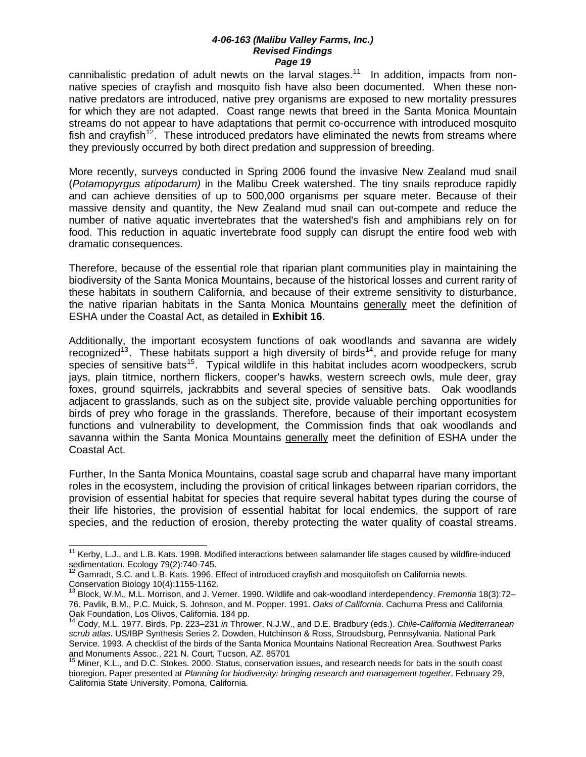cannibalistic predation of adult newts on the larval stages.[11] In addition, impacts from non-native species of crayfish and mosquito fish have also been documented. When these non-native predators are introduced, native prey organisms are exposed to new mortality pressures for which they are not adapted. Coast range newts that breed in the Santa Monica Mountain streams do not appear to have adaptations that permit co-occurrence with introduced mosquito fish and crayfish[12]. These introduced predators have eliminated the newts from streams where they previously occurred by both direct predation and suppression of breeding.

More recently, surveys conducted in Spring 2006 found the invasive New Zealand mud snail (*Potamopyrgus atipodarum)* in the Malibu Creek watershed. The tiny snails reproduce rapidly and can achieve densities of up to 500,000 organisms per square meter. Because of their massive density and quantity, the New Zealand mud snail can out-compete and reduce the number of native aquatic invertebrates that the watershed's fish and amphibians rely on for food. This reduction in aquatic invertebrate food supply can disrupt the entire food web with dramatic consequences.

Therefore, because of the essential role that riparian plant communities play in maintaining the biodiversity of the Santa Monica Mountains, because of the historical losses and current rarity of these habitats in southern California, and because of their extreme sensitivity to disturbance, the native riparian habitats in the Santa Monica Mountains <u>generally</u> meet the definition of ESHA under the Coastal Act, as detailed in **Exhibit 16**.

Additionally, the important ecosystem functions of oak woodlands and savanna are widely recognized[13]. These habitats support a high diversity of birds[14], and provide refuge for many species of sensitive bats[15]. Typical wildlife in this habitat includes acorn woodpeckers, scrub jays, plain titmice, northern flickers, cooper's hawks, western screech owls, mule deer, gray foxes, ground squirrels, jackrabbits and several species of sensitive bats. Oak woodlands adjacent to grasslands, such as on the subject site, provide valuable perching opportunities for birds of prey who forage in the grasslands. Therefore, because of their important ecosystem functions and vulnerability to development, the Commission finds that oak woodlands and savanna within the Santa Monica Mountains <u>generally</u> meet the definition of ESHA under the Coastal Act.

Further, In the Santa Monica Mountains, coastal sage scrub and chaparral have many important roles in the ecosystem, including the provision of critical linkages between riparian corridors, the provision of essential habitat for species that require several habitat types during the course of their life histories, the provision of essential habitat for local endemics, the support of rare species, and the reduction of erosion, thereby protecting the water quality of coastal streams.

---

[11] Kerby, L.J., and L.B. Kats. 1998. Modified interactions between salamander life stages caused by wildfire-induced sedimentation. Ecology 79(2):740-745.

[12] Gamradt, S.C. and L.B. Kats. 1996. Effect of introduced crayfish and mosquitofish on California newts. Conservation Biology 10(4):1155-1162.

[13] Block, W.M., M.L. Morrison, and J. Verner. 1990. Wildlife and oak-woodland interdependency. *Fremontia* 18(3):72–76. Pavlik, B.M., P.C. Muick, S. Johnson, and M. Popper. 1991. *Oaks of California*. Cachuma Press and California Oak Foundation, Los Olivos, California. 184 pp.

[14] Cody, M.L. 1977. Birds. Pp. 223–231 *in* Thrower, N.J.W., and D.E. Bradbury (eds.). *Chile-California Mediterranean scrub atlas*. US/IBP Synthesis Series 2. Dowden, Hutchinson & Ross, Stroudsburg, Pennsylvania. National Park Service. 1993. A checklist of the birds of the Santa Monica Mountains National Recreation Area. Southwest Parks and Monuments Assoc., 221 N. Court, Tucson, AZ. 85701

[15] Miner, K.L., and D.C. Stokes. 2000. Status, conservation issues, and research needs for bats in the south coast bioregion. Paper presented at *Planning for biodiversity: bringing research and management together*, February 29, California State University, Pomona, California.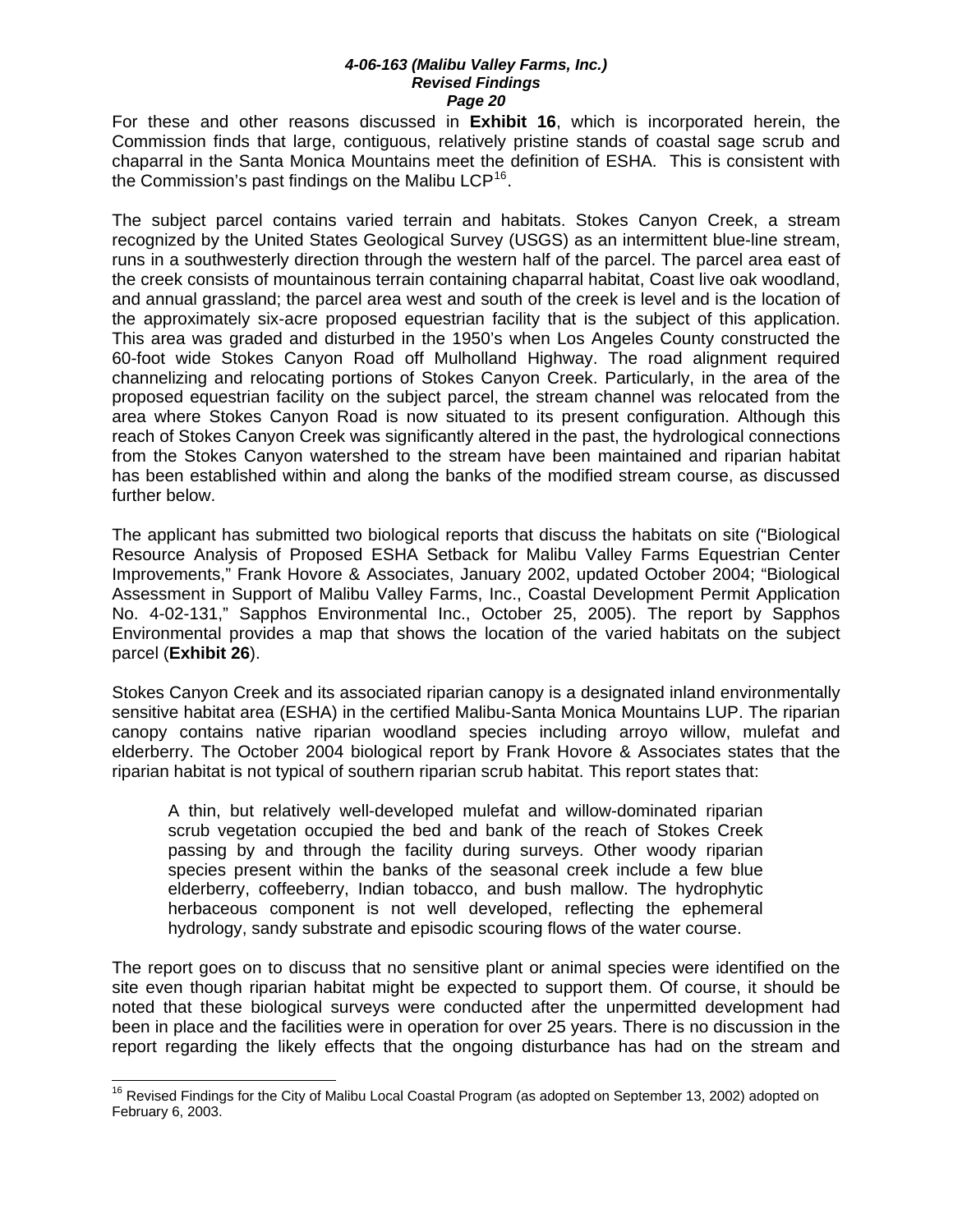For these and other reasons discussed in **Exhibit 16**, which is incorporated herein, the Commission finds that large, contiguous, relatively pristine stands of coastal sage scrub and chaparral in the Santa Monica Mountains meet the definition of ESHA. This is consistent with the Commission's past findings on the Malibu LCP[16].

The subject parcel contains varied terrain and habitats. Stokes Canyon Creek, a stream recognized by the United States Geological Survey (USGS) as an intermittent blue-line stream, runs in a southwesterly direction through the western half of the parcel. The parcel area east of the creek consists of mountainous terrain containing chaparral habitat, Coast live oak woodland, and annual grassland; the parcel area west and south of the creek is level and is the location of the approximately six-acre proposed equestrian facility that is the subject of this application. This area was graded and disturbed in the 1950's when Los Angeles County constructed the 60-foot wide Stokes Canyon Road off Mulholland Highway. The road alignment required channelizing and relocating portions of Stokes Canyon Creek. Particularly, in the area of the proposed equestrian facility on the subject parcel, the stream channel was relocated from the area where Stokes Canyon Road is now situated to its present configuration. Although this reach of Stokes Canyon Creek was significantly altered in the past, the hydrological connections from the Stokes Canyon watershed to the stream have been maintained and riparian habitat has been established within and along the banks of the modified stream course, as discussed further below.

The applicant has submitted two biological reports that discuss the habitats on site ("Biological Resource Analysis of Proposed ESHA Setback for Malibu Valley Farms Equestrian Center Improvements," Frank Hovore & Associates, January 2002, updated October 2004; "Biological Assessment in Support of Malibu Valley Farms, Inc., Coastal Development Permit Application No. 4-02-131," Sapphos Environmental Inc., October 25, 2005). The report by Sapphos Environmental provides a map that shows the location of the varied habitats on the subject parcel (**Exhibit 26**).

Stokes Canyon Creek and its associated riparian canopy is a designated inland environmentally sensitive habitat area (ESHA) in the certified Malibu-Santa Monica Mountains LUP. The riparian canopy contains native riparian woodland species including arroyo willow, mulefat and elderberry. The October 2004 biological report by Frank Hovore & Associates states that the riparian habitat is not typical of southern riparian scrub habitat. This report states that:

> A thin, but relatively well-developed mulefat and willow-dominated riparian scrub vegetation occupied the bed and bank of the reach of Stokes Creek passing by and through the facility during surveys. Other woody riparian species present within the banks of the seasonal creek include a few blue elderberry, coffeeberry, Indian tobacco, and bush mallow. The hydrophytic herbaceous component is not well developed, reflecting the ephemeral hydrology, sandy substrate and episodic scouring flows of the water course.

The report goes on to discuss that no sensitive plant or animal species were identified on the site even though riparian habitat might be expected to support them. Of course, it should be noted that these biological surveys were conducted after the unpermitted development had been in place and the facilities were in operation for over 25 years. There is no discussion in the report regarding the likely effects that the ongoing disturbance has had on the stream and

[16] Revised Findings for the City of Malibu Local Coastal Program (as adopted on September 13, 2002) adopted on February 6, 2003.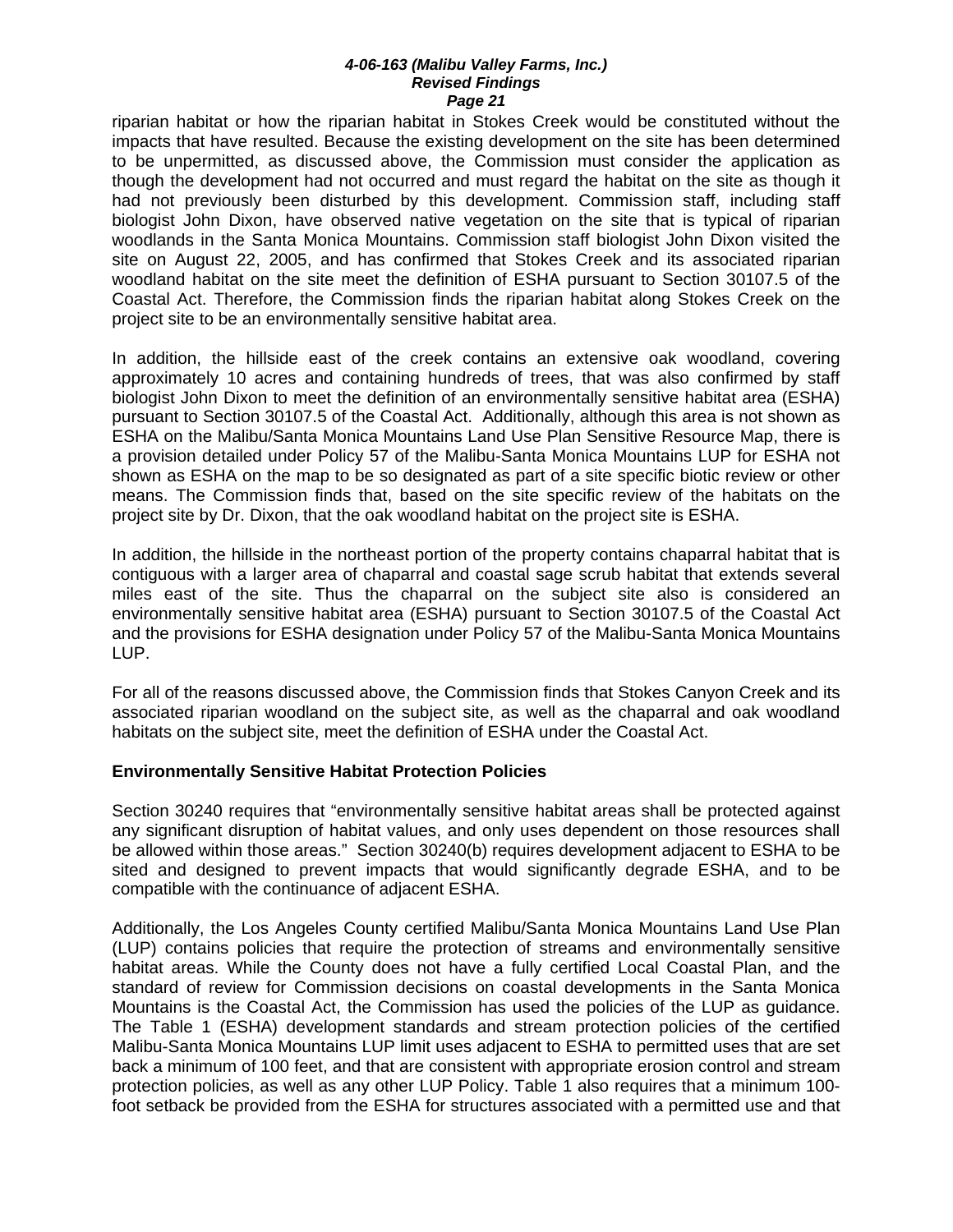riparian habitat or how the riparian habitat in Stokes Creek would be constituted without the impacts that have resulted. Because the existing development on the site has been determined to be unpermitted, as discussed above, the Commission must consider the application as though the development had not occurred and must regard the habitat on the site as though it had not previously been disturbed by this development. Commission staff, including staff biologist John Dixon, have observed native vegetation on the site that is typical of riparian woodlands in the Santa Monica Mountains. Commission staff biologist John Dixon visited the site on August 22, 2005, and has confirmed that Stokes Creek and its associated riparian woodland habitat on the site meet the definition of ESHA pursuant to Section 30107.5 of the Coastal Act. Therefore, the Commission finds the riparian habitat along Stokes Creek on the project site to be an environmentally sensitive habitat area.

In addition, the hillside east of the creek contains an extensive oak woodland, covering approximately 10 acres and containing hundreds of trees, that was also confirmed by staff biologist John Dixon to meet the definition of an environmentally sensitive habitat area (ESHA) pursuant to Section 30107.5 of the Coastal Act. Additionally, although this area is not shown as ESHA on the Malibu/Santa Monica Mountains Land Use Plan Sensitive Resource Map, there is a provision detailed under Policy 57 of the Malibu-Santa Monica Mountains LUP for ESHA not shown as ESHA on the map to be so designated as part of a site specific biotic review or other means. The Commission finds that, based on the site specific review of the habitats on the project site by Dr. Dixon, that the oak woodland habitat on the project site is ESHA.

In addition, the hillside in the northeast portion of the property contains chaparral habitat that is contiguous with a larger area of chaparral and coastal sage scrub habitat that extends several miles east of the site. Thus the chaparral on the subject site also is considered an environmentally sensitive habitat area (ESHA) pursuant to Section 30107.5 of the Coastal Act and the provisions for ESHA designation under Policy 57 of the Malibu-Santa Monica Mountains LUP.

For all of the reasons discussed above, the Commission finds that Stokes Canyon Creek and its associated riparian woodland on the subject site, as well as the chaparral and oak woodland habitats on the subject site, meet the definition of ESHA under the Coastal Act.

**Environmentally Sensitive Habitat Protection Policies**

Section 30240 requires that "environmentally sensitive habitat areas shall be protected against any significant disruption of habitat values, and only uses dependent on those resources shall be allowed within those areas." Section 30240(b) requires development adjacent to ESHA to be sited and designed to prevent impacts that would significantly degrade ESHA, and to be compatible with the continuance of adjacent ESHA.

Additionally, the Los Angeles County certified Malibu/Santa Monica Mountains Land Use Plan (LUP) contains policies that require the protection of streams and environmentally sensitive habitat areas. While the County does not have a fully certified Local Coastal Plan, and the standard of review for Commission decisions on coastal developments in the Santa Monica Mountains is the Coastal Act, the Commission has used the policies of the LUP as guidance. The Table 1 (ESHA) development standards and stream protection policies of the certified Malibu-Santa Monica Mountains LUP limit uses adjacent to ESHA to permitted uses that are set back a minimum of 100 feet, and that are consistent with appropriate erosion control and stream protection policies, as well as any other LUP Policy. Table 1 also requires that a minimum 100-foot setback be provided from the ESHA for structures associated with a permitted use and that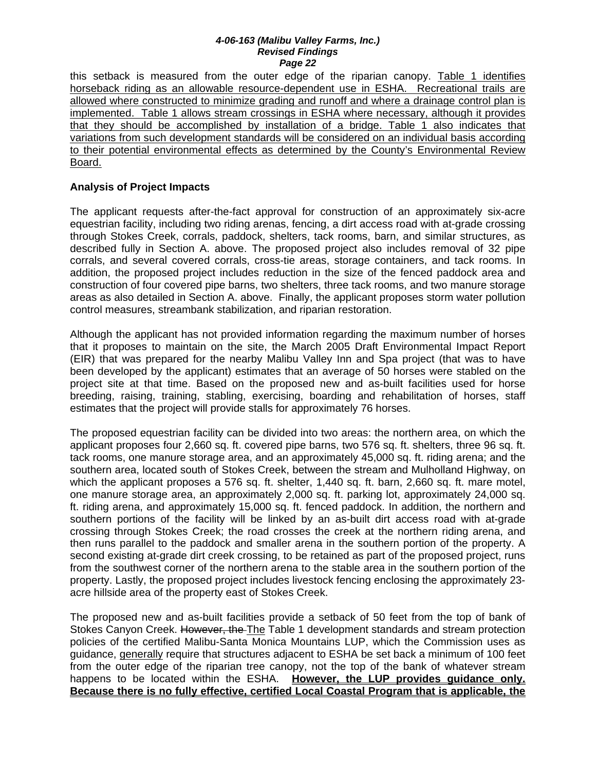this setback is measured from the outer edge of the riparian canopy. <u>Table 1 identifies horseback riding as an allowable resource-dependent use in ESHA. Recreational trails are allowed where constructed to minimize grading and runoff and where a drainage control plan is implemented. Table 1 allows stream crossings in ESHA where necessary, although it provides that they should be accomplished by installation of a bridge. Table 1 also indicates that variations from such development standards will be considered on an individual basis according to their potential environmental effects as determined by the County's Environmental Review Board.</u>

**Analysis of Project Impacts**

The applicant requests after-the-fact approval for construction of an approximately six-acre equestrian facility, including two riding arenas, fencing, a dirt access road with at-grade crossing through Stokes Creek, corrals, paddock, shelters, tack rooms, barn, and similar structures, as described fully in Section A. above. The proposed project also includes removal of 32 pipe corrals, and several covered corrals, cross-tie areas, storage containers, and tack rooms. In addition, the proposed project includes reduction in the size of the fenced paddock area and construction of four covered pipe barns, two shelters, three tack rooms, and two manure storage areas as also detailed in Section A. above. Finally, the applicant proposes storm water pollution control measures, streambank stabilization, and riparian restoration.

Although the applicant has not provided information regarding the maximum number of horses that it proposes to maintain on the site, the March 2005 Draft Environmental Impact Report (EIR) that was prepared for the nearby Malibu Valley Inn and Spa project (that was to have been developed by the applicant) estimates that an average of 50 horses were stabled on the project site at that time. Based on the proposed new and as-built facilities used for horse breeding, raising, training, stabling, exercising, boarding and rehabilitation of horses, staff estimates that the project will provide stalls for approximately 76 horses.

The proposed equestrian facility can be divided into two areas: the northern area, on which the applicant proposes four 2,660 sq. ft. covered pipe barns, two 576 sq. ft. shelters, three 96 sq. ft. tack rooms, one manure storage area, and an approximately 45,000 sq. ft. riding arena; and the southern area, located south of Stokes Creek, between the stream and Mulholland Highway, on which the applicant proposes a 576 sq. ft. shelter, 1,440 sq. ft. barn, 2,660 sq. ft. mare motel, one manure storage area, an approximately 2,000 sq. ft. parking lot, approximately 24,000 sq. ft. riding arena, and approximately 15,000 sq. ft. fenced paddock. In addition, the northern and southern portions of the facility will be linked by an as-built dirt access road with at-grade crossing through Stokes Creek; the road crosses the creek at the northern riding arena, and then runs parallel to the paddock and smaller arena in the southern portion of the property. A second existing at-grade dirt creek crossing, to be retained as part of the proposed project, runs from the southwest corner of the northern arena to the stable area in the southern portion of the property. Lastly, the proposed project includes livestock fencing enclosing the approximately 23-acre hillside area of the property east of Stokes Creek.

The proposed new and as-built facilities provide a setback of 50 feet from the top of bank of Stokes Canyon Creek. ~~However, the~~ <u>The</u> Table 1 development standards and stream protection policies of the certified Malibu-Santa Monica Mountains LUP, which the Commission uses as guidance, <u>generally</u> require that structures adjacent to ESHA be set back a minimum of 100 feet from the outer edge of the riparian tree canopy, not the top of the bank of whatever stream happens to be located within the ESHA. <u>**However, the LUP provides guidance only. Because there is no fully effective, certified Local Coastal Program that is applicable, the**</u>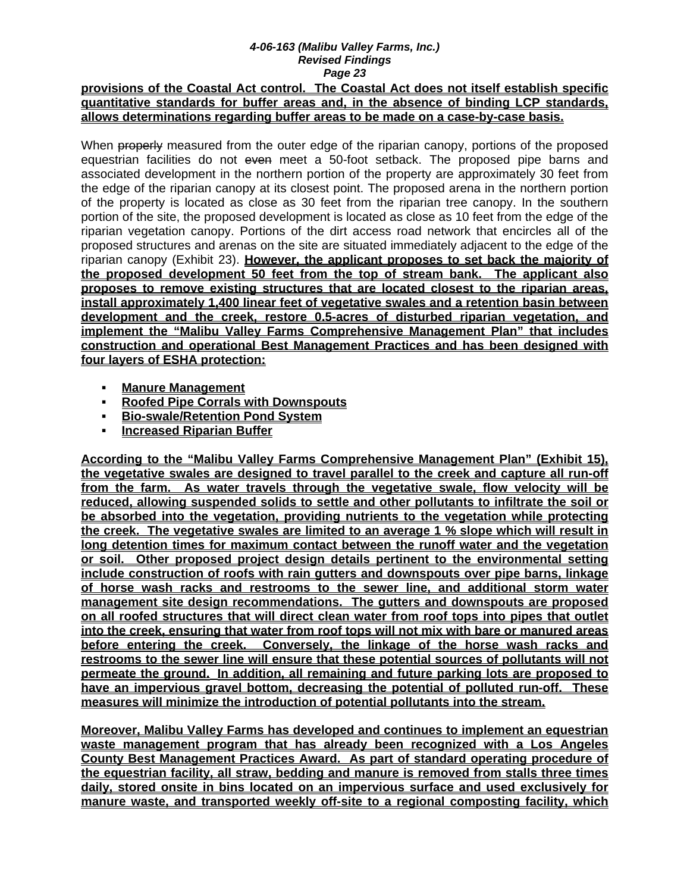**provisions of the Coastal Act control. The Coastal Act does not itself establish specific quantitative standards for buffer areas and, in the absence of binding LCP standards, allows determinations regarding buffer areas to be made on a case-by-case basis.**

When ~~properly~~ measured from the outer edge of the riparian canopy, portions of the proposed equestrian facilities do not ~~even~~ meet a 50-foot setback. The proposed pipe barns and associated development in the northern portion of the property are approximately 30 feet from the edge of the riparian canopy at its closest point. The proposed arena in the northern portion of the property is located as close as 30 feet from the riparian tree canopy. In the southern portion of the site, the proposed development is located as close as 10 feet from the edge of the riparian vegetation canopy. Portions of the dirt access road network that encircles all of the proposed structures and arenas on the site are situated immediately adjacent to the edge of the riparian canopy (Exhibit 23). **However, the applicant proposes to set back the majority of the proposed development 50 feet from the top of stream bank. The applicant also proposes to remove existing structures that are located closest to the riparian areas, install approximately 1,400 linear feet of vegetative swales and a retention basin between development and the creek, restore 0.5-acres of disturbed riparian vegetation, and implement the "Malibu Valley Farms Comprehensive Management Plan" that includes construction and operational Best Management Practices and has been designed with four layers of ESHA protection:**

- **Manure Management**
- **Roofed Pipe Corrals with Downspouts**
- **Bio-swale/Retention Pond System**
- **Increased Riparian Buffer**

**According to the "Malibu Valley Farms Comprehensive Management Plan" (Exhibit 15), the vegetative swales are designed to travel parallel to the creek and capture all run-off from the farm. As water travels through the vegetative swale, flow velocity will be reduced, allowing suspended solids to settle and other pollutants to infiltrate the soil or be absorbed into the vegetation, providing nutrients to the vegetation while protecting the creek. The vegetative swales are limited to an average 1 % slope which will result in long detention times for maximum contact between the runoff water and the vegetation or soil. Other proposed project design details pertinent to the environmental setting include construction of roofs with rain gutters and downspouts over pipe barns, linkage of horse wash racks and restrooms to the sewer line, and additional storm water management site design recommendations. The gutters and downspouts are proposed on all roofed structures that will direct clean water from roof tops into pipes that outlet into the creek, ensuring that water from roof tops will not mix with bare or manured areas before entering the creek. Conversely, the linkage of the horse wash racks and restrooms to the sewer line will ensure that these potential sources of pollutants will not permeate the ground. In addition, all remaining and future parking lots are proposed to have an impervious gravel bottom, decreasing the potential of polluted run-off. These measures will minimize the introduction of potential pollutants into the stream.**

**Moreover, Malibu Valley Farms has developed and continues to implement an equestrian waste management program that has already been recognized with a Los Angeles County Best Management Practices Award. As part of standard operating procedure of the equestrian facility, all straw, bedding and manure is removed from stalls three times daily, stored onsite in bins located on an impervious surface and used exclusively for manure waste, and transported weekly off-site to a regional composting facility, which**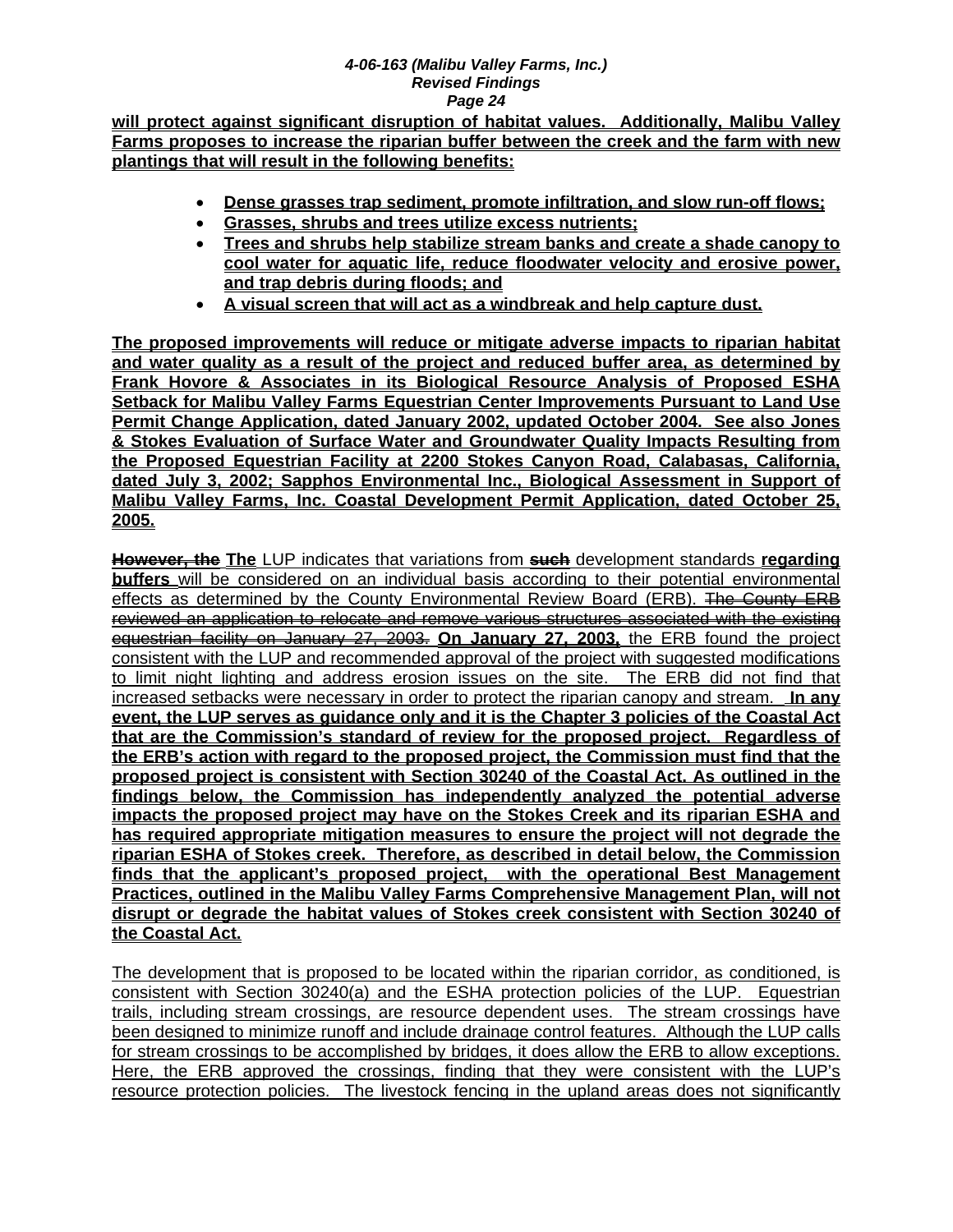**will protect against significant disruption of habitat values. Additionally, Malibu Valley Farms proposes to increase the riparian buffer between the creek and the farm with new plantings that will result in the following benefits:**

- **Dense grasses trap sediment, promote infiltration, and slow run-off flows;**
- **Grasses, shrubs and trees utilize excess nutrients;**
- **Trees and shrubs help stabilize stream banks and create a shade canopy to cool water for aquatic life, reduce floodwater velocity and erosive power, and trap debris during floods; and**
- **A visual screen that will act as a windbreak and help capture dust.**

**The proposed improvements will reduce or mitigate adverse impacts to riparian habitat and water quality as a result of the project and reduced buffer area, as determined by Frank Hovore & Associates in its Biological Resource Analysis of Proposed ESHA Setback for Malibu Valley Farms Equestrian Center Improvements Pursuant to Land Use Permit Change Application, dated January 2002, updated October 2004. See also Jones & Stokes Evaluation of Surface Water and Groundwater Quality Impacts Resulting from the Proposed Equestrian Facility at 2200 Stokes Canyon Road, Calabasas, California, dated July 3, 2002; Sapphos Environmental Inc., Biological Assessment in Support of Malibu Valley Farms, Inc. Coastal Development Permit Application, dated October 25, 2005.**

~~**However, the**~~ **The** LUP indicates that variations from ~~**such**~~ development standards **regarding buffers** will be considered on an individual basis according to their potential environmental effects as determined by the County Environmental Review Board (ERB). ~~The County ERB reviewed an application to relocate and remove various structures associated with the existing equestrian facility on January 27, 2003.~~ **On January 27, 2003,** the ERB found the project consistent with the LUP and recommended approval of the project with suggested modifications to limit night lighting and address erosion issues on the site. The ERB did not find that increased setbacks were necessary in order to protect the riparian canopy and stream. **In any event, the LUP serves as guidance only and it is the Chapter 3 policies of the Coastal Act that are the Commission's standard of review for the proposed project. Regardless of the ERB's action with regard to the proposed project, the Commission must find that the proposed project is consistent with Section 30240 of the Coastal Act. As outlined in the findings below, the Commission has independently analyzed the potential adverse impacts the proposed project may have on the Stokes Creek and its riparian ESHA and has required appropriate mitigation measures to ensure the project will not degrade the riparian ESHA of Stokes creek. Therefore, as described in detail below, the Commission finds that the applicant's proposed project, with the operational Best Management Practices, outlined in the Malibu Valley Farms Comprehensive Management Plan, will not disrupt or degrade the habitat values of Stokes creek consistent with Section 30240 of the Coastal Act.**

The development that is proposed to be located within the riparian corridor, as conditioned, is consistent with Section 30240(a) and the ESHA protection policies of the LUP. Equestrian trails, including stream crossings, are resource dependent uses. The stream crossings have been designed to minimize runoff and include drainage control features. Although the LUP calls for stream crossings to be accomplished by bridges, it does allow the ERB to allow exceptions. Here, the ERB approved the crossings, finding that they were consistent with the LUP's resource protection policies. The livestock fencing in the upland areas does not significantly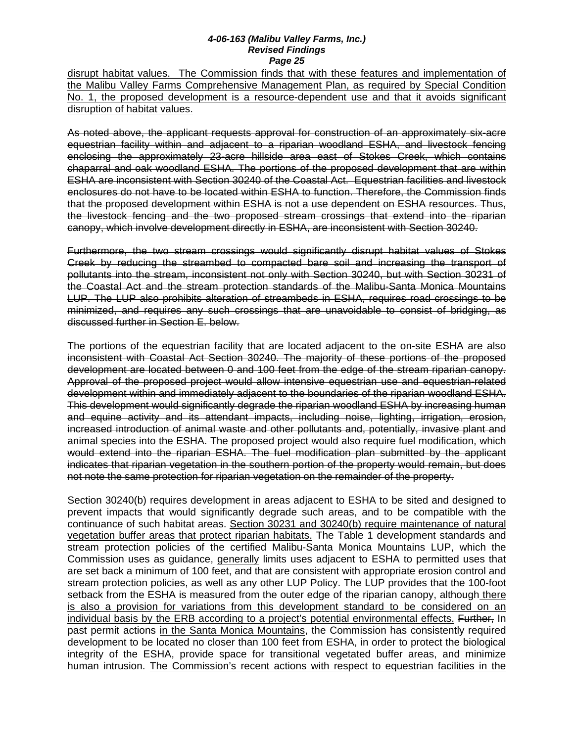<u>disrupt habitat values. The Commission finds that with these features and implementation of the Malibu Valley Farms Comprehensive Management Plan, as required by Special Condition No. 1, the proposed development is a resource-dependent use and that it avoids significant disruption of habitat values.</u>

~~As noted above, the applicant requests approval for construction of an approximately six-acre equestrian facility within and adjacent to a riparian woodland ESHA, and livestock fencing enclosing the approximately 23-acre hillside area east of Stokes Creek, which contains chaparral and oak woodland ESHA. The portions of the proposed development that are within ESHA are inconsistent with Section 30240 of the Coastal Act. Equestrian facilities and livestock enclosures do not have to be located within ESHA to function. Therefore, the Commission finds that the proposed development within ESHA is not a use dependent on ESHA resources. Thus, the livestock fencing and the two proposed stream crossings that extend into the riparian canopy, which involve development directly in ESHA, are inconsistent with Section 30240.~~

~~Furthermore, the two stream crossings would significantly disrupt habitat values of Stokes Creek by reducing the streambed to compacted bare soil and increasing the transport of pollutants into the stream, inconsistent not only with Section 30240, but with Section 30231 of the Coastal Act and the stream protection standards of the Malibu-Santa Monica Mountains LUP. The LUP also prohibits alteration of streambeds in ESHA, requires road crossings to be minimized, and requires any such crossings that are unavoidable to consist of bridging, as discussed further in Section E. below.~~

~~The portions of the equestrian facility that are located adjacent to the on-site ESHA are also inconsistent with Coastal Act Section 30240. The majority of these portions of the proposed development are located between 0 and 100 feet from the edge of the stream riparian canopy. Approval of the proposed project would allow intensive equestrian use and equestrian-related development within and immediately adjacent to the boundaries of the riparian woodland ESHA. This development would significantly degrade the riparian woodland ESHA by increasing human and equine activity and its attendant impacts, including noise, lighting, irrigation, erosion, increased introduction of animal waste and other pollutants and, potentially, invasive plant and animal species into the ESHA. The proposed project would also require fuel modification, which would extend into the riparian ESHA. The fuel modification plan submitted by the applicant indicates that riparian vegetation in the southern portion of the property would remain, but does not note the same protection for riparian vegetation on the remainder of the property.~~

Section 30240(b) requires development in areas adjacent to ESHA to be sited and designed to prevent impacts that would significantly degrade such areas, and to be compatible with the continuance of such habitat areas. <u>Section 30231 and 30240(b) require maintenance of natural vegetation buffer areas that protect riparian habitats.</u> The Table 1 development standards and stream protection policies of the certified Malibu-Santa Monica Mountains LUP, which the Commission uses as guidance, <u>generally</u> limits uses adjacent to ESHA to permitted uses that are set back a minimum of 100 feet, and that are consistent with appropriate erosion control and stream protection policies, as well as any other LUP Policy. The LUP provides that the 100-foot setback from the ESHA is measured from the outer edge of the riparian canopy, although <u>there is also a provision for variations from this development standard to be considered on an individual basis by the ERB according to a project's potential environmental effects.</u> ~~Further,~~ In past permit actions <u>in the Santa Monica Mountains</u>, the Commission has consistently required development to be located no closer than 100 feet from ESHA, in order to protect the biological integrity of the ESHA, provide space for transitional vegetated buffer areas, and minimize human intrusion. <u>The Commission's recent actions with respect to equestrian facilities in the</u>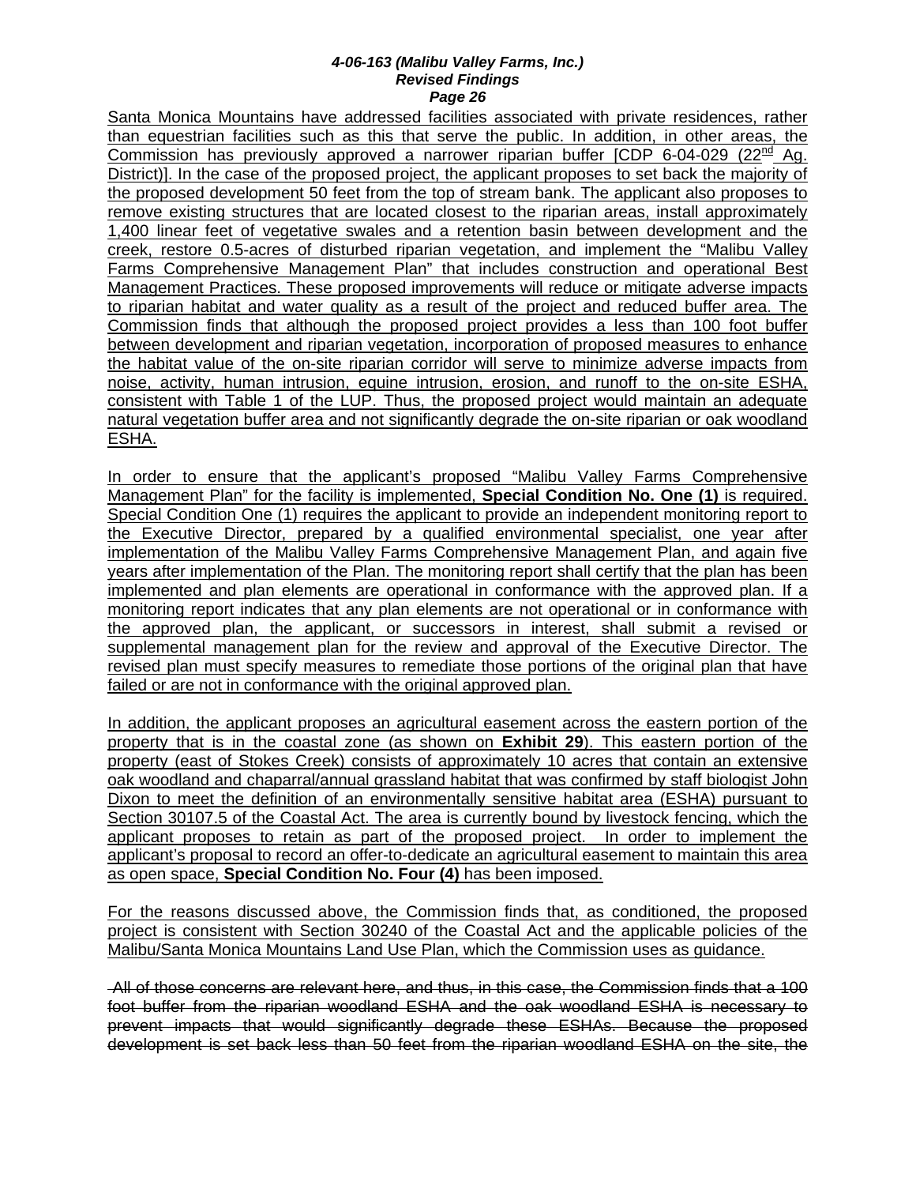Santa Monica Mountains have addressed facilities associated with private residences, rather than equestrian facilities such as this that serve the public. In addition, in other areas, the Commission has previously approved a narrower riparian buffer [CDP 6-04-029 (22nd Ag. District)]. In the case of the proposed project, the applicant proposes to set back the majority of the proposed development 50 feet from the top of stream bank. The applicant also proposes to remove existing structures that are located closest to the riparian areas, install approximately 1,400 linear feet of vegetative swales and a retention basin between development and the creek, restore 0.5-acres of disturbed riparian vegetation, and implement the "Malibu Valley Farms Comprehensive Management Plan" that includes construction and operational Best Management Practices. These proposed improvements will reduce or mitigate adverse impacts to riparian habitat and water quality as a result of the project and reduced buffer area. The Commission finds that although the proposed project provides a less than 100 foot buffer between development and riparian vegetation, incorporation of proposed measures to enhance the habitat value of the on-site riparian corridor will serve to minimize adverse impacts from noise, activity, human intrusion, equine intrusion, erosion, and runoff to the on-site ESHA, consistent with Table 1 of the LUP. Thus, the proposed project would maintain an adequate natural vegetation buffer area and not significantly degrade the on-site riparian or oak woodland ESHA.

In order to ensure that the applicant's proposed "Malibu Valley Farms Comprehensive Management Plan" for the facility is implemented, **Special Condition No. One (1)** is required. Special Condition One (1) requires the applicant to provide an independent monitoring report to the Executive Director, prepared by a qualified environmental specialist, one year after implementation of the Malibu Valley Farms Comprehensive Management Plan, and again five years after implementation of the Plan. The monitoring report shall certify that the plan has been implemented and plan elements are operational in conformance with the approved plan. If a monitoring report indicates that any plan elements are not operational or in conformance with the approved plan, the applicant, or successors in interest, shall submit a revised or supplemental management plan for the review and approval of the Executive Director. The revised plan must specify measures to remediate those portions of the original plan that have failed or are not in conformance with the original approved plan.

In addition, the applicant proposes an agricultural easement across the eastern portion of the property that is in the coastal zone (as shown on **Exhibit 29**). This eastern portion of the property (east of Stokes Creek) consists of approximately 10 acres that contain an extensive oak woodland and chaparral/annual grassland habitat that was confirmed by staff biologist John Dixon to meet the definition of an environmentally sensitive habitat area (ESHA) pursuant to Section 30107.5 of the Coastal Act. The area is currently bound by livestock fencing, which the applicant proposes to retain as part of the proposed project. In order to implement the applicant's proposal to record an offer-to-dedicate an agricultural easement to maintain this area as open space, **Special Condition No. Four (4)** has been imposed.

For the reasons discussed above, the Commission finds that, as conditioned, the proposed project is consistent with Section 30240 of the Coastal Act and the applicable policies of the Malibu/Santa Monica Mountains Land Use Plan, which the Commission uses as guidance.

~~All of those concerns are relevant here, and thus, in this case, the Commission finds that a 100 foot buffer from the riparian woodland ESHA and the oak woodland ESHA is necessary to prevent impacts that would significantly degrade these ESHAs. Because the proposed development is set back less than 50 feet from the riparian woodland ESHA on the site, the~~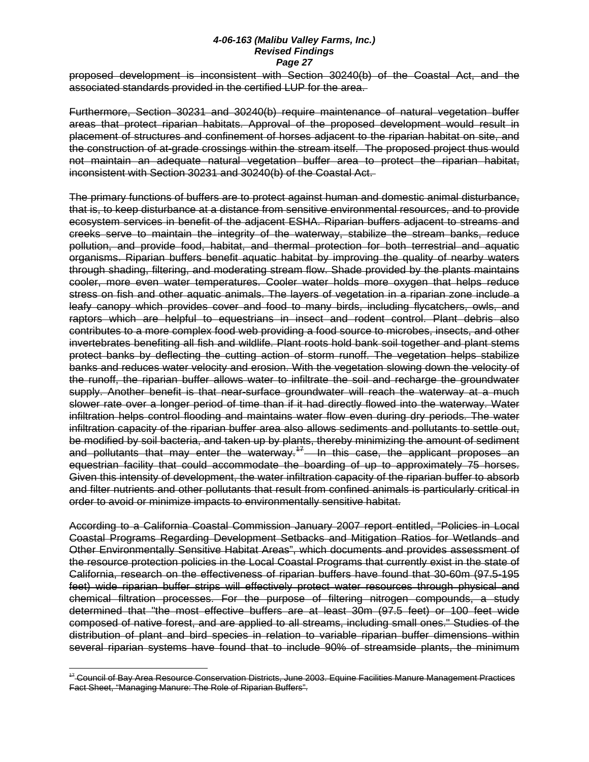proposed development is inconsistent with Section 30240(b) of the Coastal Act, and the associated standards provided in the certified LUP for the area.

Furthermore, Section 30231 and 30240(b) require maintenance of natural vegetation buffer areas that protect riparian habitats. Approval of the proposed development would result in placement of structures and confinement of horses adjacent to the riparian habitat on site, and the construction of at-grade crossings within the stream itself. The proposed project thus would not maintain an adequate natural vegetation buffer area to protect the riparian habitat, inconsistent with Section 30231 and 30240(b) of the Coastal Act.

The primary functions of buffers are to protect against human and domestic animal disturbance, that is, to keep disturbance at a distance from sensitive environmental resources, and to provide ecosystem services in benefit of the adjacent ESHA. Riparian buffers adjacent to streams and creeks serve to maintain the integrity of the waterway, stabilize the stream banks, reduce pollution, and provide food, habitat, and thermal protection for both terrestrial and aquatic organisms. Riparian buffers benefit aquatic habitat by improving the quality of nearby waters through shading, filtering, and moderating stream flow. Shade provided by the plants maintains cooler, more even water temperatures. Cooler water holds more oxygen that helps reduce stress on fish and other aquatic animals. The layers of vegetation in a riparian zone include a leafy canopy which provides cover and food to many birds, including flycatchers, owls, and raptors which are helpful to equestrians in insect and rodent control. Plant debris also contributes to a more complex food web providing a food source to microbes, insects, and other invertebrates benefiting all fish and wildlife. Plant roots hold bank soil together and plant stems protect banks by deflecting the cutting action of storm runoff. The vegetation helps stabilize banks and reduces water velocity and erosion. With the vegetation slowing down the velocity of the runoff, the riparian buffer allows water to infiltrate the soil and recharge the groundwater supply. Another benefit is that near-surface groundwater will reach the waterway at a much slower rate over a longer period of time than if it had directly flowed into the waterway. Water infiltration helps control flooding and maintains water flow even during dry periods. The water infiltration capacity of the riparian buffer area also allows sediments and pollutants to settle out, be modified by soil bacteria, and taken up by plants, thereby minimizing the amount of sediment and pollutants that may enter the waterway.[17] In this case, the applicant proposes an equestrian facility that could accommodate the boarding of up to approximately 75 horses. Given this intensity of development, the water infiltration capacity of the riparian buffer to absorb and filter nutrients and other pollutants that result from confined animals is particularly critical in order to avoid or minimize impacts to environmentally sensitive habitat.

According to a California Coastal Commission January 2007 report entitled, "Policies in Local Coastal Programs Regarding Development Setbacks and Mitigation Ratios for Wetlands and Other Environmentally Sensitive Habitat Areas", which documents and provides assessment of the resource protection policies in the Local Coastal Programs that currently exist in the state of California, research on the effectiveness of riparian buffers have found that 30-60m (97.5-195 feet) wide riparian buffer strips will effectively protect water resources through physical and chemical filtration processes. For the purpose of filtering nitrogen compounds, a study determined that "the most effective buffers are at least 30m (97.5 feet) or 100 feet wide composed of native forest, and are applied to all streams, including small ones." Studies of the distribution of plant and bird species in relation to variable riparian buffer dimensions within several riparian systems have found that to include 90% of streamside plants, the minimum

---

[17] Council of Bay Area Resource Conservation Districts, June 2003. Equine Facilities Manure Management Practices Fact Sheet, "Managing Manure: The Role of Riparian Buffers".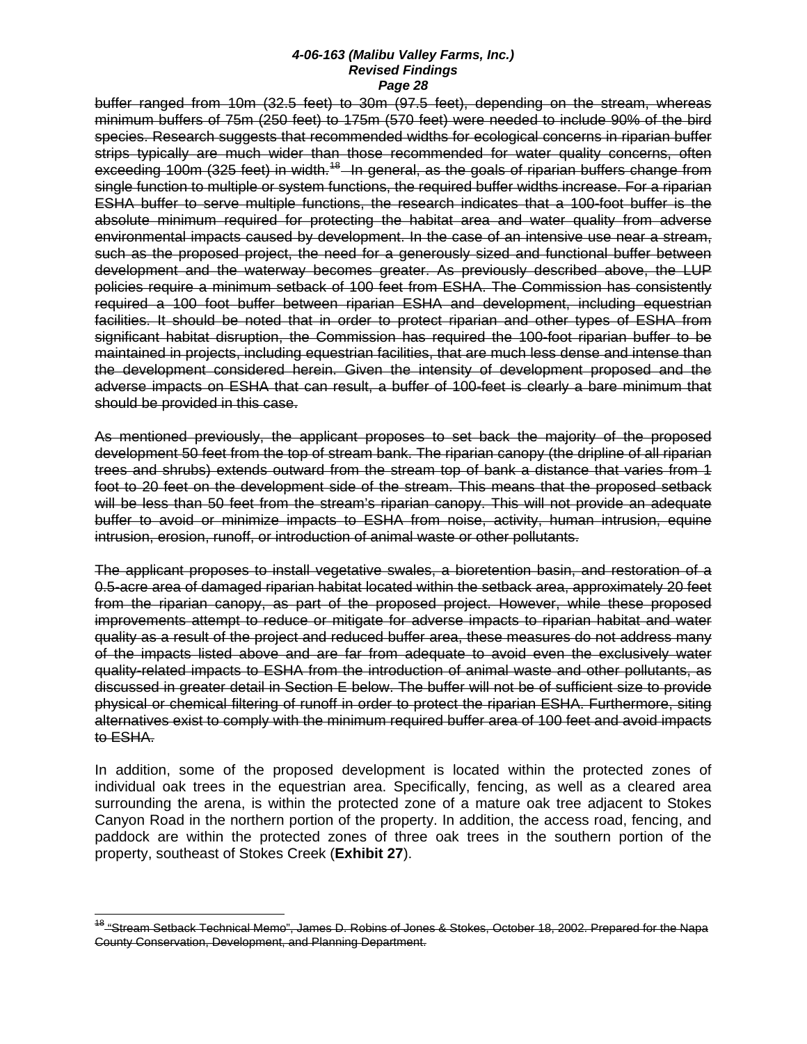~~buffer ranged from 10m (32.5 feet) to 30m (97.5 feet), depending on the stream, whereas minimum buffers of 75m (250 feet) to 175m (570 feet) were needed to include 90% of the bird species. Research suggests that recommended widths for ecological concerns in riparian buffer strips typically are much wider than those recommended for water quality concerns, often exceeding 100m (325 feet) in width.[18] In general, as the goals of riparian buffers change from single function to multiple or system functions, the required buffer widths increase. For a riparian ESHA buffer to serve multiple functions, the research indicates that a 100-foot buffer is the absolute minimum required for protecting the habitat area and water quality from adverse environmental impacts caused by development. In the case of an intensive use near a stream, such as the proposed project, the need for a generously sized and functional buffer between development and the waterway becomes greater. As previously described above, the LUP policies require a minimum setback of 100 feet from ESHA. The Commission has consistently required a 100 foot buffer between riparian ESHA and development, including equestrian facilities. It should be noted that in order to protect riparian and other types of ESHA from significant habitat disruption, the Commission has required the 100-foot riparian buffer to be maintained in projects, including equestrian facilities, that are much less dense and intense than the development considered herein. Given the intensity of development proposed and the adverse impacts on ESHA that can result, a buffer of 100-feet is clearly a bare minimum that should be provided in this case.~~

~~As mentioned previously, the applicant proposes to set back the majority of the proposed development 50 feet from the top of stream bank. The riparian canopy (the dripline of all riparian trees and shrubs) extends outward from the stream top of bank a distance that varies from 1 foot to 20 feet on the development side of the stream. This means that the proposed setback will be less than 50 feet from the stream's riparian canopy. This will not provide an adequate buffer to avoid or minimize impacts to ESHA from noise, activity, human intrusion, equine intrusion, erosion, runoff, or introduction of animal waste or other pollutants.~~

~~The applicant proposes to install vegetative swales, a bioretention basin, and restoration of a 0.5-acre area of damaged riparian habitat located within the setback area, approximately 20 feet from the riparian canopy, as part of the proposed project. However, while these proposed improvements attempt to reduce or mitigate for adverse impacts to riparian habitat and water quality as a result of the project and reduced buffer area, these measures do not address many of the impacts listed above and are far from adequate to avoid even the exclusively water quality-related impacts to ESHA from the introduction of animal waste and other pollutants, as discussed in greater detail in Section E below. The buffer will not be of sufficient size to provide physical or chemical filtering of runoff in order to protect the riparian ESHA. Furthermore, siting alternatives exist to comply with the minimum required buffer area of 100 feet and avoid impacts to ESHA.~~

In addition, some of the proposed development is located within the protected zones of individual oak trees in the equestrian area. Specifically, fencing, as well as a cleared area surrounding the arena, is within the protected zone of a mature oak tree adjacent to Stokes Canyon Road in the northern portion of the property. In addition, the access road, fencing, and paddock are within the protected zones of three oak trees in the southern portion of the property, southeast of Stokes Creek (**Exhibit 27**).

---

~~[18] "Stream Setback Technical Memo", James D. Robins of Jones & Stokes, October 18, 2002. Prepared for the Napa County Conservation, Development, and Planning Department.~~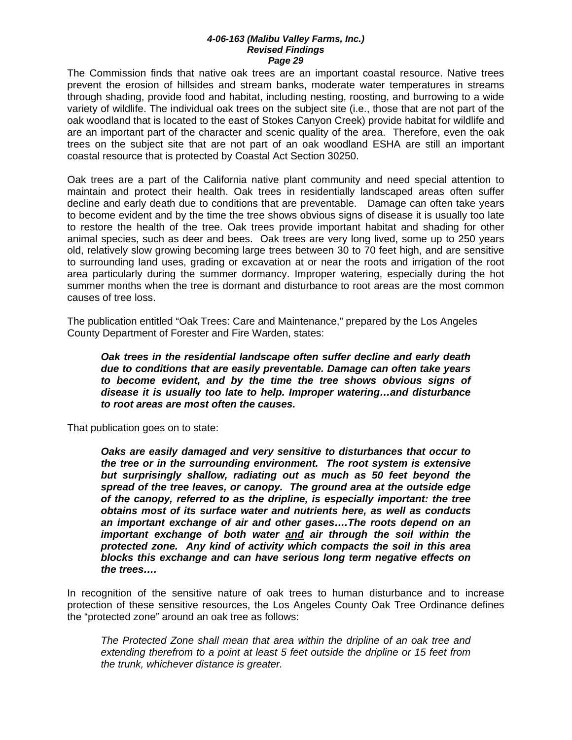The Commission finds that native oak trees are an important coastal resource. Native trees prevent the erosion of hillsides and stream banks, moderate water temperatures in streams through shading, provide food and habitat, including nesting, roosting, and burrowing to a wide variety of wildlife. The individual oak trees on the subject site (i.e., those that are not part of the oak woodland that is located to the east of Stokes Canyon Creek) provide habitat for wildlife and are an important part of the character and scenic quality of the area. Therefore, even the oak trees on the subject site that are not part of an oak woodland ESHA are still an important coastal resource that is protected by Coastal Act Section 30250.

Oak trees are a part of the California native plant community and need special attention to maintain and protect their health. Oak trees in residentially landscaped areas often suffer decline and early death due to conditions that are preventable. Damage can often take years to become evident and by the time the tree shows obvious signs of disease it is usually too late to restore the health of the tree. Oak trees provide important habitat and shading for other animal species, such as deer and bees. Oak trees are very long lived, some up to 250 years old, relatively slow growing becoming large trees between 30 to 70 feet high, and are sensitive to surrounding land uses, grading or excavation at or near the roots and irrigation of the root area particularly during the summer dormancy. Improper watering, especially during the hot summer months when the tree is dormant and disturbance to root areas are the most common causes of tree loss.

The publication entitled "Oak Trees: Care and Maintenance," prepared by the Los Angeles County Department of Forester and Fire Warden, states:

> ***Oak trees in the residential landscape often suffer decline and early death due to conditions that are easily preventable. Damage can often take years to become evident, and by the time the tree shows obvious signs of disease it is usually too late to help. Improper watering…and disturbance to root areas are most often the causes.***

That publication goes on to state:

> ***Oaks are easily damaged and very sensitive to disturbances that occur to the tree or in the surrounding environment. The root system is extensive but surprisingly shallow, radiating out as much as 50 feet beyond the spread of the tree leaves, or canopy. The ground area at the outside edge of the canopy, referred to as the dripline, is especially important: the tree obtains most of its surface water and nutrients here, as well as conducts an important exchange of air and other gases….The roots depend on an important exchange of both water <u>and</u> air through the soil within the protected zone. Any kind of activity which compacts the soil in this area blocks this exchange and can have serious long term negative effects on the trees….***

In recognition of the sensitive nature of oak trees to human disturbance and to increase protection of these sensitive resources, the Los Angeles County Oak Tree Ordinance defines the "protected zone" around an oak tree as follows:

> *The Protected Zone shall mean that area within the dripline of an oak tree and extending therefrom to a point at least 5 feet outside the dripline or 15 feet from the trunk, whichever distance is greater.*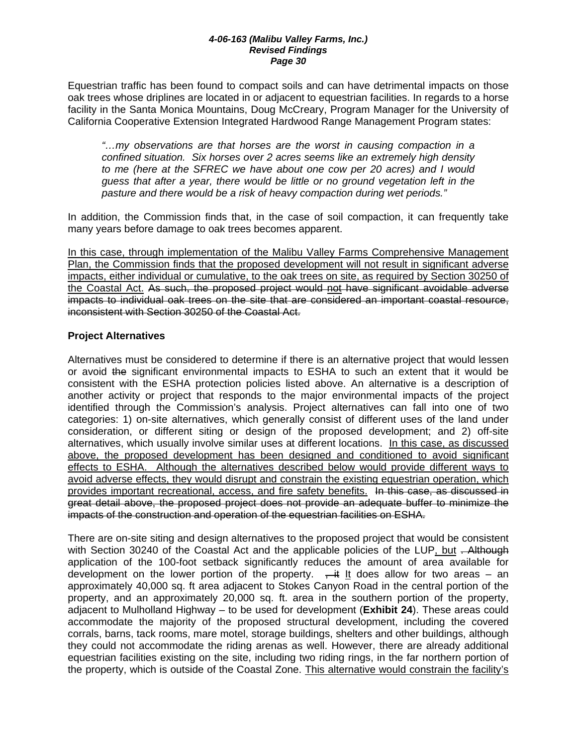Equestrian traffic has been found to compact soils and can have detrimental impacts on those oak trees whose driplines are located in or adjacent to equestrian facilities. In regards to a horse facility in the Santa Monica Mountains, Doug McCreary, Program Manager for the University of California Cooperative Extension Integrated Hardwood Range Management Program states:

> *"…my observations are that horses are the worst in causing compaction in a confined situation. Six horses over 2 acres seems like an extremely high density to me (here at the SFREC we have about one cow per 20 acres) and I would guess that after a year, there would be little or no ground vegetation left in the pasture and there would be a risk of heavy compaction during wet periods."*

In addition, the Commission finds that, in the case of soil compaction, it can frequently take many years before damage to oak trees becomes apparent.

In this case, through implementation of the Malibu Valley Farms Comprehensive Management Plan, the Commission finds that the proposed development will not result in significant adverse impacts, either individual or cumulative, to the oak trees on site, as required by Section 30250 of the Coastal Act. ~~As such, the proposed project would not have significant avoidable adverse impacts to individual oak trees on the site that are considered an important coastal resource, inconsistent with Section 30250 of the Coastal Act.~~

**Project Alternatives**

Alternatives must be considered to determine if there is an alternative project that would lessen or avoid ~~the~~ significant environmental impacts to ESHA to such an extent that it would be consistent with the ESHA protection policies listed above. An alternative is a description of another activity or project that responds to the major environmental impacts of the project identified through the Commission's analysis. Project alternatives can fall into one of two categories: 1) on-site alternatives, which generally consist of different uses of the land under consideration, or different siting or design of the proposed development; and 2) off-site alternatives, which usually involve similar uses at different locations. In this case, as discussed above, the proposed development has been designed and conditioned to avoid significant effects to ESHA. Although the alternatives described below would provide different ways to avoid adverse effects, they would disrupt and constrain the existing equestrian operation, which provides important recreational, access, and fire safety benefits. ~~In this case, as discussed in great detail above, the proposed project does not provide an adequate buffer to minimize the impacts of the construction and operation of the equestrian facilities on ESHA.~~

There are on-site siting and design alternatives to the proposed project that would be consistent with Section 30240 of the Coastal Act and the applicable policies of the LUP, but ~~. Although~~ application of the 100-foot setback significantly reduces the amount of area available for development on the lower portion of the property. ~~, it~~ It does allow for two areas – an approximately 40,000 sq. ft area adjacent to Stokes Canyon Road in the central portion of the property, and an approximately 20,000 sq. ft. area in the southern portion of the property, adjacent to Mulholland Highway – to be used for development (**Exhibit 24**). These areas could accommodate the majority of the proposed structural development, including the covered corrals, barns, tack rooms, mare motel, storage buildings, shelters and other buildings, although they could not accommodate the riding arenas as well. However, there are already additional equestrian facilities existing on the site, including two riding rings, in the far northern portion of the property, which is outside of the Coastal Zone. This alternative would constrain the facility's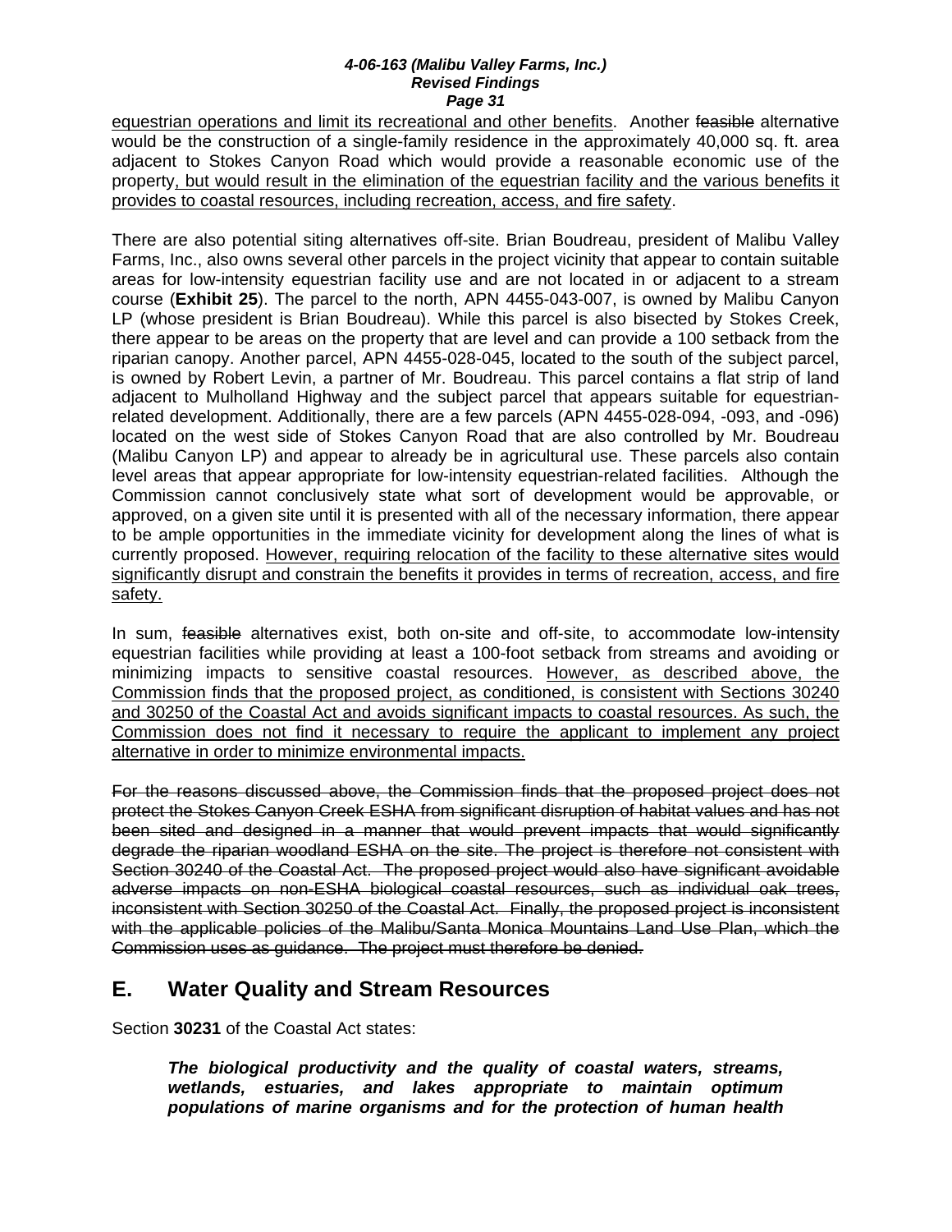equestrian operations and limit its recreational and other benefits. Another ~~feasible~~ alternative would be the construction of a single-family residence in the approximately 40,000 sq. ft. area adjacent to Stokes Canyon Road which would provide a reasonable economic use of the property, but would result in the elimination of the equestrian facility and the various benefits it provides to coastal resources, including recreation, access, and fire safety.

There are also potential siting alternatives off-site. Brian Boudreau, president of Malibu Valley Farms, Inc., also owns several other parcels in the project vicinity that appear to contain suitable areas for low-intensity equestrian facility use and are not located in or adjacent to a stream course (**Exhibit 25**). The parcel to the north, APN 4455-043-007, is owned by Malibu Canyon LP (whose president is Brian Boudreau). While this parcel is also bisected by Stokes Creek, there appear to be areas on the property that are level and can provide a 100 setback from the riparian canopy. Another parcel, APN 4455-028-045, located to the south of the subject parcel, is owned by Robert Levin, a partner of Mr. Boudreau. This parcel contains a flat strip of land adjacent to Mulholland Highway and the subject parcel that appears suitable for equestrian-related development. Additionally, there are a few parcels (APN 4455-028-094, -093, and -096) located on the west side of Stokes Canyon Road that are also controlled by Mr. Boudreau (Malibu Canyon LP) and appear to already be in agricultural use. These parcels also contain level areas that appear appropriate for low-intensity equestrian-related facilities. Although the Commission cannot conclusively state what sort of development would be approvable, or approved, on a given site until it is presented with all of the necessary information, there appear to be ample opportunities in the immediate vicinity for development along the lines of what is currently proposed. However, requiring relocation of the facility to these alternative sites would significantly disrupt and constrain the benefits it provides in terms of recreation, access, and fire safety.

In sum, ~~feasible~~ alternatives exist, both on-site and off-site, to accommodate low-intensity equestrian facilities while providing at least a 100-foot setback from streams and avoiding or minimizing impacts to sensitive coastal resources. However, as described above, the Commission finds that the proposed project, as conditioned, is consistent with Sections 30240 and 30250 of the Coastal Act and avoids significant impacts to coastal resources. As such, the Commission does not find it necessary to require the applicant to implement any project alternative in order to minimize environmental impacts.

~~For the reasons discussed above, the Commission finds that the proposed project does not protect the Stokes Canyon Creek ESHA from significant disruption of habitat values and has not been sited and designed in a manner that would prevent impacts that would significantly degrade the riparian woodland ESHA on the site. The project is therefore not consistent with Section 30240 of the Coastal Act. The proposed project would also have significant avoidable adverse impacts on non-ESHA biological coastal resources, such as individual oak trees, inconsistent with Section 30250 of the Coastal Act. Finally, the proposed project is inconsistent with the applicable policies of the Malibu/Santa Monica Mountains Land Use Plan, which the Commission uses as guidance. The project must therefore be denied.~~

## E. Water Quality and Stream Resources

Section **30231** of the Coastal Act states:

> ***The biological productivity and the quality of coastal waters, streams, wetlands, estuaries, and lakes appropriate to maintain optimum populations of marine organisms and for the protection of human health***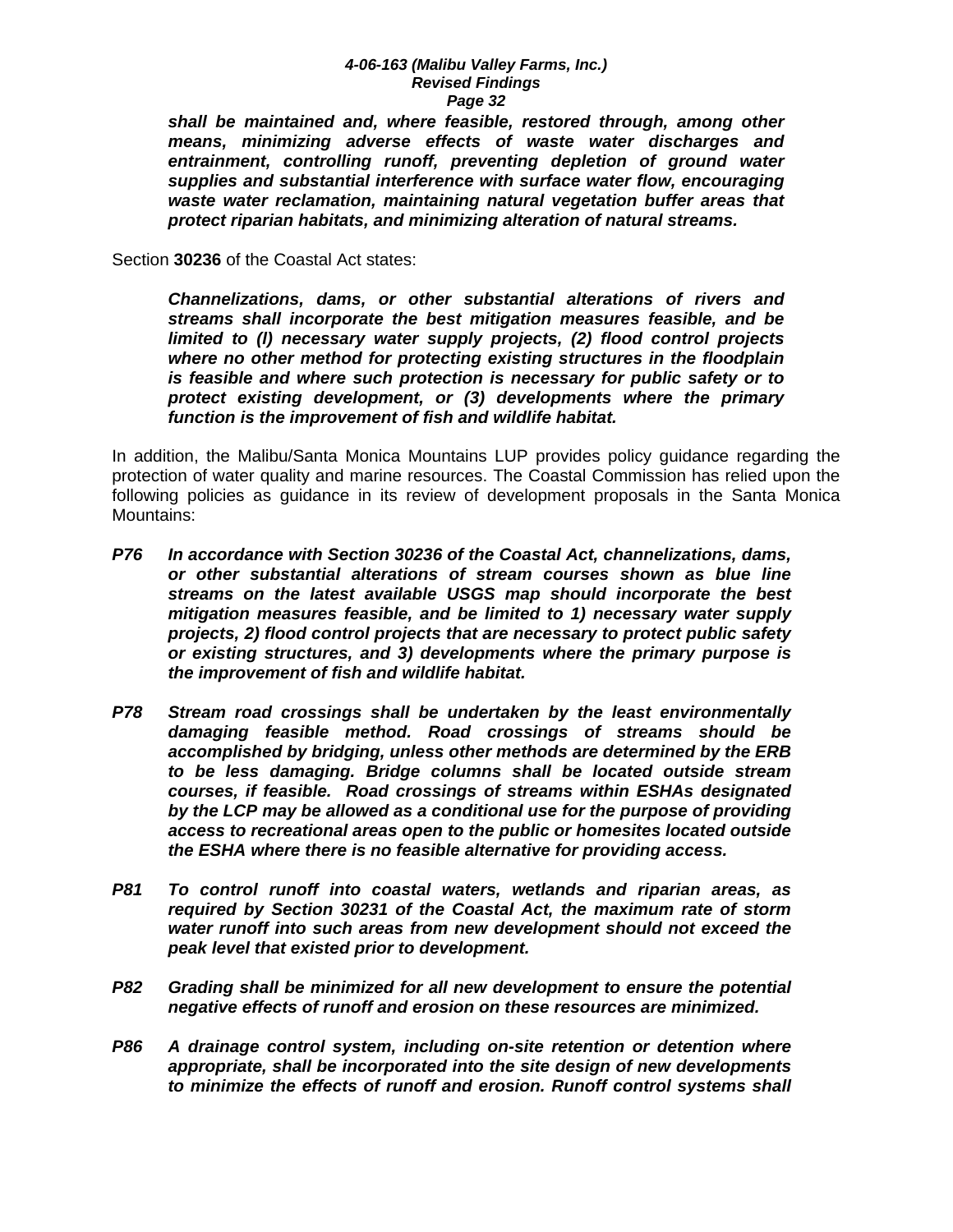> ***shall be maintained and, where feasible, restored through, among other means, minimizing adverse effects of waste water discharges and entrainment, controlling runoff, preventing depletion of ground water supplies and substantial interference with surface water flow, encouraging waste water reclamation, maintaining natural vegetation buffer areas that protect riparian habitats, and minimizing alteration of natural streams.***

Section **30236** of the Coastal Act states:

> ***Channelizations, dams, or other substantial alterations of rivers and streams shall incorporate the best mitigation measures feasible, and be limited to (l) necessary water supply projects, (2) flood control projects where no other method for protecting existing structures in the floodplain is feasible and where such protection is necessary for public safety or to protect existing development, or (3) developments where the primary function is the improvement of fish and wildlife habitat.***

In addition, the Malibu/Santa Monica Mountains LUP provides policy guidance regarding the protection of water quality and marine resources. The Coastal Commission has relied upon the following policies as guidance in its review of development proposals in the Santa Monica Mountains:

***P76*** ***In accordance with Section 30236 of the Coastal Act, channelizations, dams, or other substantial alterations of stream courses shown as blue line streams on the latest available USGS map should incorporate the best mitigation measures feasible, and be limited to 1) necessary water supply projects, 2) flood control projects that are necessary to protect public safety or existing structures, and 3) developments where the primary purpose is the improvement of fish and wildlife habitat.***

***P78*** ***Stream road crossings shall be undertaken by the least environmentally damaging feasible method. Road crossings of streams should be accomplished by bridging, unless other methods are determined by the ERB to be less damaging. Bridge columns shall be located outside stream courses, if feasible. Road crossings of streams within ESHAs designated by the LCP may be allowed as a conditional use for the purpose of providing access to recreational areas open to the public or homesites located outside the ESHA where there is no feasible alternative for providing access.***

***P81*** ***To control runoff into coastal waters, wetlands and riparian areas, as required by Section 30231 of the Coastal Act, the maximum rate of storm water runoff into such areas from new development should not exceed the peak level that existed prior to development.***

***P82*** ***Grading shall be minimized for all new development to ensure the potential negative effects of runoff and erosion on these resources are minimized.***

***P86*** ***A drainage control system, including on-site retention or detention where appropriate, shall be incorporated into the site design of new developments to minimize the effects of runoff and erosion. Runoff control systems shall***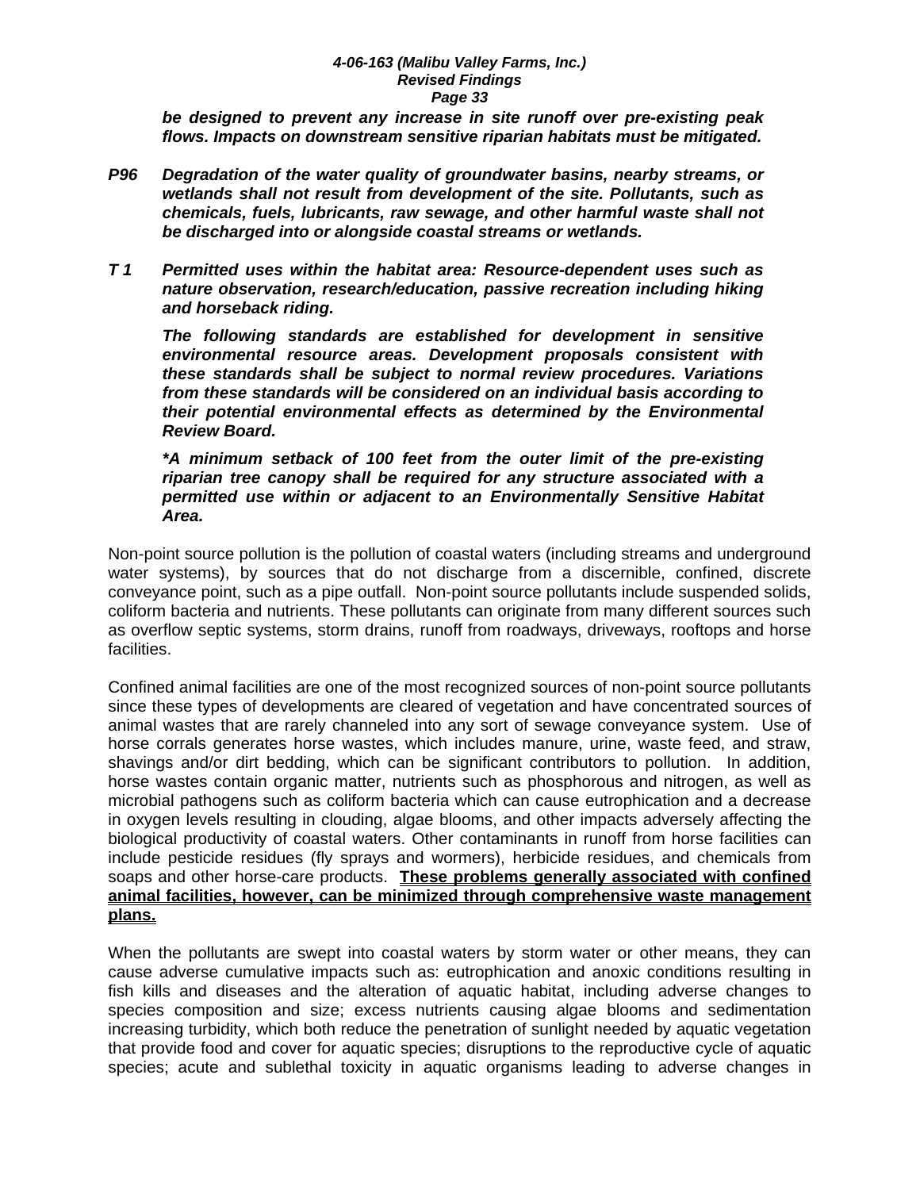***be designed to prevent any increase in site runoff over pre-existing peak flows. Impacts on downstream sensitive riparian habitats must be mitigated.***

***P96 Degradation of the water quality of groundwater basins, nearby streams, or wetlands shall not result from development of the site. Pollutants, such as chemicals, fuels, lubricants, raw sewage, and other harmful waste shall not be discharged into or alongside coastal streams or wetlands.***

***T 1 Permitted uses within the habitat area: Resource-dependent uses such as nature observation, research/education, passive recreation including hiking and horseback riding.***

***The following standards are established for development in sensitive environmental resource areas. Development proposals consistent with these standards shall be subject to normal review procedures. Variations from these standards will be considered on an individual basis according to their potential environmental effects as determined by the Environmental Review Board.***

****A minimum setback of 100 feet from the outer limit of the pre-existing riparian tree canopy shall be required for any structure associated with a permitted use within or adjacent to an Environmentally Sensitive Habitat Area.***

Non-point source pollution is the pollution of coastal waters (including streams and underground water systems), by sources that do not discharge from a discernible, confined, discrete conveyance point, such as a pipe outfall. Non-point source pollutants include suspended solids, coliform bacteria and nutrients. These pollutants can originate from many different sources such as overflow septic systems, storm drains, runoff from roadways, driveways, rooftops and horse facilities.

Confined animal facilities are one of the most recognized sources of non-point source pollutants since these types of developments are cleared of vegetation and have concentrated sources of animal wastes that are rarely channeled into any sort of sewage conveyance system. Use of horse corrals generates horse wastes, which includes manure, urine, waste feed, and straw, shavings and/or dirt bedding, which can be significant contributors to pollution. In addition, horse wastes contain organic matter, nutrients such as phosphorous and nitrogen, as well as microbial pathogens such as coliform bacteria which can cause eutrophication and a decrease in oxygen levels resulting in clouding, algae blooms, and other impacts adversely affecting the biological productivity of coastal waters. Other contaminants in runoff from horse facilities can include pesticide residues (fly sprays and wormers), herbicide residues, and chemicals from soaps and other horse-care products. **These problems generally associated with confined animal facilities, however, can be minimized through comprehensive waste management plans.**

When the pollutants are swept into coastal waters by storm water or other means, they can cause adverse cumulative impacts such as: eutrophication and anoxic conditions resulting in fish kills and diseases and the alteration of aquatic habitat, including adverse changes to species composition and size; excess nutrients causing algae blooms and sedimentation increasing turbidity, which both reduce the penetration of sunlight needed by aquatic vegetation that provide food and cover for aquatic species; disruptions to the reproductive cycle of aquatic species; acute and sublethal toxicity in aquatic organisms leading to adverse changes in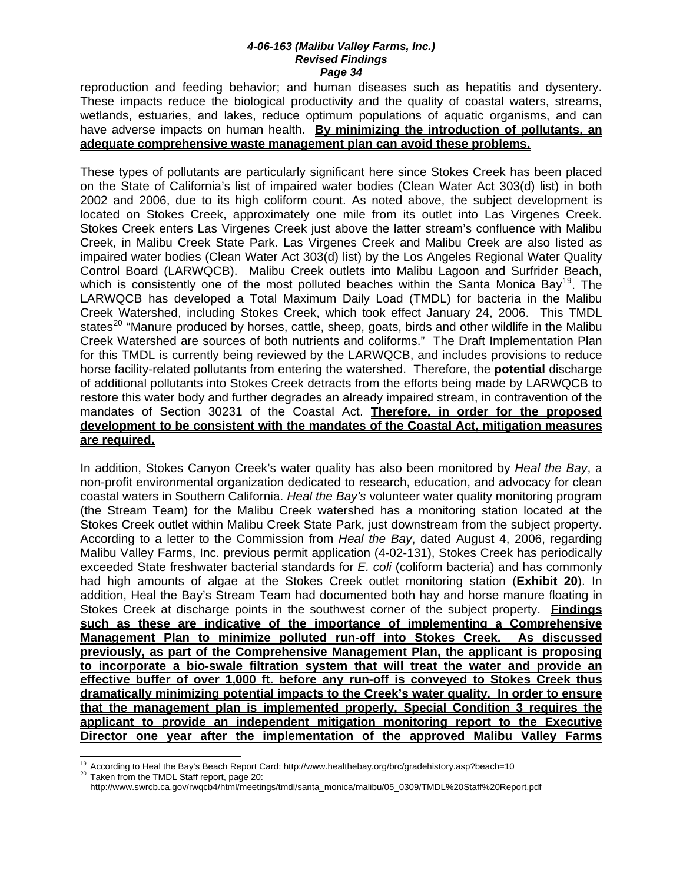reproduction and feeding behavior; and human diseases such as hepatitis and dysentery. These impacts reduce the biological productivity and the quality of coastal waters, streams, wetlands, estuaries, and lakes, reduce optimum populations of aquatic organisms, and can have adverse impacts on human health. **By minimizing the introduction of pollutants, an adequate comprehensive waste management plan can avoid these problems.**

These types of pollutants are particularly significant here since Stokes Creek has been placed on the State of California's list of impaired water bodies (Clean Water Act 303(d) list) in both 2002 and 2006, due to its high coliform count. As noted above, the subject development is located on Stokes Creek, approximately one mile from its outlet into Las Virgenes Creek. Stokes Creek enters Las Virgenes Creek just above the latter stream's confluence with Malibu Creek, in Malibu Creek State Park. Las Virgenes Creek and Malibu Creek are also listed as impaired water bodies (Clean Water Act 303(d) list) by the Los Angeles Regional Water Quality Control Board (LARWQCB). Malibu Creek outlets into Malibu Lagoon and Surfrider Beach, which is consistently one of the most polluted beaches within the Santa Monica Bay[19]. The LARWQCB has developed a Total Maximum Daily Load (TMDL) for bacteria in the Malibu Creek Watershed, including Stokes Creek, which took effect January 24, 2006. This TMDL states[20] "Manure produced by horses, cattle, sheep, goats, birds and other wildlife in the Malibu Creek Watershed are sources of both nutrients and coliforms." The Draft Implementation Plan for this TMDL is currently being reviewed by the LARWQCB, and includes provisions to reduce horse facility-related pollutants from entering the watershed. Therefore, the **potential** discharge of additional pollutants into Stokes Creek detracts from the efforts being made by LARWQCB to restore this water body and further degrades an already impaired stream, in contravention of the mandates of Section 30231 of the Coastal Act. **Therefore, in order for the proposed development to be consistent with the mandates of the Coastal Act, mitigation measures are required.**

In addition, Stokes Canyon Creek's water quality has also been monitored by *Heal the Bay*, a non-profit environmental organization dedicated to research, education, and advocacy for clean coastal waters in Southern California. *Heal the Bay's* volunteer water quality monitoring program (the Stream Team) for the Malibu Creek watershed has a monitoring station located at the Stokes Creek outlet within Malibu Creek State Park, just downstream from the subject property. According to a letter to the Commission from *Heal the Bay*, dated August 4, 2006, regarding Malibu Valley Farms, Inc. previous permit application (4-02-131), Stokes Creek has periodically exceeded State freshwater bacterial standards for *E. coli* (coliform bacteria) and has commonly had high amounts of algae at the Stokes Creek outlet monitoring station (**Exhibit 20**). In addition, Heal the Bay's Stream Team had documented both hay and horse manure floating in Stokes Creek at discharge points in the southwest corner of the subject property. **Findings such as these are indicative of the importance of implementing a Comprehensive Management Plan to minimize polluted run-off into Stokes Creek. As discussed previously, as part of the Comprehensive Management Plan, the applicant is proposing to incorporate a bio-swale filtration system that will treat the water and provide an effective buffer of over 1,000 ft. before any run-off is conveyed to Stokes Creek thus dramatically minimizing potential impacts to the Creek's water quality. In order to ensure that the management plan is implemented properly, Special Condition 3 requires the applicant to provide an independent mitigation monitoring report to the Executive Director one year after the implementation of the approved Malibu Valley Farms**

---

[19] According to Heal the Bay's Beach Report Card: http://www.healthebay.org/brc/gradehistory.asp?beach=10

[20] Taken from the TMDL Staff report, page 20: http://www.swrcb.ca.gov/rwqcb4/html/meetings/tmdl/santa_monica/malibu/05_0309/TMDL%20Staff%20Report.pdf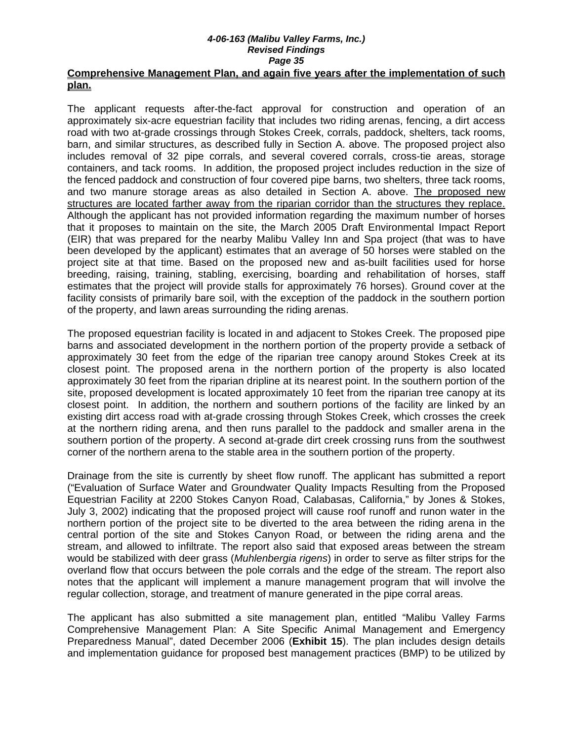**<u>Comprehensive Management Plan, and again five years after the implementation of such plan.</u>**

The applicant requests after-the-fact approval for construction and operation of an approximately six-acre equestrian facility that includes two riding arenas, fencing, a dirt access road with two at-grade crossings through Stokes Creek, corrals, paddock, shelters, tack rooms, barn, and similar structures, as described fully in Section A. above. The proposed project also includes removal of 32 pipe corrals, and several covered corrals, cross-tie areas, storage containers, and tack rooms. In addition, the proposed project includes reduction in the size of the fenced paddock and construction of four covered pipe barns, two shelters, three tack rooms, and two manure storage areas as also detailed in Section A. above. <u>The proposed new structures are located farther away from the riparian corridor than the structures they replace.</u> Although the applicant has not provided information regarding the maximum number of horses that it proposes to maintain on the site, the March 2005 Draft Environmental Impact Report (EIR) that was prepared for the nearby Malibu Valley Inn and Spa project (that was to have been developed by the applicant) estimates that an average of 50 horses were stabled on the project site at that time. Based on the proposed new and as-built facilities used for horse breeding, raising, training, stabling, exercising, boarding and rehabilitation of horses, staff estimates that the project will provide stalls for approximately 76 horses). Ground cover at the facility consists of primarily bare soil, with the exception of the paddock in the southern portion of the property, and lawn areas surrounding the riding arenas.

The proposed equestrian facility is located in and adjacent to Stokes Creek. The proposed pipe barns and associated development in the northern portion of the property provide a setback of approximately 30 feet from the edge of the riparian tree canopy around Stokes Creek at its closest point. The proposed arena in the northern portion of the property is also located approximately 30 feet from the riparian dripline at its nearest point. In the southern portion of the site, proposed development is located approximately 10 feet from the riparian tree canopy at its closest point. In addition, the northern and southern portions of the facility are linked by an existing dirt access road with at-grade crossing through Stokes Creek, which crosses the creek at the northern riding arena, and then runs parallel to the paddock and smaller arena in the southern portion of the property. A second at-grade dirt creek crossing runs from the southwest corner of the northern arena to the stable area in the southern portion of the property.

Drainage from the site is currently by sheet flow runoff. The applicant has submitted a report ("Evaluation of Surface Water and Groundwater Quality Impacts Resulting from the Proposed Equestrian Facility at 2200 Stokes Canyon Road, Calabasas, California," by Jones & Stokes, July 3, 2002) indicating that the proposed project will cause roof runoff and runon water in the northern portion of the project site to be diverted to the area between the riding arena in the central portion of the site and Stokes Canyon Road, or between the riding arena and the stream, and allowed to infiltrate. The report also said that exposed areas between the stream would be stabilized with deer grass (*Muhlenbergia rigens*) in order to serve as filter strips for the overland flow that occurs between the pole corrals and the edge of the stream. The report also notes that the applicant will implement a manure management program that will involve the regular collection, storage, and treatment of manure generated in the pipe corral areas.

The applicant has also submitted a site management plan, entitled "Malibu Valley Farms Comprehensive Management Plan: A Site Specific Animal Management and Emergency Preparedness Manual", dated December 2006 (**Exhibit 15**). The plan includes design details and implementation guidance for proposed best management practices (BMP) to be utilized by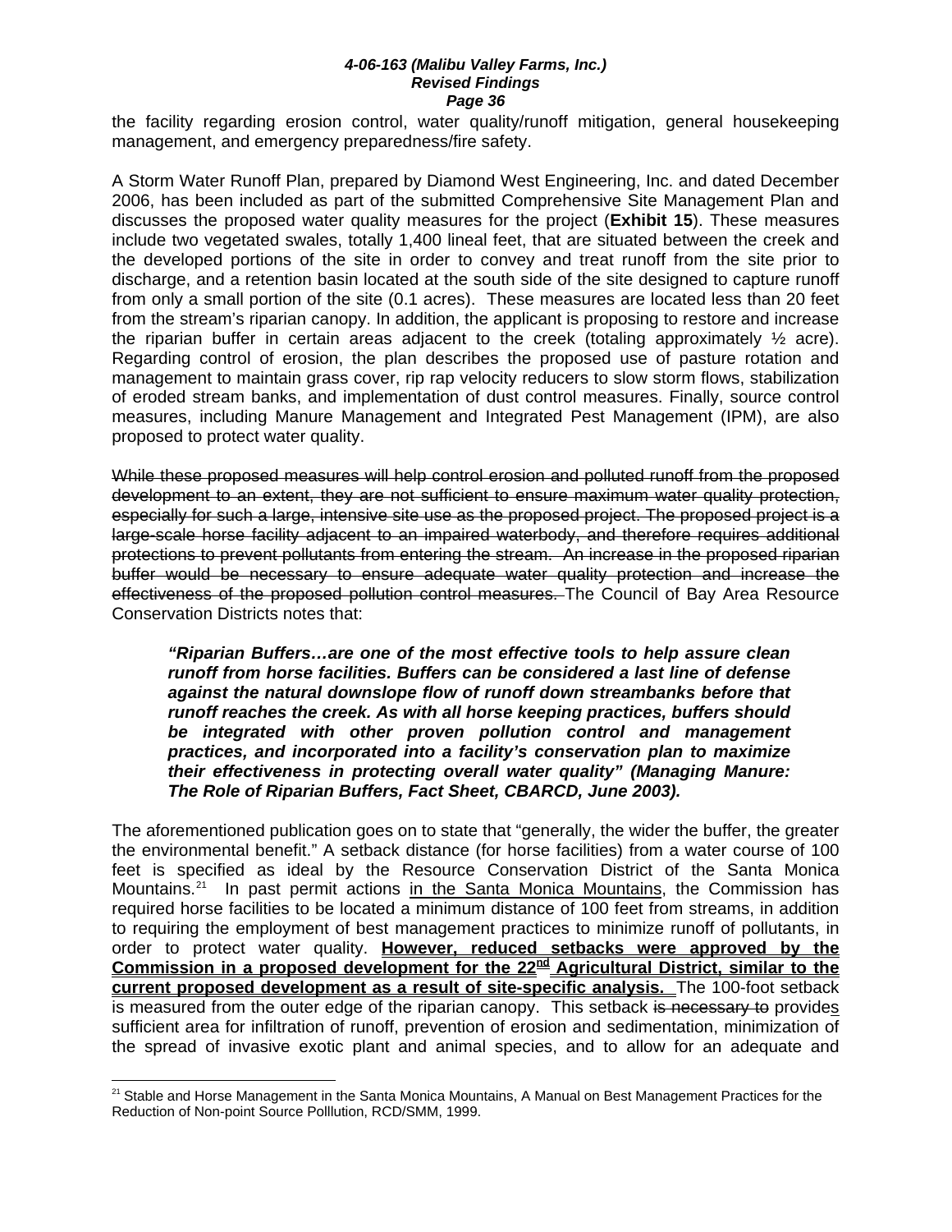the facility regarding erosion control, water quality/runoff mitigation, general housekeeping management, and emergency preparedness/fire safety.

A Storm Water Runoff Plan, prepared by Diamond West Engineering, Inc. and dated December 2006, has been included as part of the submitted Comprehensive Site Management Plan and discusses the proposed water quality measures for the project (**Exhibit 15**). These measures include two vegetated swales, totally 1,400 lineal feet, that are situated between the creek and the developed portions of the site in order to convey and treat runoff from the site prior to discharge, and a retention basin located at the south side of the site designed to capture runoff from only a small portion of the site (0.1 acres). These measures are located less than 20 feet from the stream's riparian canopy. In addition, the applicant is proposing to restore and increase the riparian buffer in certain areas adjacent to the creek (totaling approximately ½ acre). Regarding control of erosion, the plan describes the proposed use of pasture rotation and management to maintain grass cover, rip rap velocity reducers to slow storm flows, stabilization of eroded stream banks, and implementation of dust control measures. Finally, source control measures, including Manure Management and Integrated Pest Management (IPM), are also proposed to protect water quality.

~~While these proposed measures will help control erosion and polluted runoff from the proposed development to an extent, they are not sufficient to ensure maximum water quality protection, especially for such a large, intensive site use as the proposed project. The proposed project is a large-scale horse facility adjacent to an impaired waterbody, and therefore requires additional protections to prevent pollutants from entering the stream. An increase in the proposed riparian buffer would be necessary to ensure adequate water quality protection and increase the effectiveness of the proposed pollution control measures.~~ The Council of Bay Area Resource Conservation Districts notes that:

> ***"Riparian Buffers…are one of the most effective tools to help assure clean runoff from horse facilities. Buffers can be considered a last line of defense against the natural downslope flow of runoff down streambanks before that runoff reaches the creek. As with all horse keeping practices, buffers should be integrated with other proven pollution control and management practices, and incorporated into a facility's conservation plan to maximize their effectiveness in protecting overall water quality" (Managing Manure: The Role of Riparian Buffers, Fact Sheet, CBARCD, June 2003).***

The aforementioned publication goes on to state that "generally, the wider the buffer, the greater the environmental benefit." A setback distance (for horse facilities) from a water course of 100 feet is specified as ideal by the Resource Conservation District of the Santa Monica Mountains.[21] In past permit actions <u>in the Santa Monica Mountains</u>, the Commission has required horse facilities to be located a minimum distance of 100 feet from streams, in addition to requiring the employment of best management practices to minimize runoff of pollutants, in order to protect water quality. <u>**However, reduced setbacks were approved by the Commission in a proposed development for the 22nd Agricultural District, similar to the current proposed development as a result of site-specific analysis.**</u> The 100-foot setback is measured from the outer edge of the riparian canopy. This setback ~~is necessary to~~ provide<u>s</u> sufficient area for infiltration of runoff, prevention of erosion and sedimentation, minimization of the spread of invasive exotic plant and animal species, and to allow for an adequate and

[21] Stable and Horse Management in the Santa Monica Mountains, A Manual on Best Management Practices for the Reduction of Non-point Source Polllution, RCD/SMM, 1999.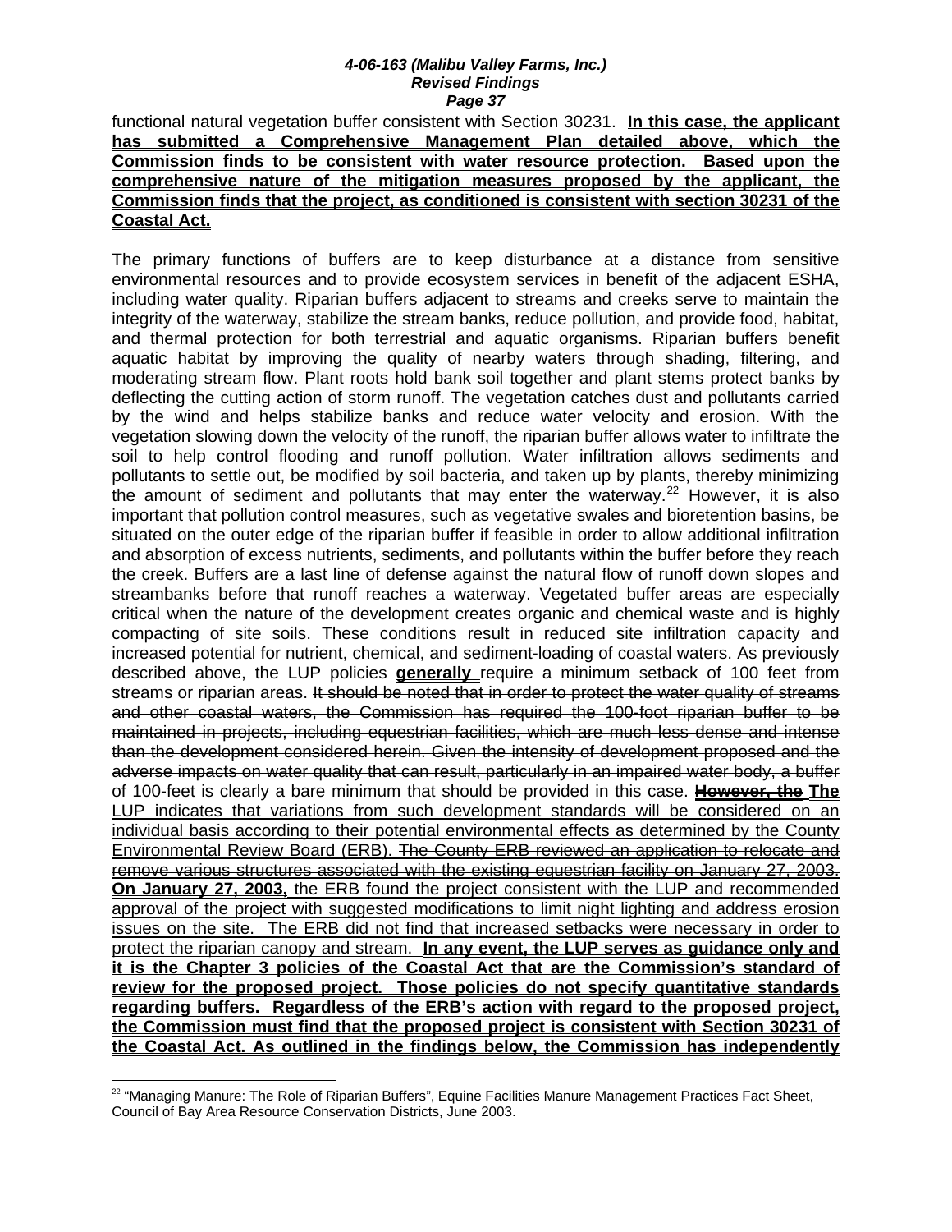functional natural vegetation buffer consistent with Section 30231. **<u>In this case, the applicant has submitted a Comprehensive Management Plan detailed above, which the Commission finds to be consistent with water resource protection. Based upon the comprehensive nature of the mitigation measures proposed by the applicant, the Commission finds that the project, as conditioned is consistent with section 30231 of the Coastal Act.</u>**

The primary functions of buffers are to keep disturbance at a distance from sensitive environmental resources and to provide ecosystem services in benefit of the adjacent ESHA, including water quality. Riparian buffers adjacent to streams and creeks serve to maintain the integrity of the waterway, stabilize the stream banks, reduce pollution, and provide food, habitat, and thermal protection for both terrestrial and aquatic organisms. Riparian buffers benefit aquatic habitat by improving the quality of nearby waters through shading, filtering, and moderating stream flow. Plant roots hold bank soil together and plant stems protect banks by deflecting the cutting action of storm runoff. The vegetation catches dust and pollutants carried by the wind and helps stabilize banks and reduce water velocity and erosion. With the vegetation slowing down the velocity of the runoff, the riparian buffer allows water to infiltrate the soil to help control flooding and runoff pollution. Water infiltration allows sediments and pollutants to settle out, be modified by soil bacteria, and taken up by plants, thereby minimizing the amount of sediment and pollutants that may enter the waterway.[22] However, it is also important that pollution control measures, such as vegetative swales and bioretention basins, be situated on the outer edge of the riparian buffer if feasible in order to allow additional infiltration and absorption of excess nutrients, sediments, and pollutants within the buffer before they reach the creek. Buffers are a last line of defense against the natural flow of runoff down slopes and streambanks before that runoff reaches a waterway. Vegetated buffer areas are especially critical when the nature of the development creates organic and chemical waste and is highly compacting of site soils. These conditions result in reduced site infiltration capacity and increased potential for nutrient, chemical, and sediment-loading of coastal waters. As previously described above, the LUP policies **<u>generally</u>** require a minimum setback of 100 feet from streams or riparian areas. ~~It should be noted that in order to protect the water quality of streams and other coastal waters, the Commission has required the 100-foot riparian buffer to be maintained in projects, including equestrian facilities, which are much less dense and intense than the development considered herein. Given the intensity of development proposed and the adverse impacts on water quality that can result, particularly in an impaired water body, a buffer of 100-feet is clearly a bare minimum that should be provided in this case.~~ ~~**However, the**~~ **<u>The</u>** <u>LUP indicates that variations from such development standards will be considered on an individual basis according to their potential environmental effects as determined by the County Environmental Review Board (ERB).</u> ~~The County ERB reviewed an application to relocate and remove various structures associated with the existing equestrian facility on January 27, 2003.~~ **<u>On January 27, 2003,</u>** <u>the ERB found the project consistent with the LUP and recommended approval of the project with suggested modifications to limit night lighting and address erosion issues on the site. The ERB did not find that increased setbacks were necessary in order to protect the riparian canopy and stream.</u> **<u>In any event, the LUP serves as guidance only and it is the Chapter 3 policies of the Coastal Act that are the Commission's standard of review for the proposed project. Those policies do not specify quantitative standards regarding buffers. Regardless of the ERB's action with regard to the proposed project, the Commission must find that the proposed project is consistent with Section 30231 of the Coastal Act. As outlined in the findings below, the Commission has independently</u>**

[22] "Managing Manure: The Role of Riparian Buffers", Equine Facilities Manure Management Practices Fact Sheet, Council of Bay Area Resource Conservation Districts, June 2003.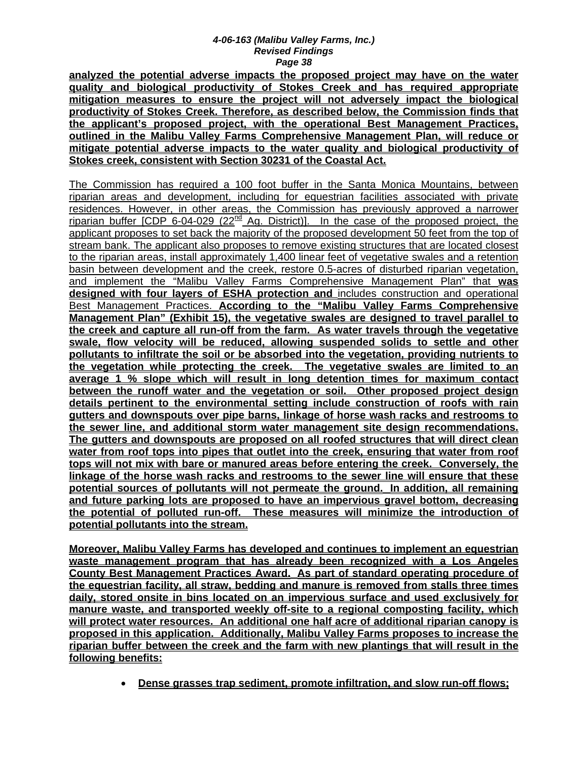**analyzed the potential adverse impacts the proposed project may have on the water quality and biological productivity of Stokes Creek and has required appropriate mitigation measures to ensure the project will not adversely impact the biological productivity of Stokes Creek. Therefore, as described below, the Commission finds that the applicant's proposed project, with the operational Best Management Practices, outlined in the Malibu Valley Farms Comprehensive Management Plan, will reduce or mitigate potential adverse impacts to the water quality and biological productivity of Stokes creek, consistent with Section 30231 of the Coastal Act.**

The Commission has required a 100 foot buffer in the Santa Monica Mountains, between riparian areas and development, including for equestrian facilities associated with private residences. However, in other areas, the Commission has previously approved a narrower riparian buffer [CDP 6-04-029 (22nd Ag. District)]. In the case of the proposed project, the applicant proposes to set back the majority of the proposed development 50 feet from the top of stream bank. The applicant also proposes to remove existing structures that are located closest to the riparian areas, install approximately 1,400 linear feet of vegetative swales and a retention basin between development and the creek, restore 0.5-acres of disturbed riparian vegetation, and implement the "Malibu Valley Farms Comprehensive Management Plan" that **was designed with four layers of ESHA protection and** includes construction and operational Best Management Practices. **According to the "Malibu Valley Farms Comprehensive Management Plan" (Exhibit 15), the vegetative swales are designed to travel parallel to the creek and capture all run-off from the farm. As water travels through the vegetative swale, flow velocity will be reduced, allowing suspended solids to settle and other pollutants to infiltrate the soil or be absorbed into the vegetation, providing nutrients to the vegetation while protecting the creek. The vegetative swales are limited to an average 1 % slope which will result in long detention times for maximum contact between the runoff water and the vegetation or soil. Other proposed project design details pertinent to the environmental setting include construction of roofs with rain gutters and downspouts over pipe barns, linkage of horse wash racks and restrooms to the sewer line, and additional storm water management site design recommendations. The gutters and downspouts are proposed on all roofed structures that will direct clean water from roof tops into pipes that outlet into the creek, ensuring that water from roof tops will not mix with bare or manured areas before entering the creek. Conversely, the linkage of the horse wash racks and restrooms to the sewer line will ensure that these potential sources of pollutants will not permeate the ground. In addition, all remaining and future parking lots are proposed to have an impervious gravel bottom, decreasing the potential of polluted run-off. These measures will minimize the introduction of potential pollutants into the stream.**

**Moreover, Malibu Valley Farms has developed and continues to implement an equestrian waste management program that has already been recognized with a Los Angeles County Best Management Practices Award. As part of standard operating procedure of the equestrian facility, all straw, bedding and manure is removed from stalls three times daily, stored onsite in bins located on an impervious surface and used exclusively for manure waste, and transported weekly off-site to a regional composting facility, which will protect water resources. An additional one half acre of additional riparian canopy is proposed in this application. Additionally, Malibu Valley Farms proposes to increase the riparian buffer between the creek and the farm with new plantings that will result in the following benefits:**

- **Dense grasses trap sediment, promote infiltration, and slow run-off flows;**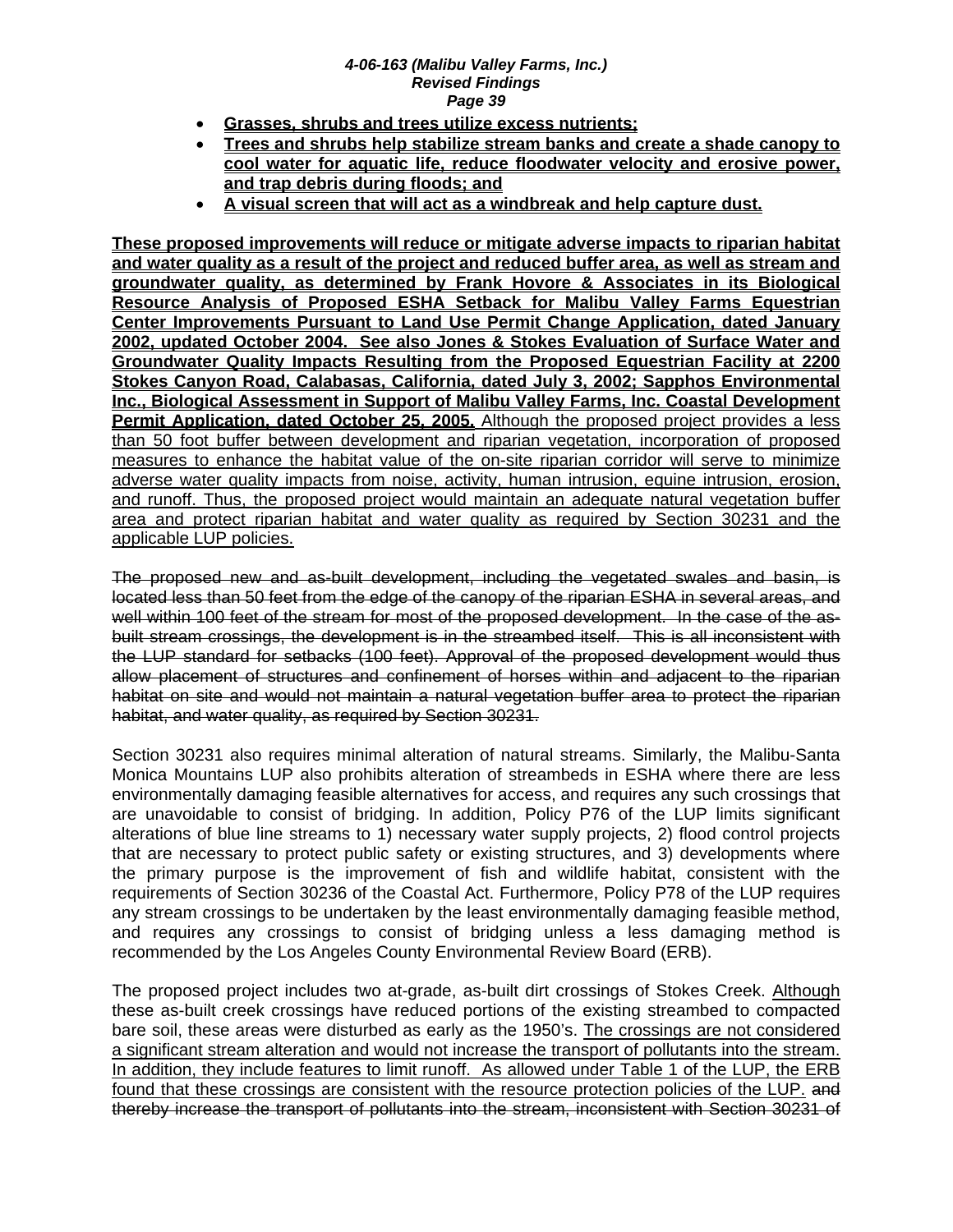- **Grasses, shrubs and trees utilize excess nutrients;**
- **Trees and shrubs help stabilize stream banks and create a shade canopy to cool water for aquatic life, reduce floodwater velocity and erosive power, and trap debris during floods; and**
- **A visual screen that will act as a windbreak and help capture dust.**

**These proposed improvements will reduce or mitigate adverse impacts to riparian habitat and water quality as a result of the project and reduced buffer area, as well as stream and groundwater quality, as determined by Frank Hovore & Associates in its Biological Resource Analysis of Proposed ESHA Setback for Malibu Valley Farms Equestrian Center Improvements Pursuant to Land Use Permit Change Application, dated January 2002, updated October 2004. See also Jones & Stokes Evaluation of Surface Water and Groundwater Quality Impacts Resulting from the Proposed Equestrian Facility at 2200 Stokes Canyon Road, Calabasas, California, dated July 3, 2002; Sapphos Environmental Inc., Biological Assessment in Support of Malibu Valley Farms, Inc. Coastal Development Permit Application, dated October 25, 2005.** Although the proposed project provides a less than 50 foot buffer between development and riparian vegetation, incorporation of proposed measures to enhance the habitat value of the on-site riparian corridor will serve to minimize adverse water quality impacts from noise, activity, human intrusion, equine intrusion, erosion, and runoff. Thus, the proposed project would maintain an adequate natural vegetation buffer area and protect riparian habitat and water quality as required by Section 30231 and the applicable LUP policies.

~~The proposed new and as-built development, including the vegetated swales and basin, is located less than 50 feet from the edge of the canopy of the riparian ESHA in several areas, and well within 100 feet of the stream for most of the proposed development. In the case of the as-built stream crossings, the development is in the streambed itself. This is all inconsistent with the LUP standard for setbacks (100 feet). Approval of the proposed development would thus allow placement of structures and confinement of horses within and adjacent to the riparian habitat on site and would not maintain a natural vegetation buffer area to protect the riparian habitat, and water quality, as required by Section 30231.~~

Section 30231 also requires minimal alteration of natural streams. Similarly, the Malibu-Santa Monica Mountains LUP also prohibits alteration of streambeds in ESHA where there are less environmentally damaging feasible alternatives for access, and requires any such crossings that are unavoidable to consist of bridging. In addition, Policy P76 of the LUP limits significant alterations of blue line streams to 1) necessary water supply projects, 2) flood control projects that are necessary to protect public safety or existing structures, and 3) developments where the primary purpose is the improvement of fish and wildlife habitat, consistent with the requirements of Section 30236 of the Coastal Act. Furthermore, Policy P78 of the LUP requires any stream crossings to be undertaken by the least environmentally damaging feasible method, and requires any crossings to consist of bridging unless a less damaging method is recommended by the Los Angeles County Environmental Review Board (ERB).

The proposed project includes two at-grade, as-built dirt crossings of Stokes Creek. Although these as-built creek crossings have reduced portions of the existing streambed to compacted bare soil, these areas were disturbed as early as the 1950's. The crossings are not considered a significant stream alteration and would not increase the transport of pollutants into the stream. In addition, they include features to limit runoff. As allowed under Table 1 of the LUP, the ERB found that these crossings are consistent with the resource protection policies of the LUP. ~~and thereby increase the transport of pollutants into the stream, inconsistent with Section 30231 of~~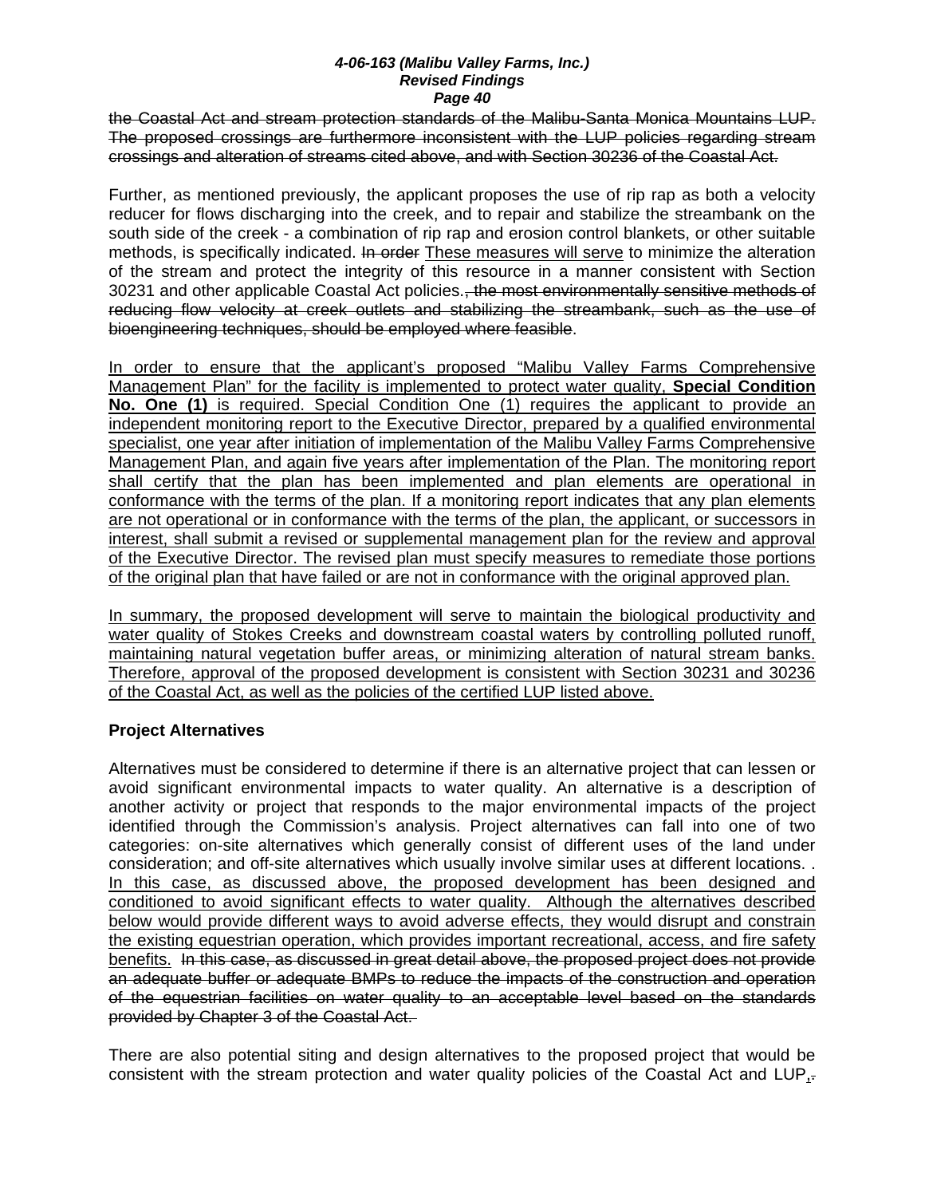~~the Coastal Act and stream protection standards of the Malibu-Santa Monica Mountains LUP. The proposed crossings are furthermore inconsistent with the LUP policies regarding stream crossings and alteration of streams cited above, and with Section 30236 of the Coastal Act.~~

Further, as mentioned previously, the applicant proposes the use of rip rap as both a velocity reducer for flows discharging into the creek, and to repair and stabilize the streambank on the south side of the creek - a combination of rip rap and erosion control blankets, or other suitable methods, is specifically indicated. ~~In order~~ <u>These measures will serve</u> to minimize the alteration of the stream and protect the integrity of this resource in a manner consistent with Section 30231 and other applicable Coastal Act policies.~~, the most environmentally sensitive methods of reducing flow velocity at creek outlets and stabilizing the streambank, such as the use of bioengineering techniques, should be employed where feasible~~.

<u>In order to ensure that the applicant's proposed "Malibu Valley Farms Comprehensive Management Plan" for the facility is implemented to protect water quality, **Special Condition No. One (1)** is required. Special Condition One (1) requires the applicant to provide an independent monitoring report to the Executive Director, prepared by a qualified environmental specialist, one year after initiation of implementation of the Malibu Valley Farms Comprehensive Management Plan, and again five years after implementation of the Plan. The monitoring report shall certify that the plan has been implemented and plan elements are operational in conformance with the terms of the plan. If a monitoring report indicates that any plan elements are not operational or in conformance with the terms of the plan, the applicant, or successors in interest, shall submit a revised or supplemental management plan for the review and approval of the Executive Director. The revised plan must specify measures to remediate those portions of the original plan that have failed or are not in conformance with the original approved plan.</u>

<u>In summary, the proposed development will serve to maintain the biological productivity and water quality of Stokes Creeks and downstream coastal waters by controlling polluted runoff, maintaining natural vegetation buffer areas, or minimizing alteration of natural stream banks. Therefore, approval of the proposed development is consistent with Section 30231 and 30236 of the Coastal Act, as well as the policies of the certified LUP listed above.</u>

**Project Alternatives**

Alternatives must be considered to determine if there is an alternative project that can lessen or avoid significant environmental impacts to water quality. An alternative is a description of another activity or project that responds to the major environmental impacts of the project identified through the Commission's analysis. Project alternatives can fall into one of two categories: on-site alternatives which generally consist of different uses of the land under consideration; and off-site alternatives which usually involve similar uses at different locations. . <u>In this case, as discussed above, the proposed development has been designed and conditioned to avoid significant effects to water quality. Although the alternatives described below would provide different ways to avoid adverse effects, they would disrupt and constrain the existing equestrian operation, which provides important recreational, access, and fire safety benefits.</u> ~~In this case, as discussed in great detail above, the proposed project does not provide an adequate buffer or adequate BMPs to reduce the impacts of the construction and operation of the equestrian facilities on water quality to an acceptable level based on the standards provided by Chapter 3 of the Coastal Act.~~

There are also potential siting and design alternatives to the proposed project that would be consistent with the stream protection and water quality policies of the Coastal Act and LUP<u>,</u>~~.~~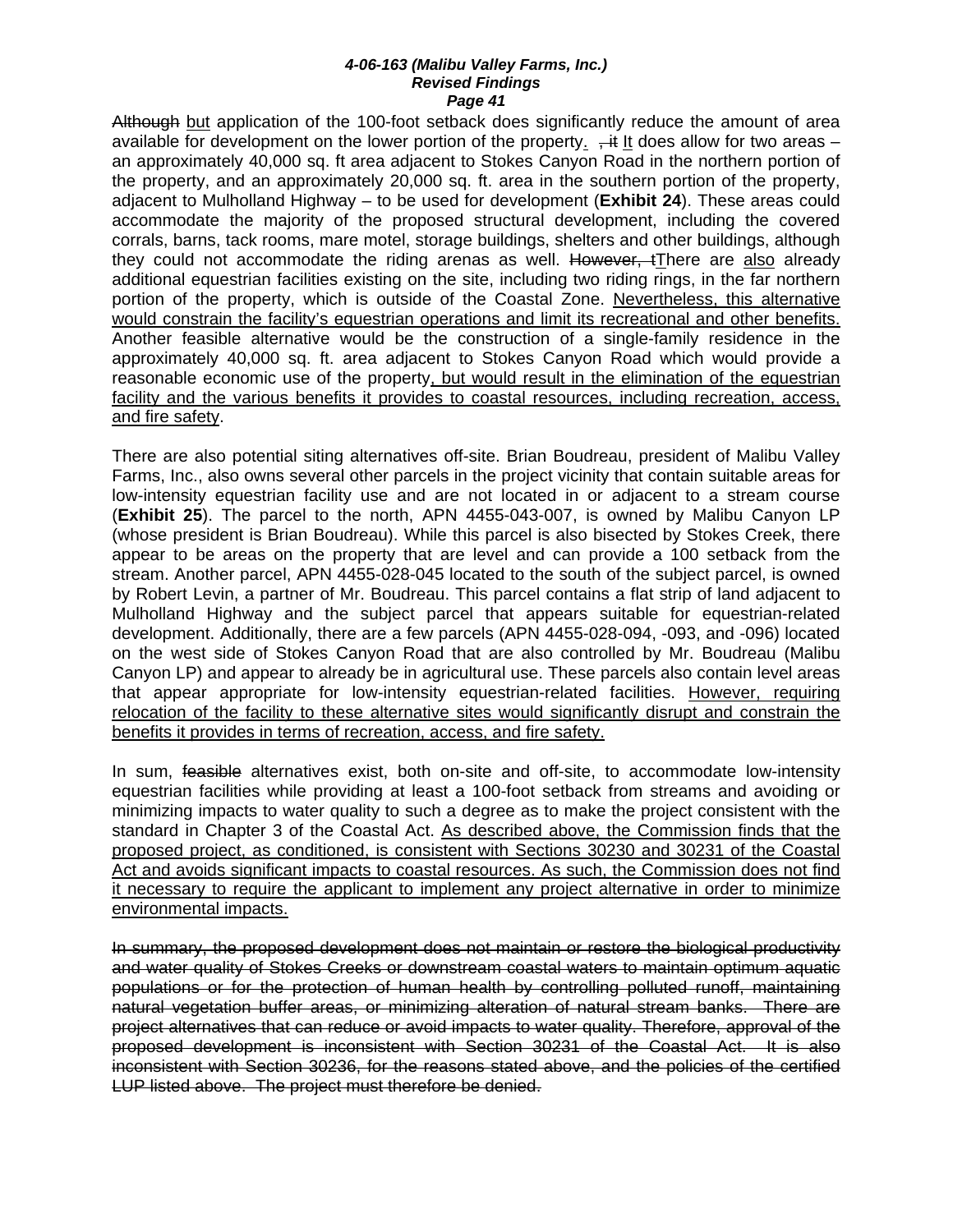~~Although~~ but application of the 100-foot setback does significantly reduce the amount of area available for development on the lower portion of the property. ~~, it~~ It does allow for two areas – an approximately 40,000 sq. ft area adjacent to Stokes Canyon Road in the northern portion of the property, and an approximately 20,000 sq. ft. area in the southern portion of the property, adjacent to Mulholland Highway – to be used for development (**Exhibit 24**). These areas could accommodate the majority of the proposed structural development, including the covered corrals, barns, tack rooms, mare motel, storage buildings, shelters and other buildings, although they could not accommodate the riding arenas as well. ~~However, t~~There are also already additional equestrian facilities existing on the site, including two riding rings, in the far northern portion of the property, which is outside of the Coastal Zone. Nevertheless, this alternative would constrain the facility's equestrian operations and limit its recreational and other benefits. Another feasible alternative would be the construction of a single-family residence in the approximately 40,000 sq. ft. area adjacent to Stokes Canyon Road which would provide a reasonable economic use of the property, but would result in the elimination of the equestrian facility and the various benefits it provides to coastal resources, including recreation, access, and fire safety.

There are also potential siting alternatives off-site. Brian Boudreau, president of Malibu Valley Farms, Inc., also owns several other parcels in the project vicinity that contain suitable areas for low-intensity equestrian facility use and are not located in or adjacent to a stream course (**Exhibit 25**). The parcel to the north, APN 4455-043-007, is owned by Malibu Canyon LP (whose president is Brian Boudreau). While this parcel is also bisected by Stokes Creek, there appear to be areas on the property that are level and can provide a 100 setback from the stream. Another parcel, APN 4455-028-045 located to the south of the subject parcel, is owned by Robert Levin, a partner of Mr. Boudreau. This parcel contains a flat strip of land adjacent to Mulholland Highway and the subject parcel that appears suitable for equestrian-related development. Additionally, there are a few parcels (APN 4455-028-094, -093, and -096) located on the west side of Stokes Canyon Road that are also controlled by Mr. Boudreau (Malibu Canyon LP) and appear to already be in agricultural use. These parcels also contain level areas that appear appropriate for low-intensity equestrian-related facilities. However, requiring relocation of the facility to these alternative sites would significantly disrupt and constrain the benefits it provides in terms of recreation, access, and fire safety.

In sum, ~~feasible~~ alternatives exist, both on-site and off-site, to accommodate low-intensity equestrian facilities while providing at least a 100-foot setback from streams and avoiding or minimizing impacts to water quality to such a degree as to make the project consistent with the standard in Chapter 3 of the Coastal Act. As described above, the Commission finds that the proposed project, as conditioned, is consistent with Sections 30230 and 30231 of the Coastal Act and avoids significant impacts to coastal resources. As such, the Commission does not find it necessary to require the applicant to implement any project alternative in order to minimize environmental impacts.

~~In summary, the proposed development does not maintain or restore the biological productivity and water quality of Stokes Creeks or downstream coastal waters to maintain optimum aquatic populations or for the protection of human health by controlling polluted runoff, maintaining natural vegetation buffer areas, or minimizing alteration of natural stream banks. There are project alternatives that can reduce or avoid impacts to water quality. Therefore, approval of the proposed development is inconsistent with Section 30231 of the Coastal Act. It is also inconsistent with Section 30236, for the reasons stated above, and the policies of the certified LUP listed above. The project must therefore be denied.~~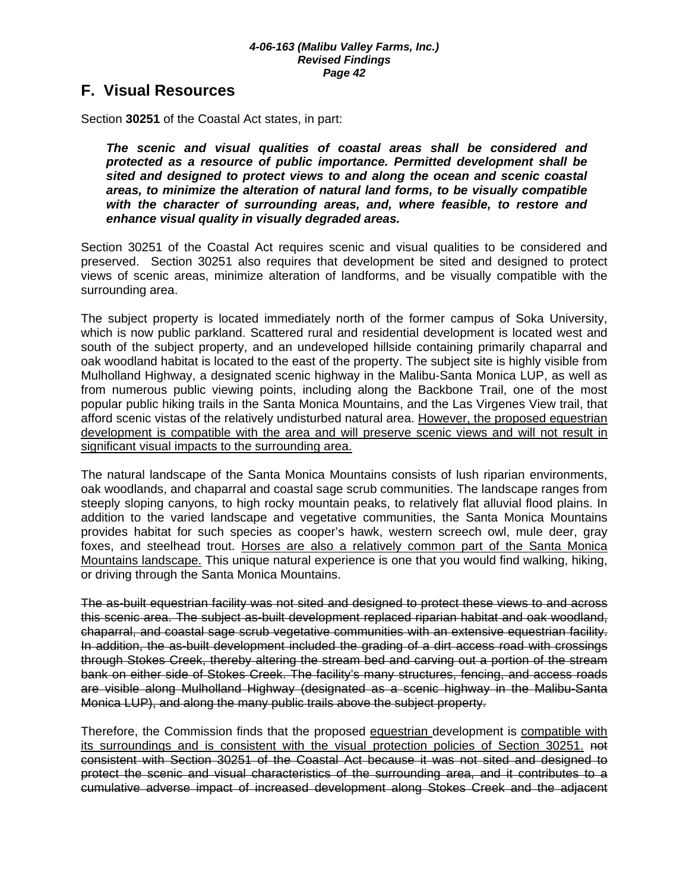## F. Visual Resources

Section **30251** of the Coastal Act states, in part:

> ***The scenic and visual qualities of coastal areas shall be considered and protected as a resource of public importance. Permitted development shall be sited and designed to protect views to and along the ocean and scenic coastal areas, to minimize the alteration of natural land forms, to be visually compatible with the character of surrounding areas, and, where feasible, to restore and enhance visual quality in visually degraded areas.***

Section 30251 of the Coastal Act requires scenic and visual qualities to be considered and preserved. Section 30251 also requires that development be sited and designed to protect views of scenic areas, minimize alteration of landforms, and be visually compatible with the surrounding area.

The subject property is located immediately north of the former campus of Soka University, which is now public parkland. Scattered rural and residential development is located west and south of the subject property, and an undeveloped hillside containing primarily chaparral and oak woodland habitat is located to the east of the property. The subject site is highly visible from Mulholland Highway, a designated scenic highway in the Malibu-Santa Monica LUP, as well as from numerous public viewing points, including along the Backbone Trail, one of the most popular public hiking trails in the Santa Monica Mountains, and the Las Virgenes View trail, that afford scenic vistas of the relatively undisturbed natural area. <u>However, the proposed equestrian development is compatible with the area and will preserve scenic views and will not result in significant visual impacts to the surrounding area.</u>

The natural landscape of the Santa Monica Mountains consists of lush riparian environments, oak woodlands, and chaparral and coastal sage scrub communities. The landscape ranges from steeply sloping canyons, to high rocky mountain peaks, to relatively flat alluvial flood plains. In addition to the varied landscape and vegetative communities, the Santa Monica Mountains provides habitat for such species as cooper's hawk, western screech owl, mule deer, gray foxes, and steelhead trout. <u>Horses are also a relatively common part of the Santa Monica Mountains landscape.</u> This unique natural experience is one that you would find walking, hiking, or driving through the Santa Monica Mountains.

~~The as-built equestrian facility was not sited and designed to protect these views to and across this scenic area. The subject as-built development replaced riparian habitat and oak woodland, chaparral, and coastal sage scrub vegetative communities with an extensive equestrian facility. In addition, the as-built development included the grading of a dirt access road with crossings through Stokes Creek, thereby altering the stream bed and carving out a portion of the stream bank on either side of Stokes Creek. The facility's many structures, fencing, and access roads are visible along Mulholland Highway (designated as a scenic highway in the Malibu-Santa Monica LUP), and along the many public trails above the subject property.~~

Therefore, the Commission finds that the proposed <u>equestrian</u> development is <u>compatible with its surroundings and is consistent with the visual protection policies of Section 30251.</u> ~~not consistent with Section 30251 of the Coastal Act because it was not sited and designed to protect the scenic and visual characteristics of the surrounding area, and it contributes to a cumulative adverse impact of increased development along Stokes Creek and the adjacent~~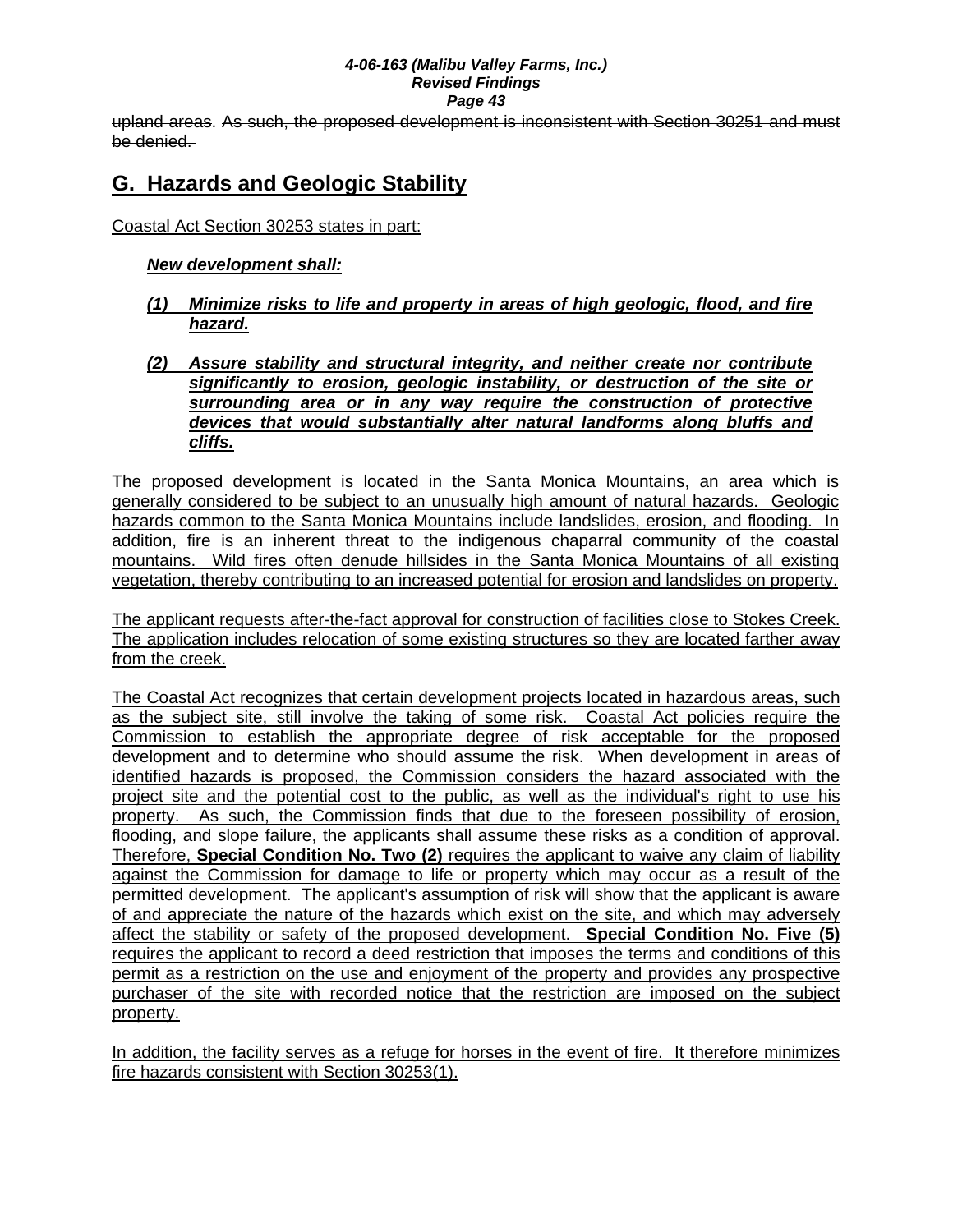~~upland areas. As such, the proposed development is inconsistent with Section 30251 and must be denied.~~

## G. Hazards and Geologic Stability

Coastal Act Section 30253 states in part:

> ***New development shall:***
>
> ***(1) Minimize risks to life and property in areas of high geologic, flood, and fire hazard.***
>
> ***(2) Assure stability and structural integrity, and neither create nor contribute significantly to erosion, geologic instability, or destruction of the site or surrounding area or in any way require the construction of protective devices that would substantially alter natural landforms along bluffs and cliffs.***

The proposed development is located in the Santa Monica Mountains, an area which is generally considered to be subject to an unusually high amount of natural hazards. Geologic hazards common to the Santa Monica Mountains include landslides, erosion, and flooding. In addition, fire is an inherent threat to the indigenous chaparral community of the coastal mountains. Wild fires often denude hillsides in the Santa Monica Mountains of all existing vegetation, thereby contributing to an increased potential for erosion and landslides on property.

The applicant requests after-the-fact approval for construction of facilities close to Stokes Creek. The application includes relocation of some existing structures so they are located farther away from the creek.

The Coastal Act recognizes that certain development projects located in hazardous areas, such as the subject site, still involve the taking of some risk. Coastal Act policies require the Commission to establish the appropriate degree of risk acceptable for the proposed development and to determine who should assume the risk. When development in areas of identified hazards is proposed, the Commission considers the hazard associated with the project site and the potential cost to the public, as well as the individual's right to use his property. As such, the Commission finds that due to the foreseen possibility of erosion, flooding, and slope failure, the applicants shall assume these risks as a condition of approval. Therefore, **Special Condition No. Two (2)** requires the applicant to waive any claim of liability against the Commission for damage to life or property which may occur as a result of the permitted development. The applicant's assumption of risk will show that the applicant is aware of and appreciate the nature of the hazards which exist on the site, and which may adversely affect the stability or safety of the proposed development. **Special Condition No. Five (5)** requires the applicant to record a deed restriction that imposes the terms and conditions of this permit as a restriction on the use and enjoyment of the property and provides any prospective purchaser of the site with recorded notice that the restriction are imposed on the subject property.

In addition, the facility serves as a refuge for horses in the event of fire. It therefore minimizes fire hazards consistent with Section 30253(1).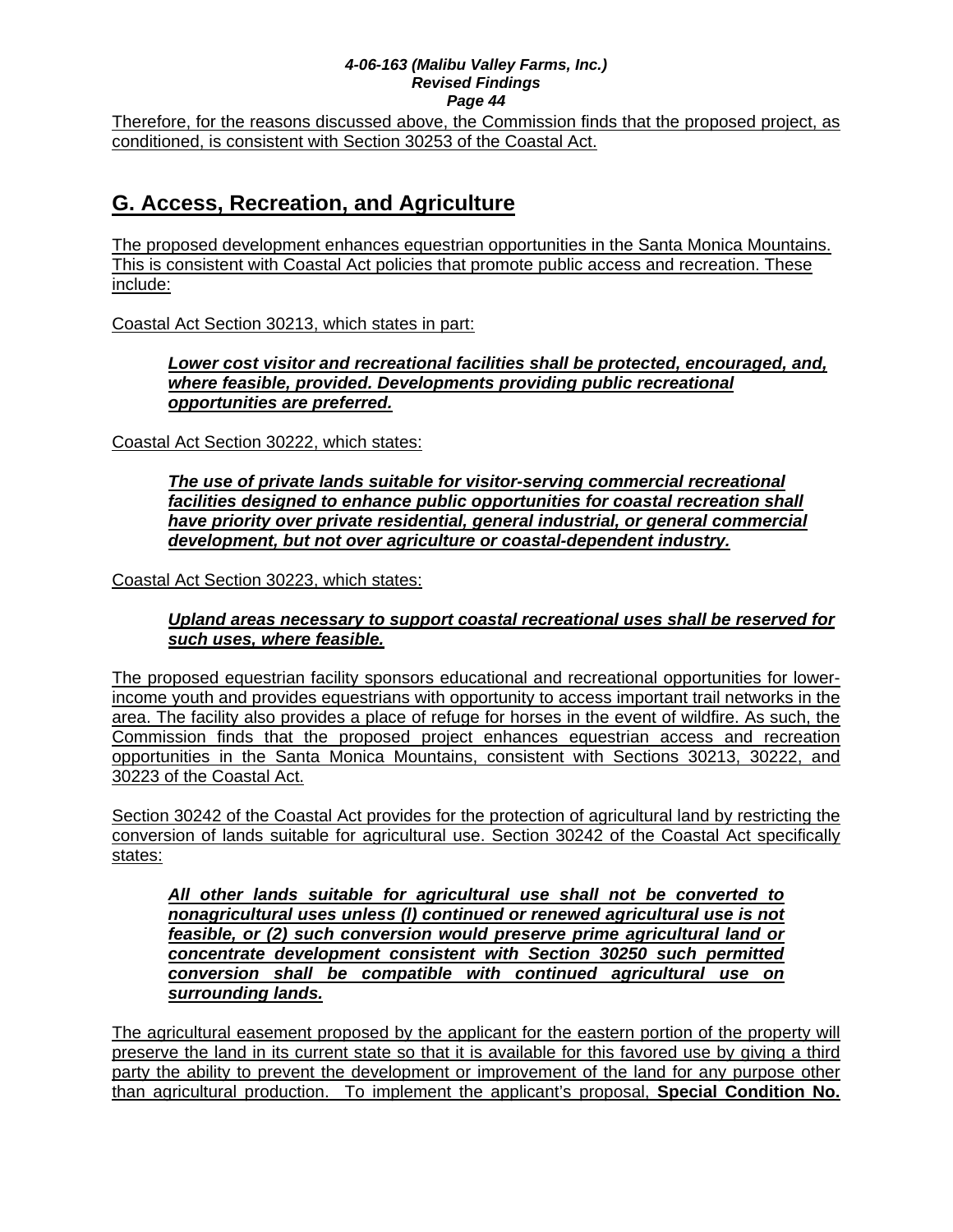Therefore, for the reasons discussed above, the Commission finds that the proposed project, as conditioned, is consistent with Section 30253 of the Coastal Act.

## G. Access, Recreation, and Agriculture

The proposed development enhances equestrian opportunities in the Santa Monica Mountains. This is consistent with Coastal Act policies that promote public access and recreation. These include:

Coastal Act Section 30213, which states in part:

> ***Lower cost visitor and recreational facilities shall be protected, encouraged, and, where feasible, provided. Developments providing public recreational opportunities are preferred.***

Coastal Act Section 30222, which states:

> ***The use of private lands suitable for visitor-serving commercial recreational facilities designed to enhance public opportunities for coastal recreation shall have priority over private residential, general industrial, or general commercial development, but not over agriculture or coastal-dependent industry.***

Coastal Act Section 30223, which states:

> ***Upland areas necessary to support coastal recreational uses shall be reserved for such uses, where feasible.***

The proposed equestrian facility sponsors educational and recreational opportunities for lower-income youth and provides equestrians with opportunity to access important trail networks in the area. The facility also provides a place of refuge for horses in the event of wildfire. As such, the Commission finds that the proposed project enhances equestrian access and recreation opportunities in the Santa Monica Mountains, consistent with Sections 30213, 30222, and 30223 of the Coastal Act.

Section 30242 of the Coastal Act provides for the protection of agricultural land by restricting the conversion of lands suitable for agricultural use. Section 30242 of the Coastal Act specifically states:

> ***All other lands suitable for agricultural use shall not be converted to nonagricultural uses unless (l) continued or renewed agricultural use is not feasible, or (2) such conversion would preserve prime agricultural land or concentrate development consistent with Section 30250 such permitted conversion shall be compatible with continued agricultural use on surrounding lands.***

The agricultural easement proposed by the applicant for the eastern portion of the property will preserve the land in its current state so that it is available for this favored use by giving a third party the ability to prevent the development or improvement of the land for any purpose other than agricultural production. To implement the applicant's proposal, **Special Condition No.**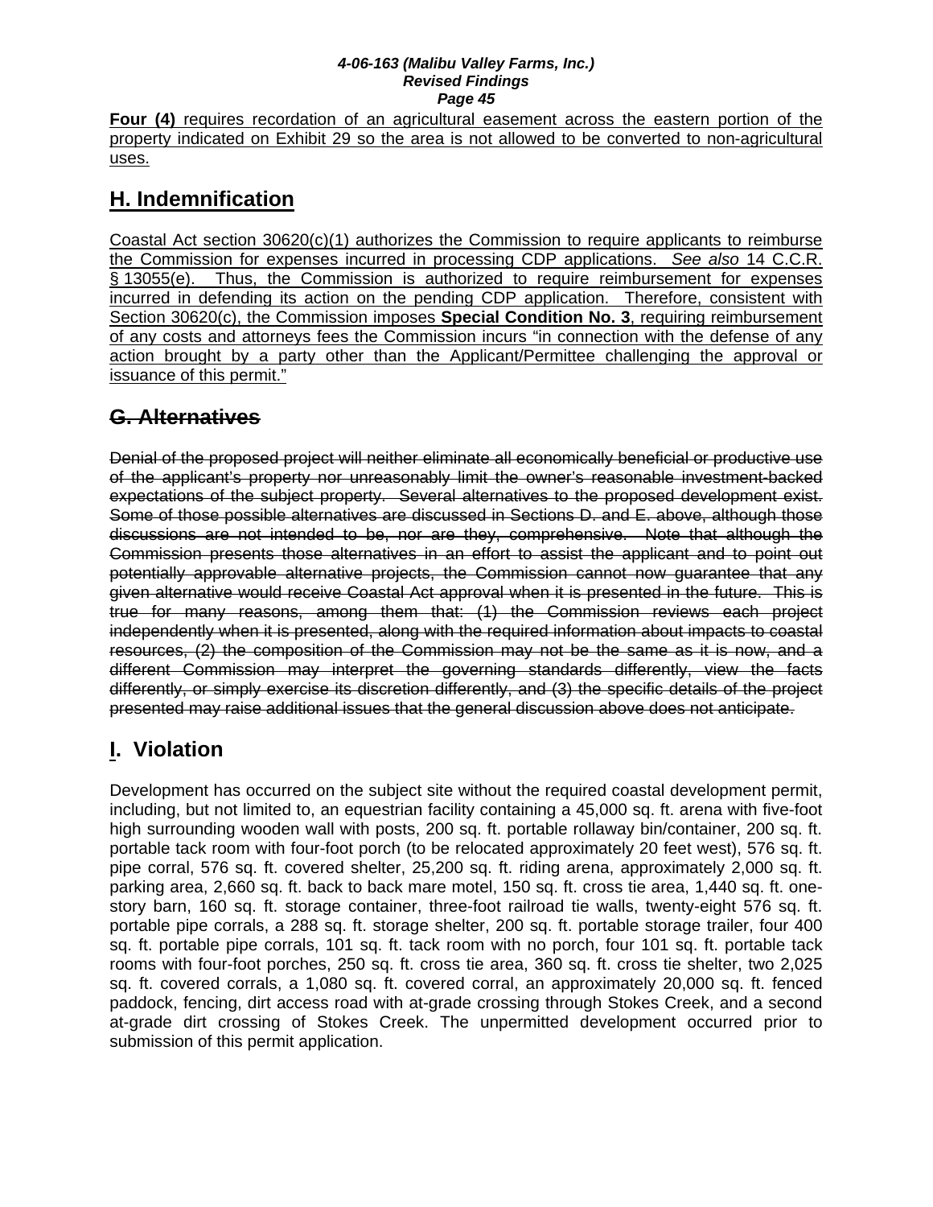**Four (4)** requires recordation of an agricultural easement across the eastern portion of the property indicated on Exhibit 29 so the area is not allowed to be converted to non-agricultural uses.

## H. Indemnification

Coastal Act section 30620(c)(1) authorizes the Commission to require applicants to reimburse the Commission for expenses incurred in processing CDP applications. *See also* 14 C.C.R. § 13055(e). Thus, the Commission is authorized to require reimbursement for expenses incurred in defending its action on the pending CDP application. Therefore, consistent with Section 30620(c), the Commission imposes **Special Condition No. 3**, requiring reimbursement of any costs and attorneys fees the Commission incurs "in connection with the defense of any action brought by a party other than the Applicant/Permittee challenging the approval or issuance of this permit."

## ~~G. Alternatives~~

~~Denial of the proposed project will neither eliminate all economically beneficial or productive use of the applicant's property nor unreasonably limit the owner's reasonable investment-backed expectations of the subject property. Several alternatives to the proposed development exist. Some of those possible alternatives are discussed in Sections D. and E. above, although those discussions are not intended to be, nor are they, comprehensive. Note that although the Commission presents those alternatives in an effort to assist the applicant and to point out potentially approvable alternative projects, the Commission cannot now guarantee that any given alternative would receive Coastal Act approval when it is presented in the future. This is true for many reasons, among them that: (1) the Commission reviews each project independently when it is presented, along with the required information about impacts to coastal resources, (2) the composition of the Commission may not be the same as it is now, and a different Commission may interpret the governing standards differently, view the facts differently, or simply exercise its discretion differently, and (3) the specific details of the project presented may raise additional issues that the general discussion above does not anticipate.~~

## I. Violation

Development has occurred on the subject site without the required coastal development permit, including, but not limited to, an equestrian facility containing a 45,000 sq. ft. arena with five-foot high surrounding wooden wall with posts, 200 sq. ft. portable rollaway bin/container, 200 sq. ft. portable tack room with four-foot porch (to be relocated approximately 20 feet west), 576 sq. ft. pipe corral, 576 sq. ft. covered shelter, 25,200 sq. ft. riding arena, approximately 2,000 sq. ft. parking area, 2,660 sq. ft. back to back mare motel, 150 sq. ft. cross tie area, 1,440 sq. ft. one-story barn, 160 sq. ft. storage container, three-foot railroad tie walls, twenty-eight 576 sq. ft. portable pipe corrals, a 288 sq. ft. storage shelter, 200 sq. ft. portable storage trailer, four 400 sq. ft. portable pipe corrals, 101 sq. ft. tack room with no porch, four 101 sq. ft. portable tack rooms with four-foot porches, 250 sq. ft. cross tie area, 360 sq. ft. cross tie shelter, two 2,025 sq. ft. covered corrals, a 1,080 sq. ft. covered corral, an approximately 20,000 sq. ft. fenced paddock, fencing, dirt access road with at-grade crossing through Stokes Creek, and a second at-grade dirt crossing of Stokes Creek. The unpermitted development occurred prior to submission of this permit application.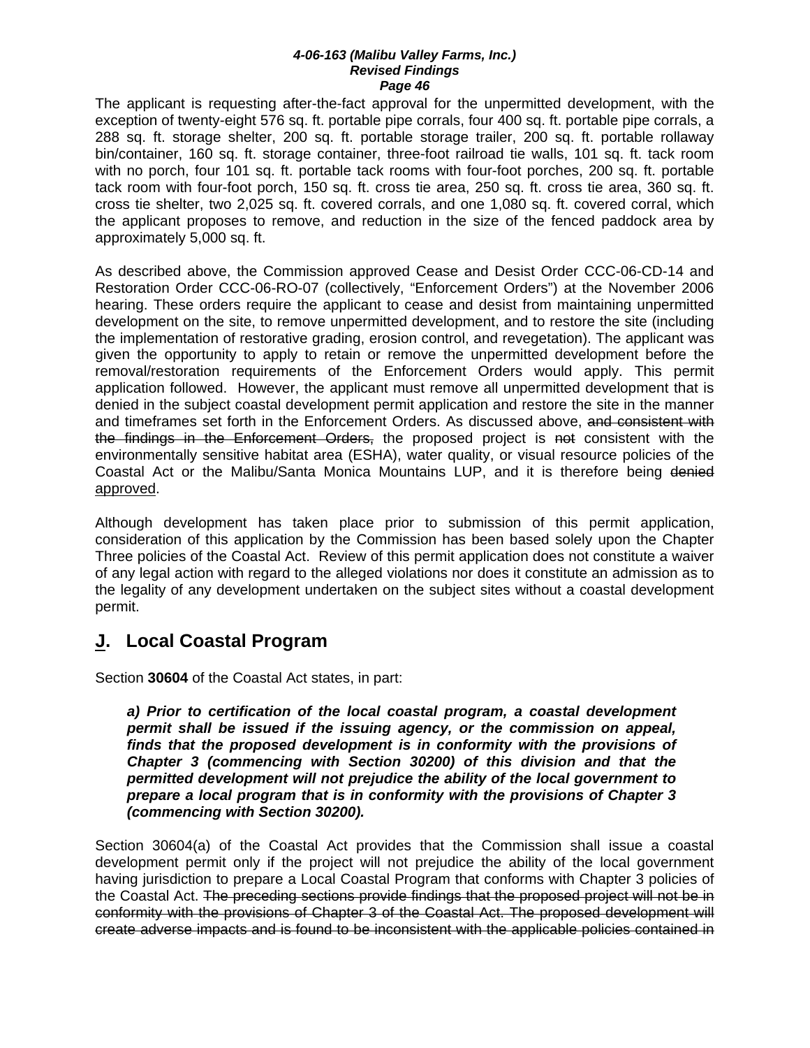The applicant is requesting after-the-fact approval for the unpermitted development, with the exception of twenty-eight 576 sq. ft. portable pipe corrals, four 400 sq. ft. portable pipe corrals, a 288 sq. ft. storage shelter, 200 sq. ft. portable storage trailer, 200 sq. ft. portable rollaway bin/container, 160 sq. ft. storage container, three-foot railroad tie walls, 101 sq. ft. tack room with no porch, four 101 sq. ft. portable tack rooms with four-foot porches, 200 sq. ft. portable tack room with four-foot porch, 150 sq. ft. cross tie area, 250 sq. ft. cross tie area, 360 sq. ft. cross tie shelter, two 2,025 sq. ft. covered corrals, and one 1,080 sq. ft. covered corral, which the applicant proposes to remove, and reduction in the size of the fenced paddock area by approximately 5,000 sq. ft.

As described above, the Commission approved Cease and Desist Order CCC-06-CD-14 and Restoration Order CCC-06-RO-07 (collectively, "Enforcement Orders") at the November 2006 hearing. These orders require the applicant to cease and desist from maintaining unpermitted development on the site, to remove unpermitted development, and to restore the site (including the implementation of restorative grading, erosion control, and revegetation). The applicant was given the opportunity to apply to retain or remove the unpermitted development before the removal/restoration requirements of the Enforcement Orders would apply. This permit application followed. However, the applicant must remove all unpermitted development that is denied in the subject coastal development permit application and restore the site in the manner and timeframes set forth in the Enforcement Orders. As discussed above, ~~and consistent with the findings in the Enforcement Orders,~~ the proposed project is ~~not~~ consistent with the environmentally sensitive habitat area (ESHA), water quality, or visual resource policies of the Coastal Act or the Malibu/Santa Monica Mountains LUP, and it is therefore being ~~denied~~ <u>approved</u>.

Although development has taken place prior to submission of this permit application, consideration of this application by the Commission has been based solely upon the Chapter Three policies of the Coastal Act. Review of this permit application does not constitute a waiver of any legal action with regard to the alleged violations nor does it constitute an admission as to the legality of any development undertaken on the subject sites without a coastal development permit.

## <u>J</u>. Local Coastal Program

Section **30604** of the Coastal Act states, in part:

> ***a) Prior to certification of the local coastal program, a coastal development permit shall be issued if the issuing agency, or the commission on appeal, finds that the proposed development is in conformity with the provisions of Chapter 3 (commencing with Section 30200) of this division and that the permitted development will not prejudice the ability of the local government to prepare a local program that is in conformity with the provisions of Chapter 3 (commencing with Section 30200).***

Section 30604(a) of the Coastal Act provides that the Commission shall issue a coastal development permit only if the project will not prejudice the ability of the local government having jurisdiction to prepare a Local Coastal Program that conforms with Chapter 3 policies of the Coastal Act. ~~The preceding sections provide findings that the proposed project will not be in conformity with the provisions of Chapter 3 of the Coastal Act. The proposed development will create adverse impacts and is found to be inconsistent with the applicable policies contained in~~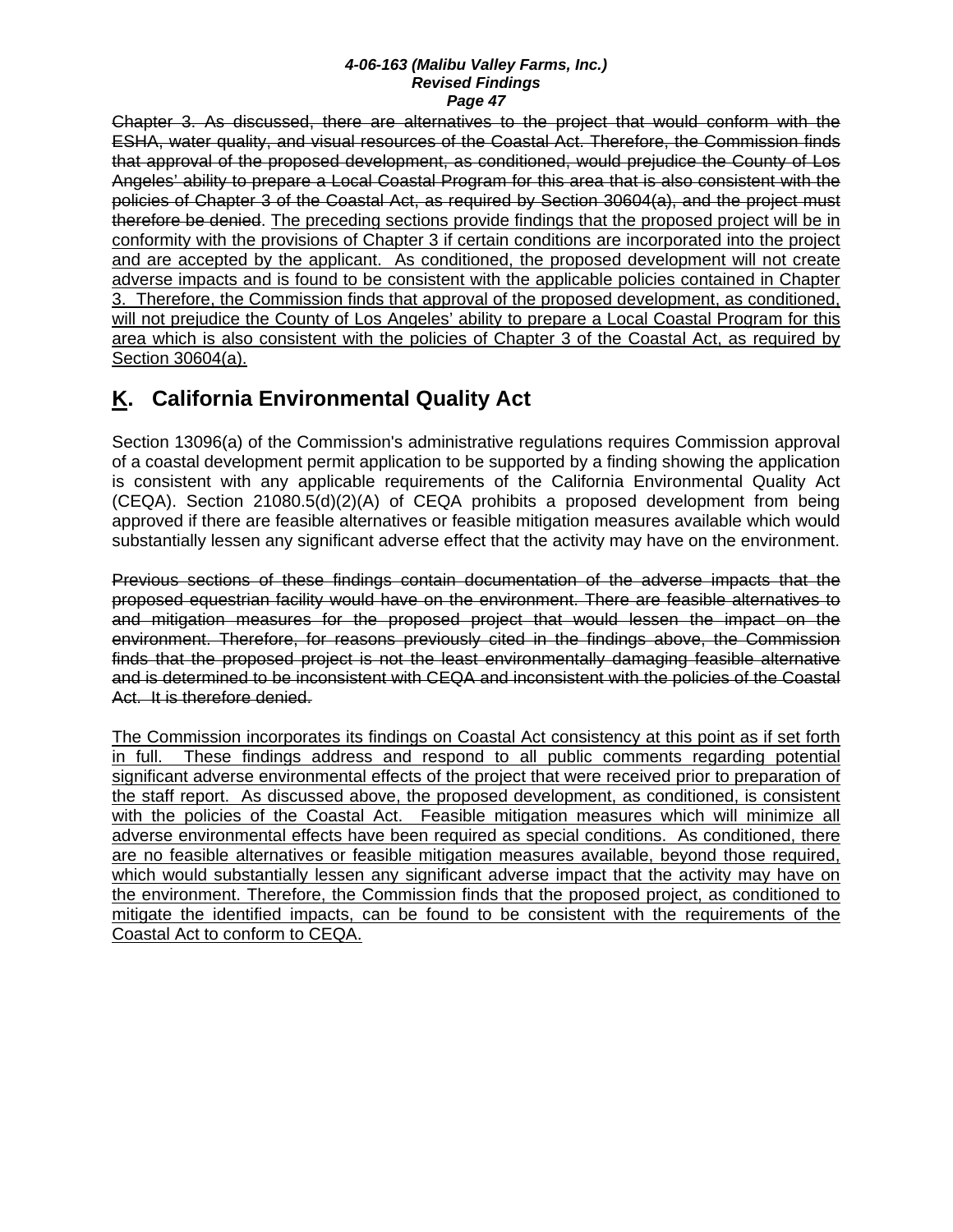~~Chapter 3. As discussed, there are alternatives to the project that would conform with the ESHA, water quality, and visual resources of the Coastal Act. Therefore, the Commission finds that approval of the proposed development, as conditioned, would prejudice the County of Los Angeles' ability to prepare a Local Coastal Program for this area that is also consistent with the policies of Chapter 3 of the Coastal Act, as required by Section 30604(a), and the project must therefore be denied~~. <u>The preceding sections provide findings that the proposed project will be in conformity with the provisions of Chapter 3 if certain conditions are incorporated into the project and are accepted by the applicant. As conditioned, the proposed development will not create adverse impacts and is found to be consistent with the applicable policies contained in Chapter 3. Therefore, the Commission finds that approval of the proposed development, as conditioned, will not prejudice the County of Los Angeles' ability to prepare a Local Coastal Program for this area which is also consistent with the policies of Chapter 3 of the Coastal Act, as required by Section 30604(a).</u>

## <u>K</u>. California Environmental Quality Act

Section 13096(a) of the Commission's administrative regulations requires Commission approval of a coastal development permit application to be supported by a finding showing the application is consistent with any applicable requirements of the California Environmental Quality Act (CEQA). Section 21080.5(d)(2)(A) of CEQA prohibits a proposed development from being approved if there are feasible alternatives or feasible mitigation measures available which would substantially lessen any significant adverse effect that the activity may have on the environment.

~~Previous sections of these findings contain documentation of the adverse impacts that the proposed equestrian facility would have on the environment. There are feasible alternatives to and mitigation measures for the proposed project that would lessen the impact on the environment. Therefore, for reasons previously cited in the findings above, the Commission finds that the proposed project is not the least environmentally damaging feasible alternative and is determined to be inconsistent with CEQA and inconsistent with the policies of the Coastal Act. It is therefore denied.~~

<u>The Commission incorporates its findings on Coastal Act consistency at this point as if set forth in full. These findings address and respond to all public comments regarding potential significant adverse environmental effects of the project that were received prior to preparation of the staff report. As discussed above, the proposed development, as conditioned, is consistent with the policies of the Coastal Act. Feasible mitigation measures which will minimize all adverse environmental effects have been required as special conditions. As conditioned, there are no feasible alternatives or feasible mitigation measures available, beyond those required, which would substantially lessen any significant adverse impact that the activity may have on the environment. Therefore, the Commission finds that the proposed project, as conditioned to mitigate the identified impacts, can be found to be consistent with the requirements of the Coastal Act to conform to CEQA.</u>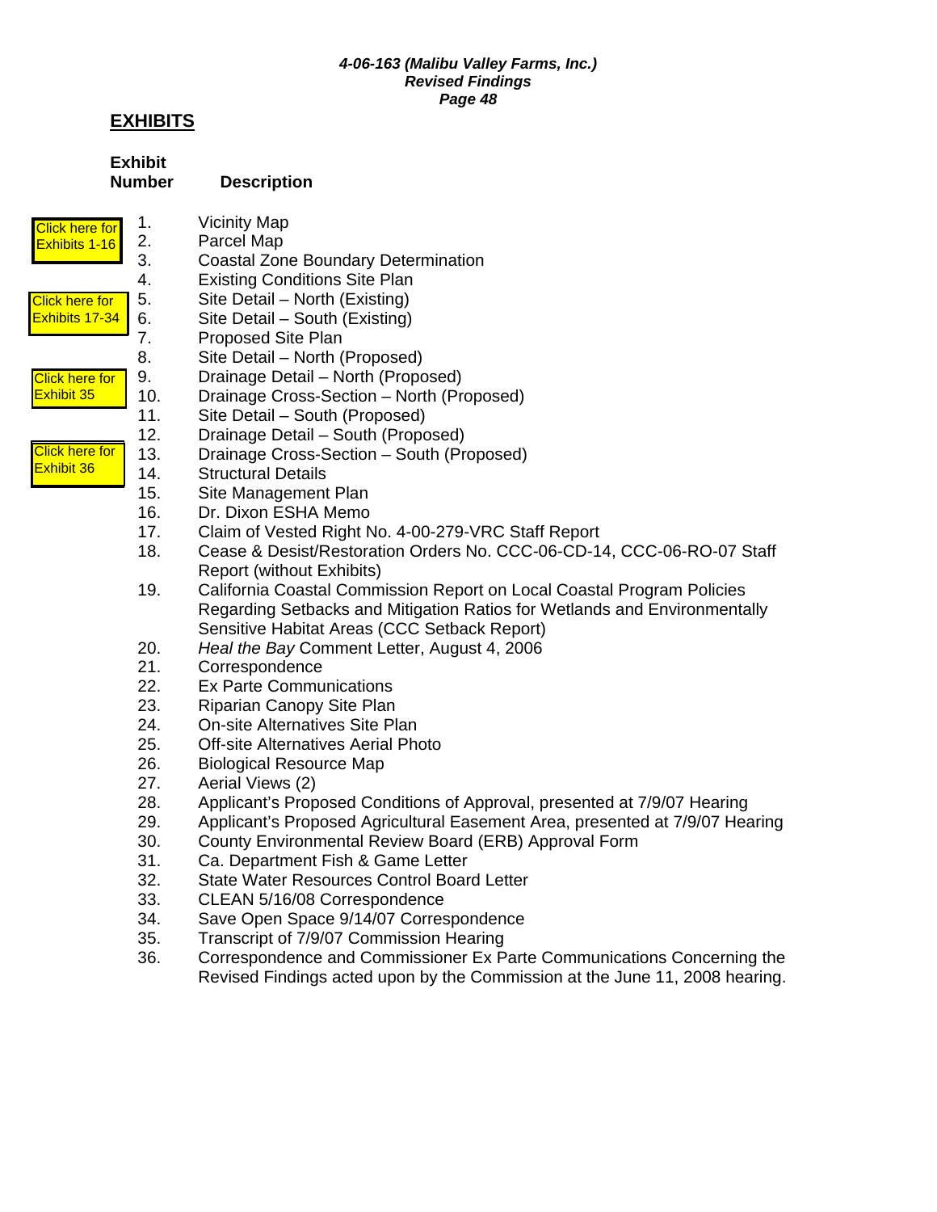## EXHIBITS

Click here for Exhibits 1-16

Click here for Exhibits 17-34

Click here for Exhibit 35

Click here for Exhibit 36

| Exhibit Number | Description |
|---|---|
| 1. | Vicinity Map |
| 2. | Parcel Map |
| 3. | Coastal Zone Boundary Determination |
| 4. | Existing Conditions Site Plan |
| 5. | Site Detail – North (Existing) |
| 6. | Site Detail – South (Existing) |
| 7. | Proposed Site Plan |
| 8. | Site Detail – North (Proposed) |
| 9. | Drainage Detail – North (Proposed) |
| 10. | Drainage Cross-Section – North (Proposed) |
| 11. | Site Detail – South (Proposed) |
| 12. | Drainage Detail – South (Proposed) |
| 13. | Drainage Cross-Section – South (Proposed) |
| 14. | Structural Details |
| 15. | Site Management Plan |
| 16. | Dr. Dixon ESHA Memo |
| 17. | Claim of Vested Right No. 4-00-279-VRC Staff Report |
| 18. | Cease & Desist/Restoration Orders No. CCC-06-CD-14, CCC-06-RO-07 Staff Report (without Exhibits) |
| 19. | California Coastal Commission Report on Local Coastal Program Policies Regarding Setbacks and Mitigation Ratios for Wetlands and Environmentally Sensitive Habitat Areas (CCC Setback Report) |
| 20. | *Heal the Bay* Comment Letter, August 4, 2006 |
| 21. | Correspondence |
| 22. | Ex Parte Communications |
| 23. | Riparian Canopy Site Plan |
| 24. | On-site Alternatives Site Plan |
| 25. | Off-site Alternatives Aerial Photo |
| 26. | Biological Resource Map |
| 27. | Aerial Views (2) |
| 28. | Applicant's Proposed Conditions of Approval, presented at 7/9/07 Hearing |
| 29. | Applicant's Proposed Agricultural Easement Area, presented at 7/9/07 Hearing |
| 30. | County Environmental Review Board (ERB) Approval Form |
| 31. | Ca. Department Fish & Game Letter |
| 32. | State Water Resources Control Board Letter |
| 33. | CLEAN 5/16/08 Correspondence |
| 34. | Save Open Space 9/14/07 Correspondence |
| 35. | Transcript of 7/9/07 Commission Hearing |
| 36. | Correspondence and Commissioner Ex Parte Communications Concerning the Revised Findings acted upon by the Commission at the June 11, 2008 hearing. |